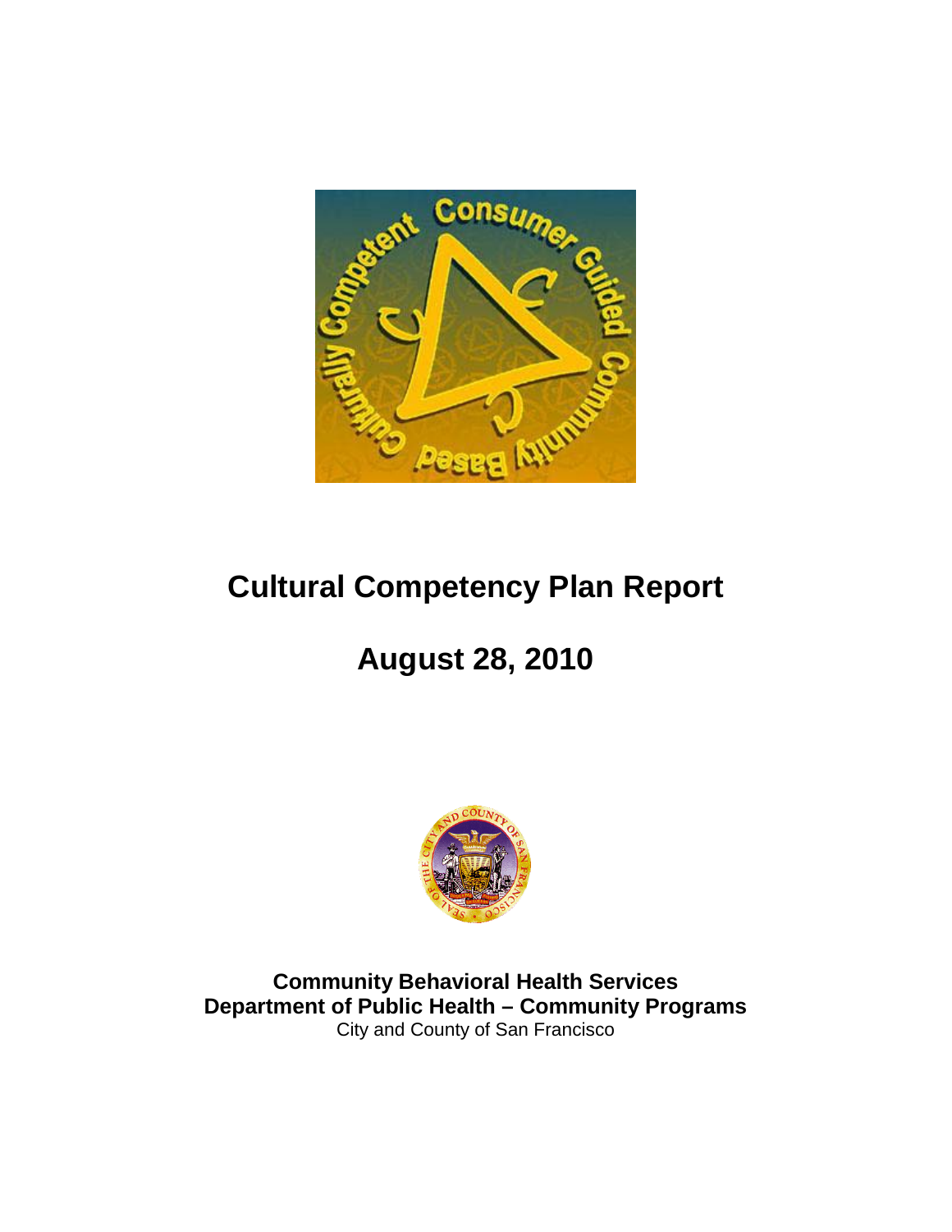# Cultural Competency Plan Report

## August 28, 2010

**Community Behavioral Health Services**
**Department of Public Health – Community Programs**
City and County of San Francisco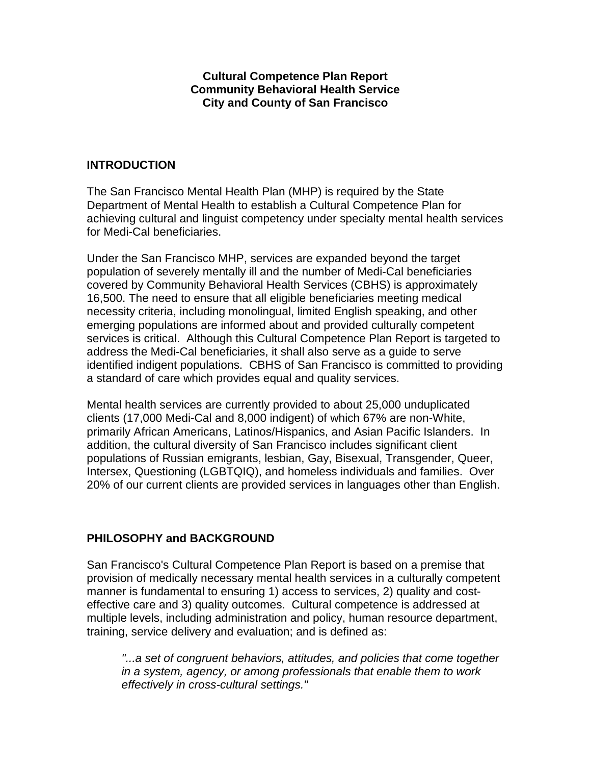**Cultural Competence Plan Report**
**Community Behavioral Health Service**
**City and County of San Francisco**

## INTRODUCTION

The San Francisco Mental Health Plan (MHP) is required by the State Department of Mental Health to establish a Cultural Competence Plan for achieving cultural and linguist competency under specialty mental health services for Medi-Cal beneficiaries.

Under the San Francisco MHP, services are expanded beyond the target population of severely mentally ill and the number of Medi-Cal beneficiaries covered by Community Behavioral Health Services (CBHS) is approximately 16,500. The need to ensure that all eligible beneficiaries meeting medical necessity criteria, including monolingual, limited English speaking, and other emerging populations are informed about and provided culturally competent services is critical. Although this Cultural Competence Plan Report is targeted to address the Medi-Cal beneficiaries, it shall also serve as a guide to serve identified indigent populations. CBHS of San Francisco is committed to providing a standard of care which provides equal and quality services.

Mental health services are currently provided to about 25,000 unduplicated clients (17,000 Medi-Cal and 8,000 indigent) of which 67% are non-White, primarily African Americans, Latinos/Hispanics, and Asian Pacific Islanders. In addition, the cultural diversity of San Francisco includes significant client populations of Russian emigrants, lesbian, Gay, Bisexual, Transgender, Queer, Intersex, Questioning (LGBTQIQ), and homeless individuals and families. Over 20% of our current clients are provided services in languages other than English.

## PHILOSOPHY and BACKGROUND

San Francisco's Cultural Competence Plan Report is based on a premise that provision of medically necessary mental health services in a culturally competent manner is fundamental to ensuring 1) access to services, 2) quality and cost-effective care and 3) quality outcomes. Cultural competence is addressed at multiple levels, including administration and policy, human resource department, training, service delivery and evaluation; and is defined as:

> *"...a set of congruent behaviors, attitudes, and policies that come together in a system, agency, or among professionals that enable them to work effectively in cross-cultural settings."*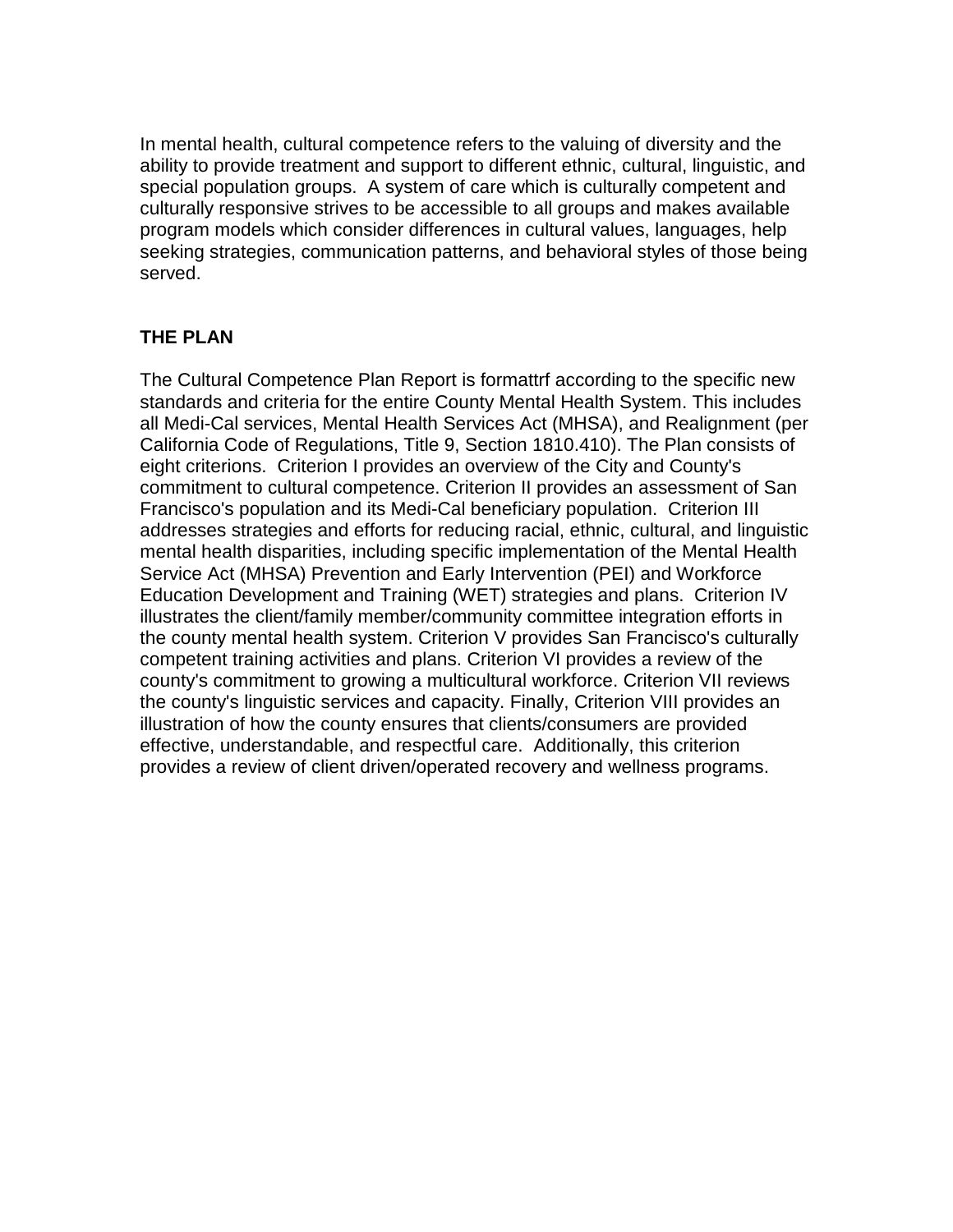In mental health, cultural competence refers to the valuing of diversity and the ability to provide treatment and support to different ethnic, cultural, linguistic, and special population groups. A system of care which is culturally competent and culturally responsive strives to be accessible to all groups and makes available program models which consider differences in cultural values, languages, help seeking strategies, communication patterns, and behavioral styles of those being served.

**THE PLAN**

The Cultural Competence Plan Report is formattrf according to the specific new standards and criteria for the entire County Mental Health System. This includes all Medi-Cal services, Mental Health Services Act (MHSA), and Realignment (per California Code of Regulations, Title 9, Section 1810.410). The Plan consists of eight criterions. Criterion I provides an overview of the City and County's commitment to cultural competence. Criterion II provides an assessment of San Francisco's population and its Medi-Cal beneficiary population. Criterion III addresses strategies and efforts for reducing racial, ethnic, cultural, and linguistic mental health disparities, including specific implementation of the Mental Health Service Act (MHSA) Prevention and Early Intervention (PEI) and Workforce Education Development and Training (WET) strategies and plans. Criterion IV illustrates the client/family member/community committee integration efforts in the county mental health system. Criterion V provides San Francisco's culturally competent training activities and plans. Criterion VI provides a review of the county's commitment to growing a multicultural workforce. Criterion VII reviews the county's linguistic services and capacity. Finally, Criterion VIII provides an illustration of how the county ensures that clients/consumers are provided effective, understandable, and respectful care. Additionally, this criterion provides a review of client driven/operated recovery and wellness programs.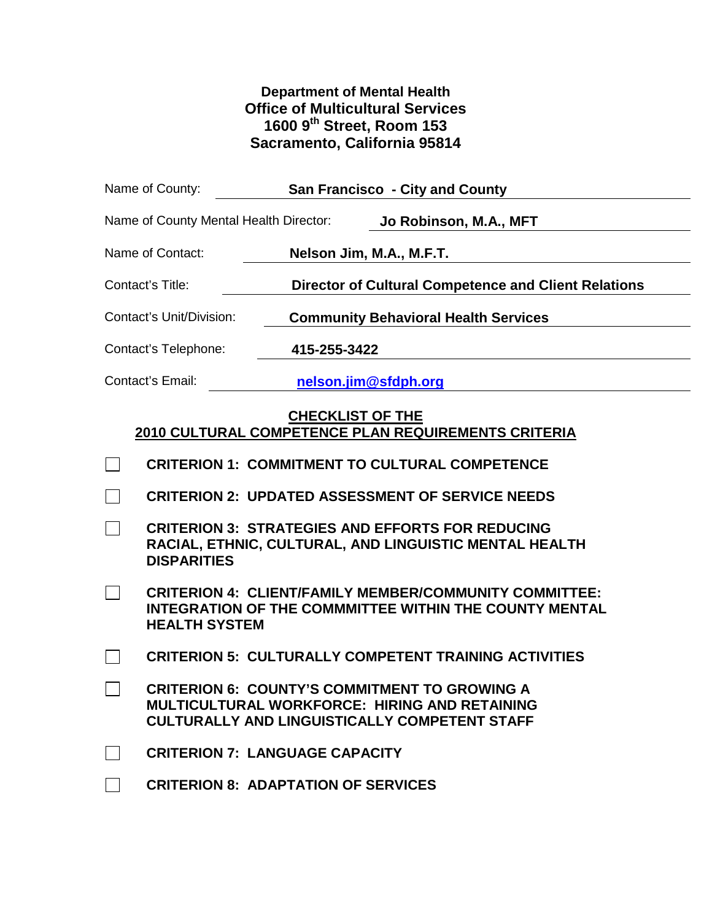**Department of Mental Health**
**Office of Multicultural Services**
**1600 9th Street, Room 153**
**Sacramento, California 95814**

Name of County: **San Francisco - City and County**

Name of County Mental Health Director: **Jo Robinson, M.A., MFT**

Name of Contact: **Nelson Jim, M.A., M.F.T.**

Contact's Title: **Director of Cultural Competence and Client Relations**

Contact's Unit/Division: **Community Behavioral Health Services**

Contact's Telephone: **415-255-3422**

Contact's Email: **nelson.jim@sfdph.org**

## CHECKLIST OF THE 2010 CULTURAL COMPETENCE PLAN REQUIREMENTS CRITERIA

- ☐ **CRITERION 1: COMMITMENT TO CULTURAL COMPETENCE**
- ☐ **CRITERION 2: UPDATED ASSESSMENT OF SERVICE NEEDS**
- ☐ **CRITERION 3: STRATEGIES AND EFFORTS FOR REDUCING RACIAL, ETHNIC, CULTURAL, AND LINGUISTIC MENTAL HEALTH DISPARITIES**
- ☐ **CRITERION 4: CLIENT/FAMILY MEMBER/COMMUNITY COMMITTEE: INTEGRATION OF THE COMMMITTEE WITHIN THE COUNTY MENTAL HEALTH SYSTEM**
- ☐ **CRITERION 5: CULTURALLY COMPETENT TRAINING ACTIVITIES**
- ☐ **CRITERION 6: COUNTY'S COMMITMENT TO GROWING A MULTICULTURAL WORKFORCE: HIRING AND RETAINING CULTURALLY AND LINGUISTICALLY COMPETENT STAFF**
- ☐ **CRITERION 7: LANGUAGE CAPACITY**
- ☐ **CRITERION 8: ADAPTATION OF SERVICES**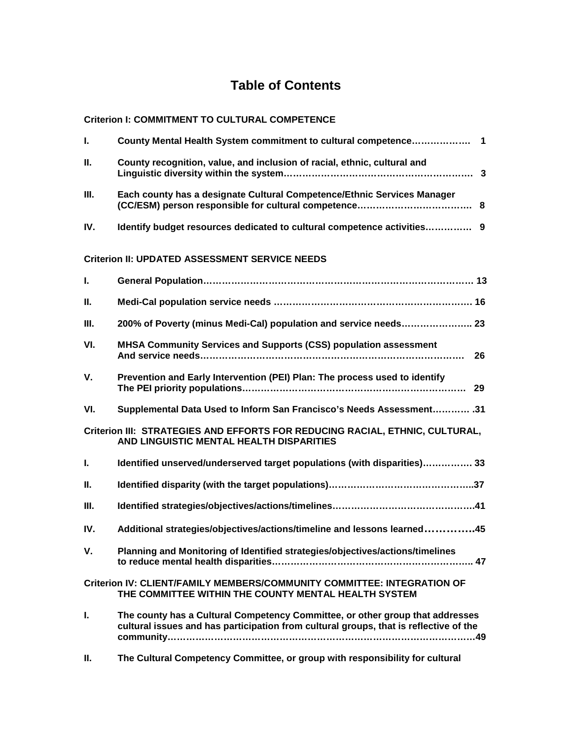# Table of Contents

**Criterion I: COMMITMENT TO CULTURAL COMPETENCE**

| | | |
|---|---|---|
| **I.** | **County Mental Health System commitment to cultural competence……………….** | **1** |
| **II.** | **County recognition, value, and inclusion of racial, ethnic, cultural and Linguistic diversity within the system……………………………………………………** | **3** |
| **III.** | **Each county has a designate Cultural Competence/Ethnic Services Manager (CC/ESM) person responsible for cultural competence……………………………….** | **8** |
| **IV.** | **Identify budget resources dedicated to cultural competence activities………….** | **9** |

**Criterion II: UPDATED ASSESSMENT SERVICE NEEDS**

| | | |
|---|---|---|
| **I.** | **General Population………………………………………………………………………** | **13** |
| **II.** | **Medi-Cal population service needs ……………………………………………………….** | **16** |
| **III.** | **200% of Poverty (minus Medi-Cal) population and service needs…………………..** | **23** |
| **VI.** | **MHSA Community Services and Supports (CSS) population assessment And service needs……………………………………………………………………….** | **26** |
| **V.** | **Prevention and Early Intervention (PEI) Plan: The process used to identify The PEI priority populations……………………………………………………………** | **29** |
| **VI.** | **Supplemental Data Used to Inform San Francisco's Needs Assessment………… .** | **31** |

**Criterion III: STRATEGIES AND EFFORTS FOR REDUCING RACIAL, ETHNIC, CULTURAL, AND LINGUISTIC MENTAL HEALTH DISPARITIES**

| | | |
|---|---|---|
| **I.** | **Identified unserved/underserved target populations (with disparities)…………….** | **33** |
| **II.** | **Identified disparity (with the target populations)………………………………………..** | **37** |
| **III.** | **Identified strategies/objectives/actions/timelines………………………………………** | **41** |
| **IV.** | **Additional strategies/objectives/actions/timeline and lessons learned…………….** | **45** |
| **V.** | **Planning and Monitoring of Identified strategies/objectives/actions/timelines to reduce mental health disparities……………………………………………………….** | **47** |

**Criterion IV: CLIENT/FAMILY MEMBERS/COMMUNITY COMMITTEE: INTEGRATION OF THE COMMITTEE WITHIN THE COUNTY MENTAL HEALTH SYSTEM**

| | | |
|---|---|---|
| **I.** | **The county has a Cultural Competency Committee, or other group that addresses cultural issues and has participation from cultural groups, that is reflective of the community………………………………………………………………………………………** | **49** |
| **II.** | **The Cultural Competency Committee, or group with responsibility for cultural** | |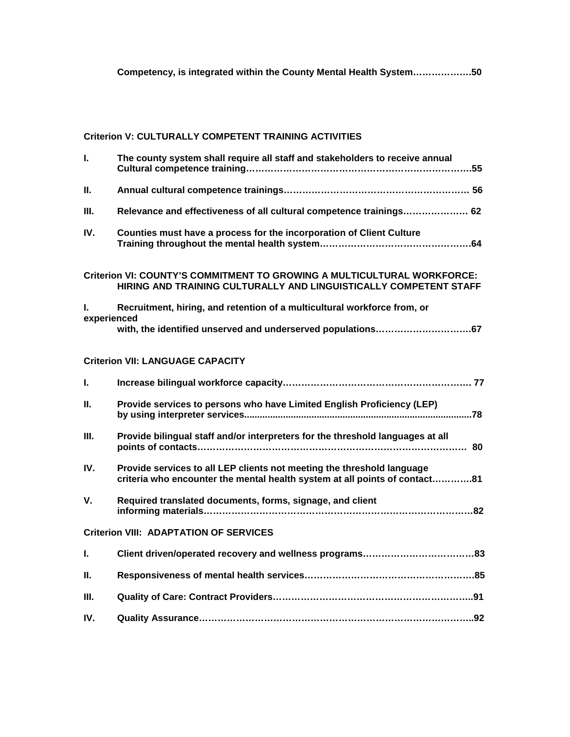**Competency, is integrated within the County Mental Health System……………….50**

**Criterion V: CULTURALLY COMPETENT TRAINING ACTIVITIES**

**I.** **The county system shall require all staff and stakeholders to receive annual Cultural competence training……………………………………………………………..55**

**II.** **Annual cultural competence trainings…………………………………………………. 56**

**III.** **Relevance and effectiveness of all cultural competence trainings………………… 62**

**IV.** **Counties must have a process for the incorporation of Client Culture Training throughout the mental health system…………………………………………64**

**Criterion VI: COUNTY'S COMMITMENT TO GROWING A MULTICULTURAL WORKFORCE: HIRING AND TRAINING CULTURALLY AND LINGUISTICALLY COMPETENT STAFF**

**I.** **Recruitment, hiring, and retention of a multicultural workforce from, or experienced with, the identified unserved and underserved populations…………………………67**

**Criterion VII: LANGUAGE CAPACITY**

**I.** **Increase bilingual workforce capacity…………………………………………………… 77**

**II.** **Provide services to persons who have Limited English Proficiency (LEP) by using interpreter services.......................................................................................78**

**III.** **Provide bilingual staff and/or interpreters for the threshold languages at all points of contacts………………………………………………………………………… 80**

**IV.** **Provide services to all LEP clients not meeting the threshold language criteria who encounter the mental health system at all points of contact………...81**

**V.** **Required translated documents, forms, signage, and client informing materials…………………………………………………………………………….82**

**Criterion VIII: ADAPTATION OF SERVICES**

**I.** **Client driven/operated recovery and wellness programs………………………………83**

**II.** **Responsiveness of mental health services………………………………………………85**

**III.** **Quality of Care: Contract Providers……………………………………………………...91**

**IV.** **Quality Assurance………………………………………………………………………….92**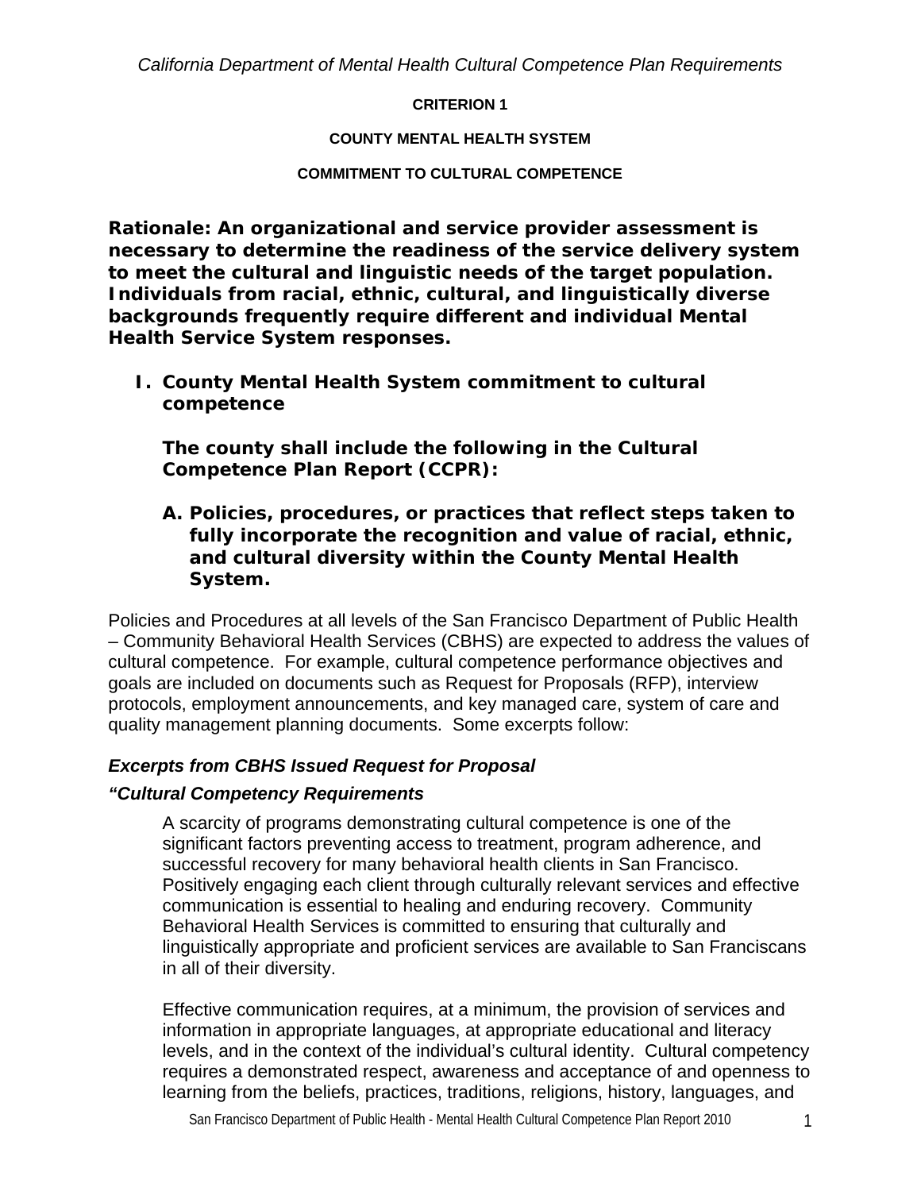**CRITERION 1**

**COUNTY MENTAL HEALTH SYSTEM**

**COMMITMENT TO CULTURAL COMPETENCE**

**Rationale: An organizational and service provider assessment is necessary to determine the readiness of the service delivery system to meet the cultural and linguistic needs of the target population. Individuals from racial, ethnic, cultural, and linguistically diverse backgrounds frequently require different and individual Mental Health Service System responses.**

## I. County Mental Health System commitment to cultural competence

**The county shall include the following in the Cultural Competence Plan Report (CCPR):**

### A. Policies, procedures, or practices that reflect steps taken to fully incorporate the recognition and value of racial, ethnic, and cultural diversity within the County Mental Health System.

Policies and Procedures at all levels of the San Francisco Department of Public Health – Community Behavioral Health Services (CBHS) are expected to address the values of cultural competence. For example, cultural competence performance objectives and goals are included on documents such as Request for Proposals (RFP), interview protocols, employment announcements, and key managed care, system of care and quality management planning documents. Some excerpts follow:

***Excerpts from CBHS Issued Request for Proposal***

***"Cultural Competency Requirements***

A scarcity of programs demonstrating cultural competence is one of the significant factors preventing access to treatment, program adherence, and successful recovery for many behavioral health clients in San Francisco. Positively engaging each client through culturally relevant services and effective communication is essential to healing and enduring recovery. Community Behavioral Health Services is committed to ensuring that culturally and linguistically appropriate and proficient services are available to San Franciscans in all of their diversity.

Effective communication requires, at a minimum, the provision of services and information in appropriate languages, at appropriate educational and literacy levels, and in the context of the individual's cultural identity. Cultural competency requires a demonstrated respect, awareness and acceptance of and openness to learning from the beliefs, practices, traditions, religions, history, languages, and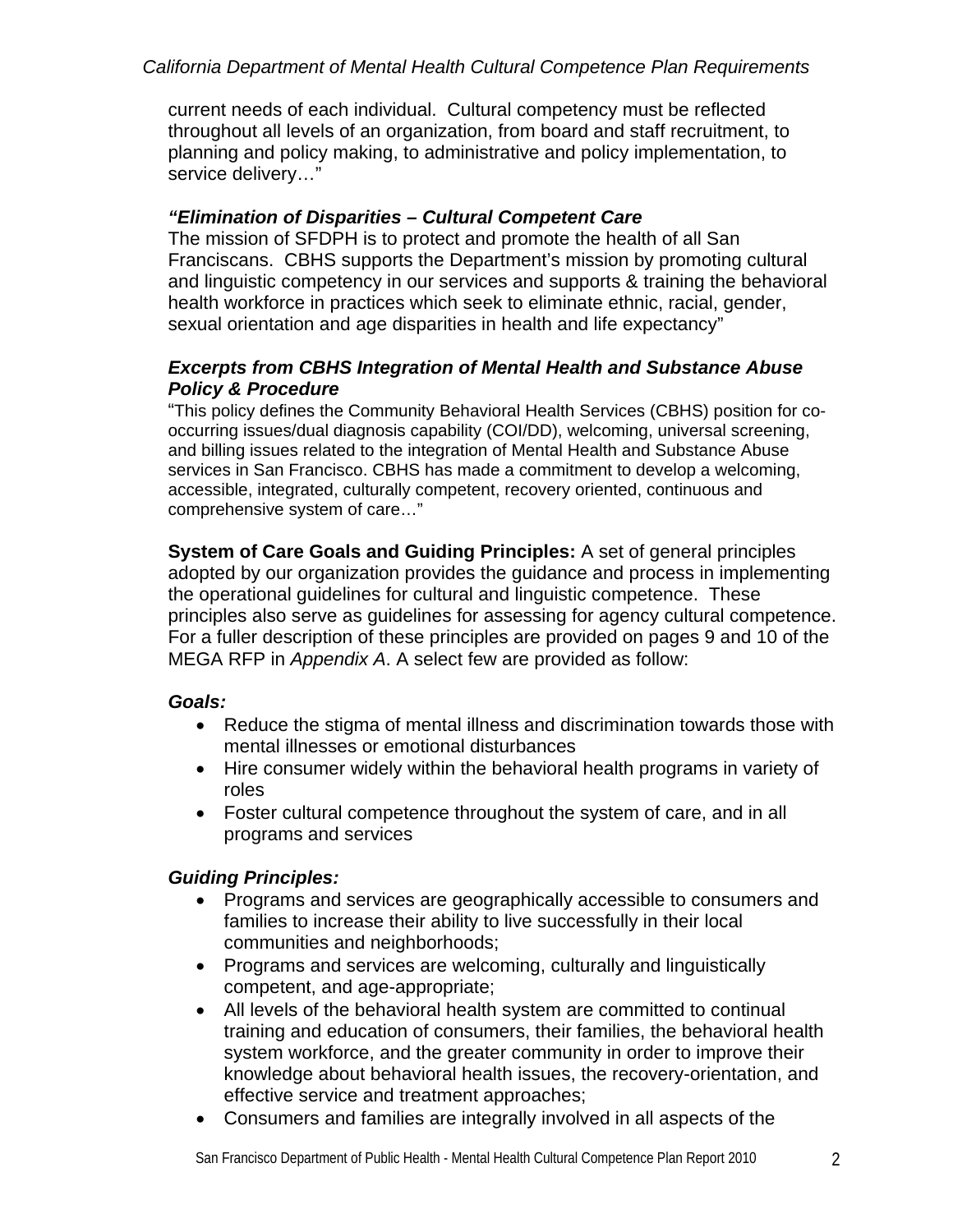current needs of each individual. Cultural competency must be reflected throughout all levels of an organization, from board and staff recruitment, to planning and policy making, to administrative and policy implementation, to service delivery…"

***"Elimination of Disparities – Cultural Competent Care***
The mission of SFDPH is to protect and promote the health of all San Franciscans. CBHS supports the Department's mission by promoting cultural and linguistic competency in our services and supports & training the behavioral health workforce in practices which seek to eliminate ethnic, racial, gender, sexual orientation and age disparities in health and life expectancy"

***Excerpts from CBHS Integration of Mental Health and Substance Abuse Policy & Procedure***
"This policy defines the Community Behavioral Health Services (CBHS) position for co-occurring issues/dual diagnosis capability (COI/DD), welcoming, universal screening, and billing issues related to the integration of Mental Health and Substance Abuse services in San Francisco. CBHS has made a commitment to develop a welcoming, accessible, integrated, culturally competent, recovery oriented, continuous and comprehensive system of care…"

**System of Care Goals and Guiding Principles:** A set of general principles adopted by our organization provides the guidance and process in implementing the operational guidelines for cultural and linguistic competence. These principles also serve as guidelines for assessing for agency cultural competence. For a fuller description of these principles are provided on pages 9 and 10 of the MEGA RFP in *Appendix A*. A select few are provided as follow:

***Goals:***

- Reduce the stigma of mental illness and discrimination towards those with mental illnesses or emotional disturbances
- Hire consumer widely within the behavioral health programs in variety of roles
- Foster cultural competence throughout the system of care, and in all programs and services

***Guiding Principles:***

- Programs and services are geographically accessible to consumers and families to increase their ability to live successfully in their local communities and neighborhoods;
- Programs and services are welcoming, culturally and linguistically competent, and age-appropriate;
- All levels of the behavioral health system are committed to continual training and education of consumers, their families, the behavioral health system workforce, and the greater community in order to improve their knowledge about behavioral health issues, the recovery-orientation, and effective service and treatment approaches;
- Consumers and families are integrally involved in all aspects of the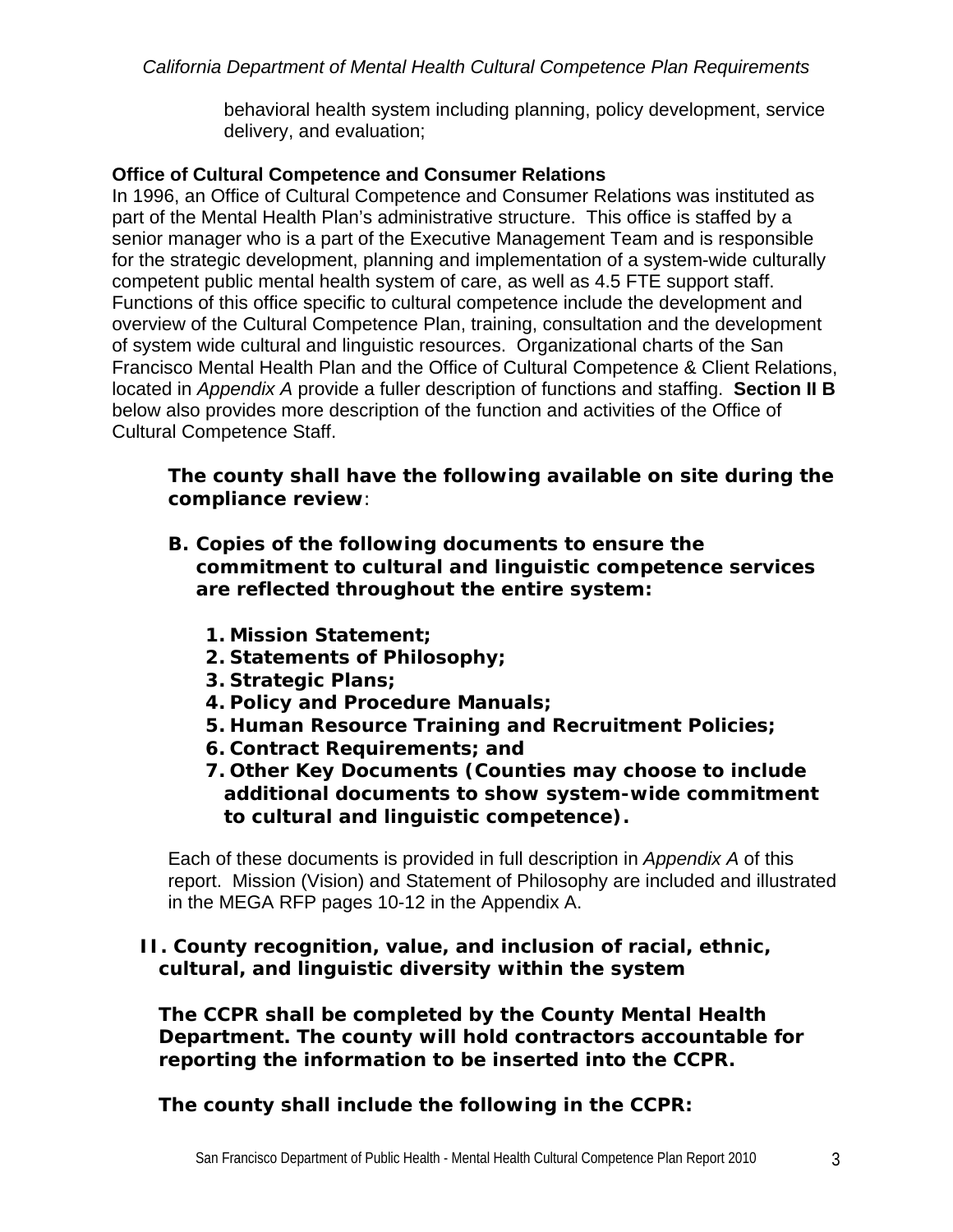behavioral health system including planning, policy development, service delivery, and evaluation;

**Office of Cultural Competence and Consumer Relations**

In 1996, an Office of Cultural Competence and Consumer Relations was instituted as part of the Mental Health Plan's administrative structure. This office is staffed by a senior manager who is a part of the Executive Management Team and is responsible for the strategic development, planning and implementation of a system-wide culturally competent public mental health system of care, as well as 4.5 FTE support staff. Functions of this office specific to cultural competence include the development and overview of the Cultural Competence Plan, training, consultation and the development of system wide cultural and linguistic resources. Organizational charts of the San Francisco Mental Health Plan and the Office of Cultural Competence & Client Relations, located in *Appendix A* provide a fuller description of functions and staffing. **Section II B** below also provides more description of the function and activities of the Office of Cultural Competence Staff.

**The county shall have the following available on site during the compliance review**:

**B. Copies of the following documents to ensure the commitment to cultural and linguistic competence services are reflected throughout the entire system:**

1. **Mission Statement;**
2. **Statements of Philosophy;**
3. **Strategic Plans;**
4. **Policy and Procedure Manuals;**
5. **Human Resource Training and Recruitment Policies;**
6. **Contract Requirements; and**
7. **Other Key Documents (Counties may choose to include additional documents to show system-wide commitment to cultural and linguistic competence).**

Each of these documents is provided in full description in *Appendix A* of this report. Mission (Vision) and Statement of Philosophy are included and illustrated in the MEGA RFP pages 10-12 in the Appendix A.

## II. County recognition, value, and inclusion of racial, ethnic, cultural, and linguistic diversity within the system

**The CCPR shall be completed by the County Mental Health Department. The county will hold contractors accountable for reporting the information to be inserted into the CCPR.**

**The county shall include the following in the CCPR:**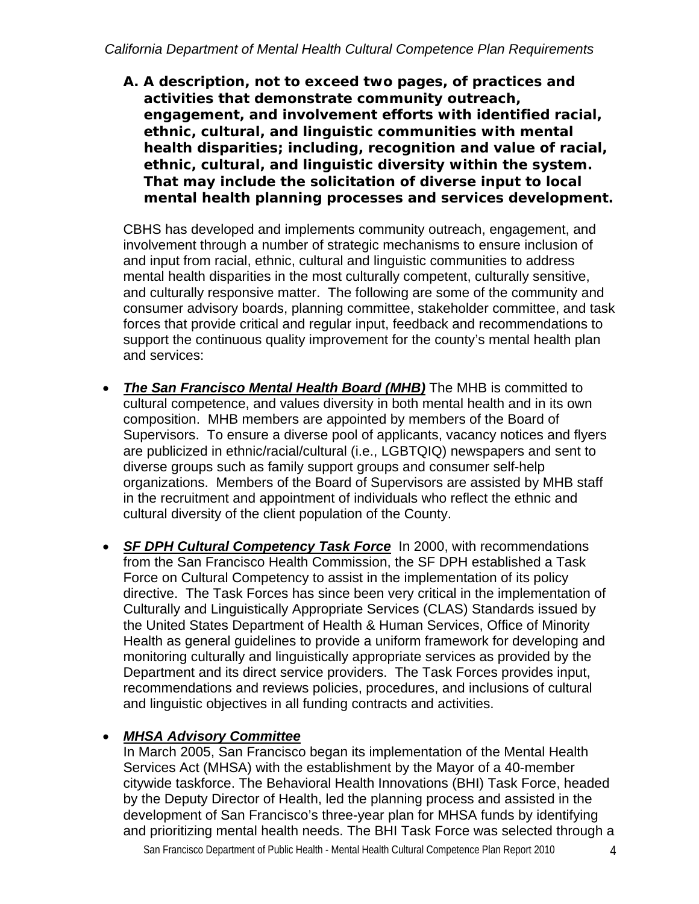*California Department of Mental Health Cultural Competence Plan Requirements*

**A. A description, not to exceed two pages, of practices and activities that demonstrate community outreach, engagement, and involvement efforts with identified racial, ethnic, cultural, and linguistic communities with mental health disparities; including, recognition and value of racial, ethnic, cultural, and linguistic diversity within the system. That may include the solicitation of diverse input to local mental health planning processes and services development.**

CBHS has developed and implements community outreach, engagement, and involvement through a number of strategic mechanisms to ensure inclusion of and input from racial, ethnic, cultural and linguistic communities to address mental health disparities in the most culturally competent, culturally sensitive, and culturally responsive matter. The following are some of the community and consumer advisory boards, planning committee, stakeholder committee, and task forces that provide critical and regular input, feedback and recommendations to support the continuous quality improvement for the county's mental health plan and services:

- ***The San Francisco Mental Health Board (MHB)*** The MHB is committed to cultural competence, and values diversity in both mental health and in its own composition. MHB members are appointed by members of the Board of Supervisors. To ensure a diverse pool of applicants, vacancy notices and flyers are publicized in ethnic/racial/cultural (i.e., LGBTQIQ) newspapers and sent to diverse groups such as family support groups and consumer self-help organizations. Members of the Board of Supervisors are assisted by MHB staff in the recruitment and appointment of individuals who reflect the ethnic and cultural diversity of the client population of the County.

- ***SF DPH Cultural Competency Task Force*** In 2000, with recommendations from the San Francisco Health Commission, the SF DPH established a Task Force on Cultural Competency to assist in the implementation of its policy directive. The Task Forces has since been very critical in the implementation of Culturally and Linguistically Appropriate Services (CLAS) Standards issued by the United States Department of Health & Human Services, Office of Minority Health as general guidelines to provide a uniform framework for developing and monitoring culturally and linguistically appropriate services as provided by the Department and its direct service providers. The Task Forces provides input, recommendations and reviews policies, procedures, and inclusions of cultural and linguistic objectives in all funding contracts and activities.

- ***MHSA Advisory Committee***
  In March 2005, San Francisco began its implementation of the Mental Health Services Act (MHSA) with the establishment by the Mayor of a 40-member citywide taskforce. The Behavioral Health Innovations (BHI) Task Force, headed by the Deputy Director of Health, led the planning process and assisted in the development of San Francisco's three-year plan for MHSA funds by identifying and prioritizing mental health needs. The BHI Task Force was selected through a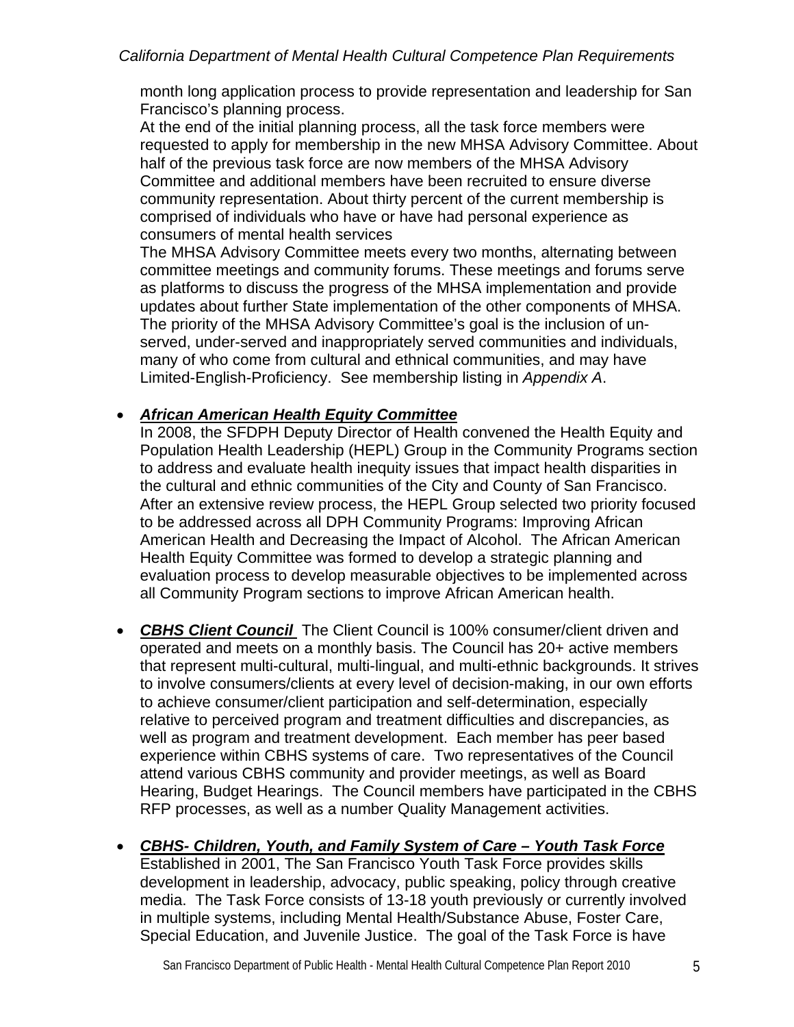month long application process to provide representation and leadership for San Francisco's planning process.

At the end of the initial planning process, all the task force members were requested to apply for membership in the new MHSA Advisory Committee. About half of the previous task force are now members of the MHSA Advisory Committee and additional members have been recruited to ensure diverse community representation. About thirty percent of the current membership is comprised of individuals who have or have had personal experience as consumers of mental health services

The MHSA Advisory Committee meets every two months, alternating between committee meetings and community forums. These meetings and forums serve as platforms to discuss the progress of the MHSA implementation and provide updates about further State implementation of the other components of MHSA. The priority of the MHSA Advisory Committee's goal is the inclusion of un-served, under-served and inappropriately served communities and individuals, many of who come from cultural and ethnical communities, and may have Limited-English-Proficiency. See membership listing in *Appendix A*.

- ***African American Health Equity Committee***
  In 2008, the SFDPH Deputy Director of Health convened the Health Equity and Population Health Leadership (HEPL) Group in the Community Programs section to address and evaluate health inequity issues that impact health disparities in the cultural and ethnic communities of the City and County of San Francisco. After an extensive review process, the HEPL Group selected two priority focused to be addressed across all DPH Community Programs: Improving African American Health and Decreasing the Impact of Alcohol. The African American Health Equity Committee was formed to develop a strategic planning and evaluation process to develop measurable objectives to be implemented across all Community Program sections to improve African American health.

- ***CBHS Client Council*** The Client Council is 100% consumer/client driven and operated and meets on a monthly basis. The Council has 20+ active members that represent multi-cultural, multi-lingual, and multi-ethnic backgrounds. It strives to involve consumers/clients at every level of decision-making, in our own efforts to achieve consumer/client participation and self-determination, especially relative to perceived program and treatment difficulties and discrepancies, as well as program and treatment development. Each member has peer based experience within CBHS systems of care. Two representatives of the Council attend various CBHS community and provider meetings, as well as Board Hearing, Budget Hearings. The Council members have participated in the CBHS RFP processes, as well as a number Quality Management activities.

- ***CBHS- Children, Youth, and Family System of Care – Youth Task Force***
  Established in 2001, The San Francisco Youth Task Force provides skills development in leadership, advocacy, public speaking, policy through creative media. The Task Force consists of 13-18 youth previously or currently involved in multiple systems, including Mental Health/Substance Abuse, Foster Care, Special Education, and Juvenile Justice. The goal of the Task Force is have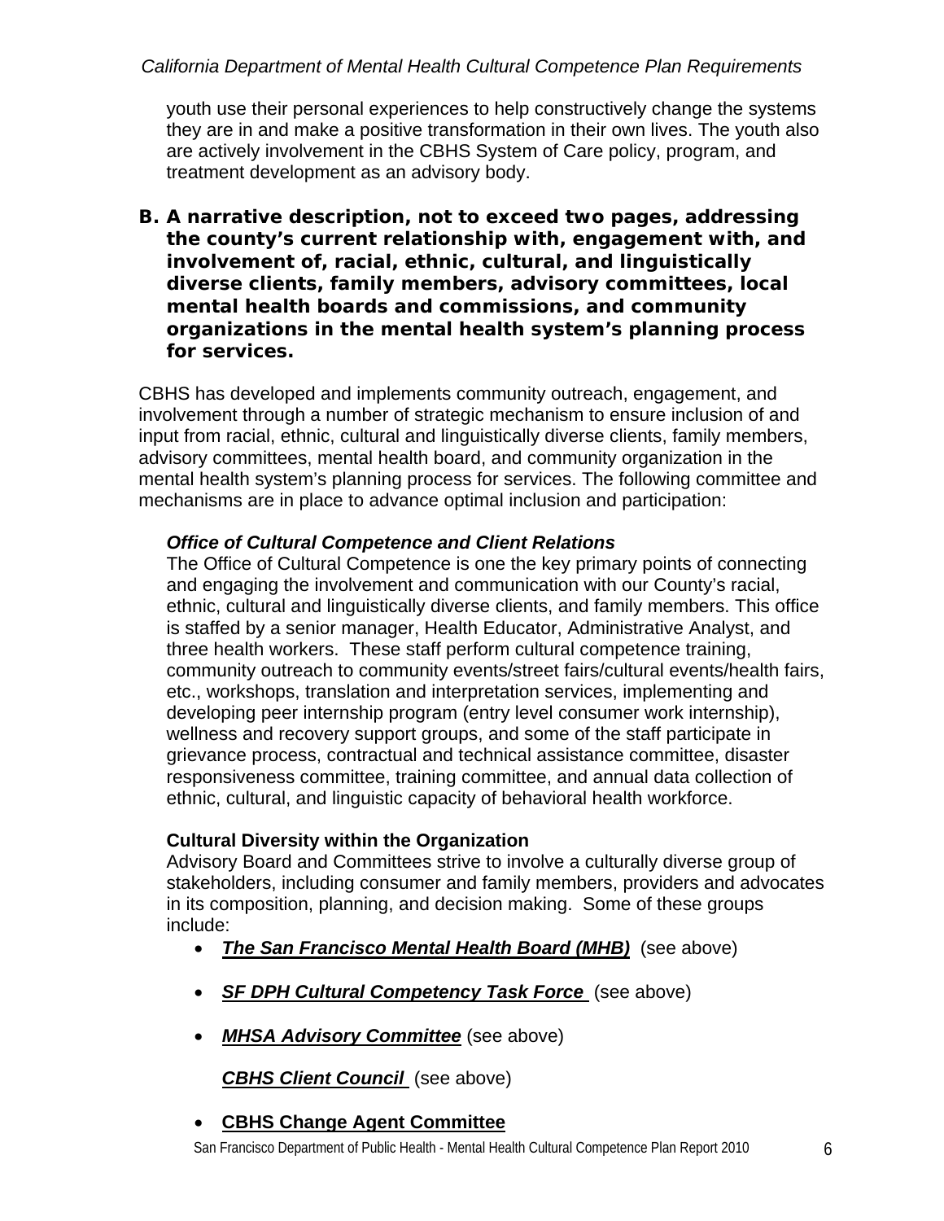youth use their personal experiences to help constructively change the systems they are in and make a positive transformation in their own lives. The youth also are actively involvement in the CBHS System of Care policy, program, and treatment development as an advisory body.

**B. A narrative description, not to exceed two pages, addressing the county's current relationship with, engagement with, and involvement of, racial, ethnic, cultural, and linguistically diverse clients, family members, advisory committees, local mental health boards and commissions, and community organizations in the mental health system's planning process for services.**

CBHS has developed and implements community outreach, engagement, and involvement through a number of strategic mechanism to ensure inclusion of and input from racial, ethnic, cultural and linguistically diverse clients, family members, advisory committees, mental health board, and community organization in the mental health system's planning process for services. The following committee and mechanisms are in place to advance optimal inclusion and participation:

***Office of Cultural Competence and Client Relations***

The Office of Cultural Competence is one the key primary points of connecting and engaging the involvement and communication with our County's racial, ethnic, cultural and linguistically diverse clients, and family members. This office is staffed by a senior manager, Health Educator, Administrative Analyst, and three health workers. These staff perform cultural competence training, community outreach to community events/street fairs/cultural events/health fairs, etc., workshops, translation and interpretation services, implementing and developing peer internship program (entry level consumer work internship), wellness and recovery support groups, and some of the staff participate in grievance process, contractual and technical assistance committee, disaster responsiveness committee, training committee, and annual data collection of ethnic, cultural, and linguistic capacity of behavioral health workforce.

**Cultural Diversity within the Organization**

Advisory Board and Committees strive to involve a culturally diverse group of stakeholders, including consumer and family members, providers and advocates in its composition, planning, and decision making. Some of these groups include:

- ***The San Francisco Mental Health Board (MHB)*** (see above)
- ***SF DPH Cultural Competency Task Force*** (see above)
- ***MHSA Advisory Committee*** (see above)

  ***CBHS Client Council*** (see above)
- **CBHS Change Agent Committee**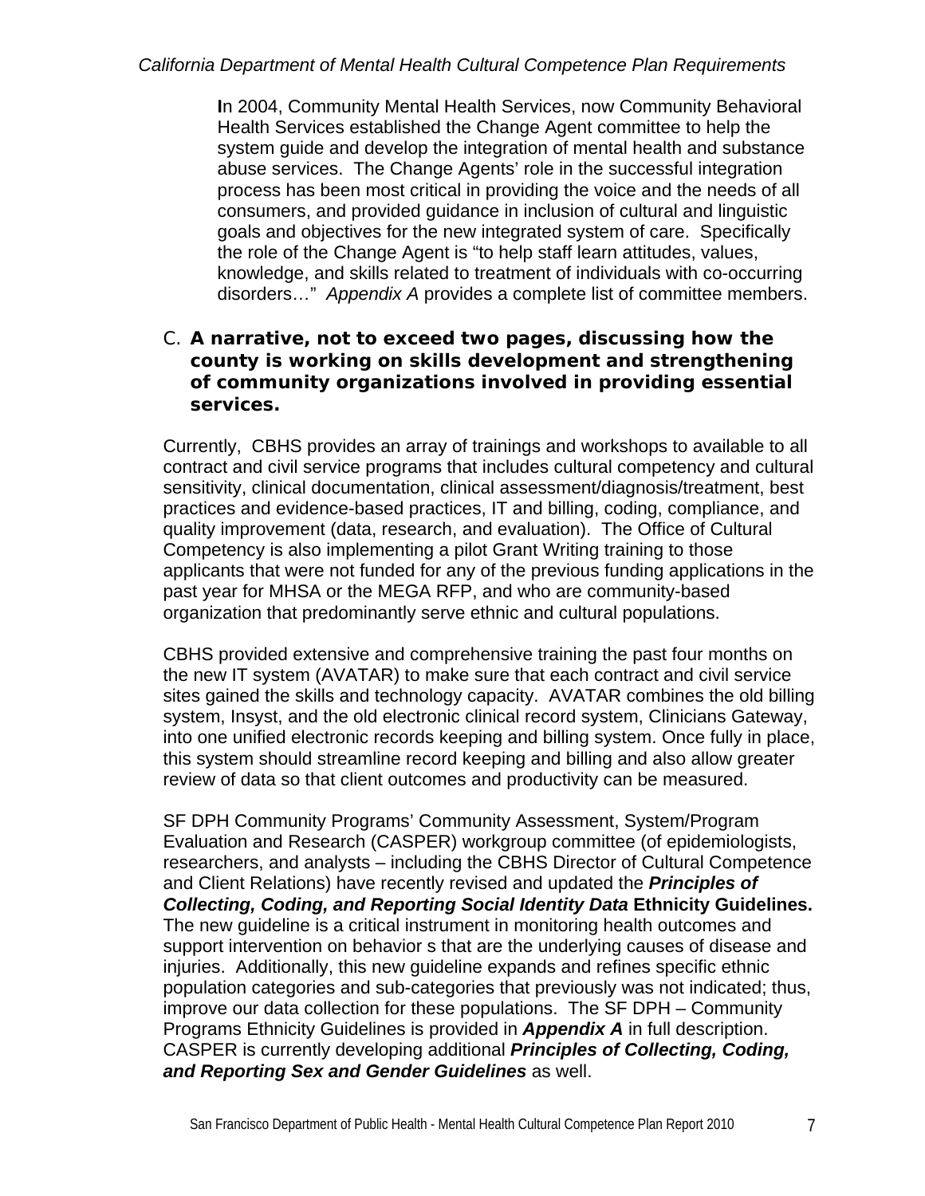In 2004, Community Mental Health Services, now Community Behavioral Health Services established the Change Agent committee to help the system guide and develop the integration of mental health and substance abuse services. The Change Agents' role in the successful integration process has been most critical in providing the voice and the needs of all consumers, and provided guidance in inclusion of cultural and linguistic goals and objectives for the new integrated system of care. Specifically the role of the Change Agent is "to help staff learn attitudes, values, knowledge, and skills related to treatment of individuals with co-occurring disorders…" *Appendix A* provides a complete list of committee members.

C. **A narrative, not to exceed two pages, discussing how the county is working on skills development and strengthening of community organizations involved in providing essential services.**

Currently, CBHS provides an array of trainings and workshops to available to all contract and civil service programs that includes cultural competency and cultural sensitivity, clinical documentation, clinical assessment/diagnosis/treatment, best practices and evidence-based practices, IT and billing, coding, compliance, and quality improvement (data, research, and evaluation). The Office of Cultural Competency is also implementing a pilot Grant Writing training to those applicants that were not funded for any of the previous funding applications in the past year for MHSA or the MEGA RFP, and who are community-based organization that predominantly serve ethnic and cultural populations.

CBHS provided extensive and comprehensive training the past four months on the new IT system (AVATAR) to make sure that each contract and civil service sites gained the skills and technology capacity. AVATAR combines the old billing system, Insyst, and the old electronic clinical record system, Clinicians Gateway, into one unified electronic records keeping and billing system. Once fully in place, this system should streamline record keeping and billing and also allow greater review of data so that client outcomes and productivity can be measured.

SF DPH Community Programs' Community Assessment, System/Program Evaluation and Research (CASPER) workgroup committee (of epidemiologists, researchers, and analysts – including the CBHS Director of Cultural Competence and Client Relations) have recently revised and updated the ***Principles of Collecting, Coding, and Reporting Social Identity Data*** **Ethnicity Guidelines.** The new guideline is a critical instrument in monitoring health outcomes and support intervention on behavior s that are the underlying causes of disease and injuries. Additionally, this new guideline expands and refines specific ethnic population categories and sub-categories that previously was not indicated; thus, improve our data collection for these populations. The SF DPH – Community Programs Ethnicity Guidelines is provided in ***Appendix A*** in full description. CASPER is currently developing additional ***Principles of Collecting, Coding, and Reporting Sex and Gender Guidelines*** as well.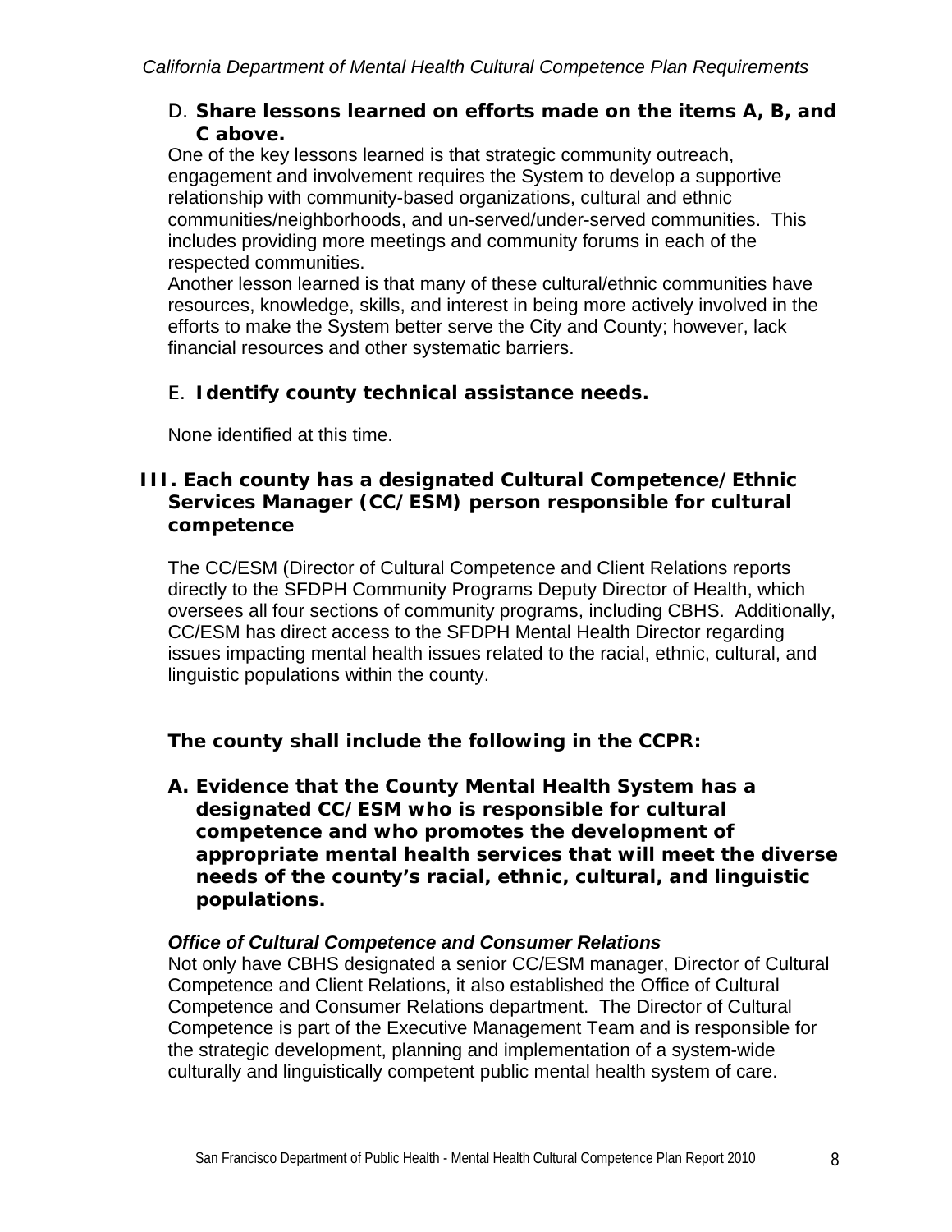D. **Share lessons learned on efforts made on the items A, B, and C above.**

One of the key lessons learned is that strategic community outreach, engagement and involvement requires the System to develop a supportive relationship with community-based organizations, cultural and ethnic communities/neighborhoods, and un-served/under-served communities. This includes providing more meetings and community forums in each of the respected communities.

Another lesson learned is that many of these cultural/ethnic communities have resources, knowledge, skills, and interest in being more actively involved in the efforts to make the System better serve the City and County; however, lack financial resources and other systematic barriers.

E. **Identify county technical assistance needs.**

None identified at this time.

## III. Each county has a designated Cultural Competence/Ethnic Services Manager (CC/ESM) person responsible for cultural competence

The CC/ESM (Director of Cultural Competence and Client Relations reports directly to the SFDPH Community Programs Deputy Director of Health, which oversees all four sections of community programs, including CBHS. Additionally, CC/ESM has direct access to the SFDPH Mental Health Director regarding issues impacting mental health issues related to the racial, ethnic, cultural, and linguistic populations within the county.

**The county shall include the following in the CCPR:**

**A. Evidence that the County Mental Health System has a designated CC/ESM who is responsible for cultural competence and who promotes the development of appropriate mental health services that will meet the diverse needs of the county's racial, ethnic, cultural, and linguistic populations.**

***Office of Cultural Competence and Consumer Relations***

Not only have CBHS designated a senior CC/ESM manager, Director of Cultural Competence and Client Relations, it also established the Office of Cultural Competence and Consumer Relations department. The Director of Cultural Competence is part of the Executive Management Team and is responsible for the strategic development, planning and implementation of a system-wide culturally and linguistically competent public mental health system of care.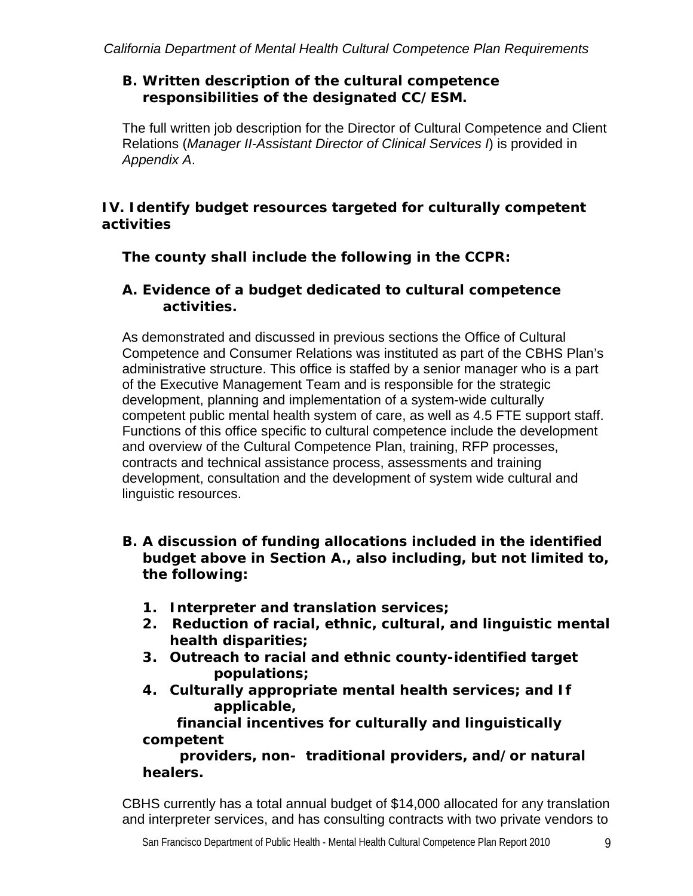### B. Written description of the cultural competence responsibilities of the designated CC/ESM.

The full written job description for the Director of Cultural Competence and Client Relations (*Manager II-Assistant Director of Clinical Services I*) is provided in *Appendix A*.

## IV. Identify budget resources targeted for culturally competent activities

**The county shall include the following in the CCPR:**

### A. Evidence of a budget dedicated to cultural competence activities.

As demonstrated and discussed in previous sections the Office of Cultural Competence and Consumer Relations was instituted as part of the CBHS Plan's administrative structure. This office is staffed by a senior manager who is a part of the Executive Management Team and is responsible for the strategic development, planning and implementation of a system-wide culturally competent public mental health system of care, as well as 4.5 FTE support staff. Functions of this office specific to cultural competence include the development and overview of the Cultural Competence Plan, training, RFP processes, contracts and technical assistance process, assessments and training development, consultation and the development of system wide cultural and linguistic resources.

### B. A discussion of funding allocations included in the identified budget above in Section A., also including, but not limited to, the following:

1. **Interpreter and translation services;**
2. **Reduction of racial, ethnic, cultural, and linguistic mental health disparities;**
3. **Outreach to racial and ethnic county-identified target populations;**
4. **Culturally appropriate mental health services; and If applicable, financial incentives for culturally and linguistically competent providers, non- traditional providers, and/or natural healers.**

CBHS currently has a total annual budget of $14,000 allocated for any translation and interpreter services, and has consulting contracts with two private vendors to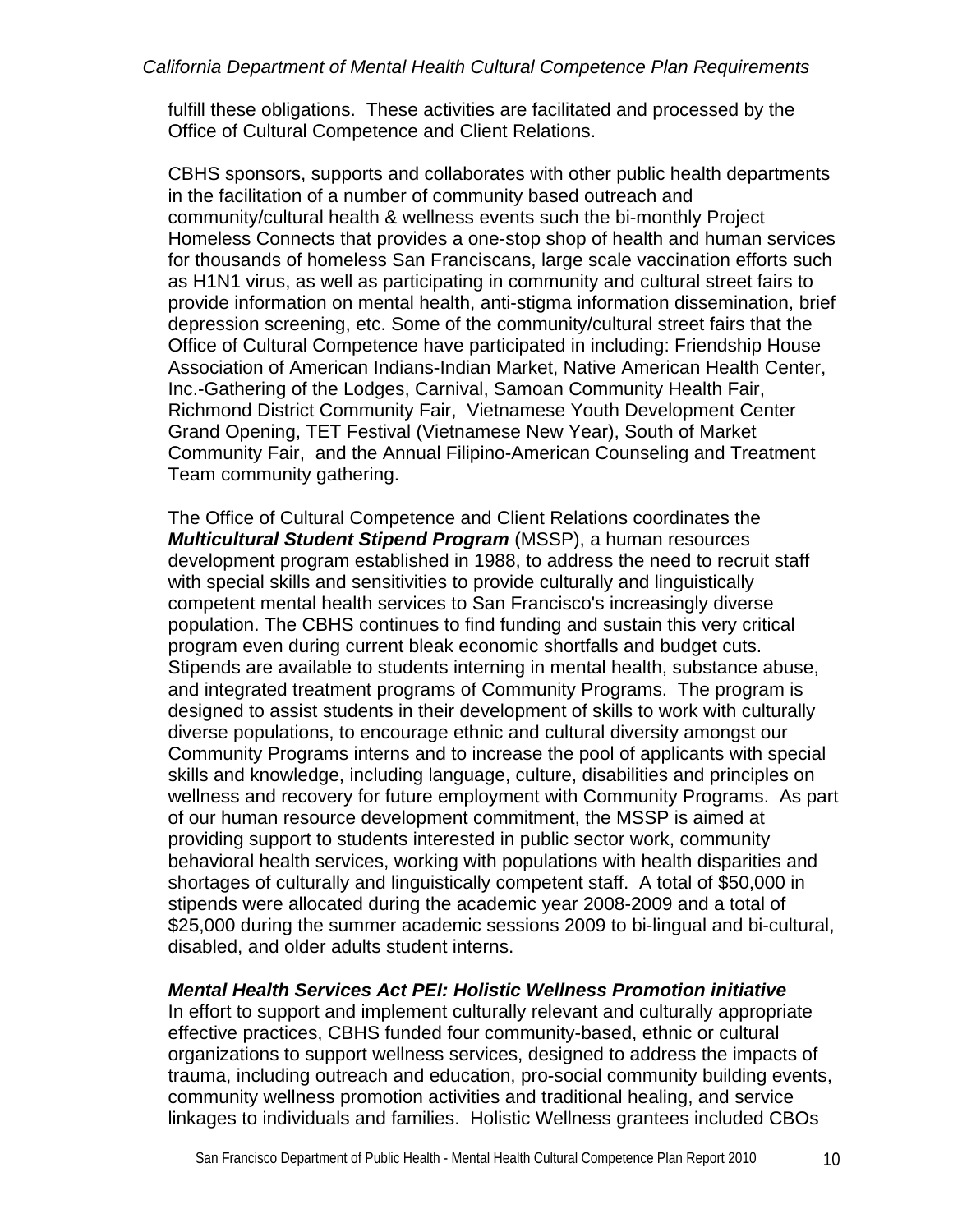fulfill these obligations. These activities are facilitated and processed by the Office of Cultural Competence and Client Relations.

CBHS sponsors, supports and collaborates with other public health departments in the facilitation of a number of community based outreach and community/cultural health & wellness events such the bi-monthly Project Homeless Connects that provides a one-stop shop of health and human services for thousands of homeless San Franciscans, large scale vaccination efforts such as H1N1 virus, as well as participating in community and cultural street fairs to provide information on mental health, anti-stigma information dissemination, brief depression screening, etc. Some of the community/cultural street fairs that the Office of Cultural Competence have participated in including: Friendship House Association of American Indians-Indian Market, Native American Health Center, Inc.-Gathering of the Lodges, Carnival, Samoan Community Health Fair, Richmond District Community Fair, Vietnamese Youth Development Center Grand Opening, TET Festival (Vietnamese New Year), South of Market Community Fair, and the Annual Filipino-American Counseling and Treatment Team community gathering.

The Office of Cultural Competence and Client Relations coordinates the ***Multicultural Student Stipend Program*** (MSSP), a human resources development program established in 1988, to address the need to recruit staff with special skills and sensitivities to provide culturally and linguistically competent mental health services to San Francisco's increasingly diverse population. The CBHS continues to find funding and sustain this very critical program even during current bleak economic shortfalls and budget cuts. Stipends are available to students interning in mental health, substance abuse, and integrated treatment programs of Community Programs. The program is designed to assist students in their development of skills to work with culturally diverse populations, to encourage ethnic and cultural diversity amongst our Community Programs interns and to increase the pool of applicants with special skills and knowledge, including language, culture, disabilities and principles on wellness and recovery for future employment with Community Programs. As part of our human resource development commitment, the MSSP is aimed at providing support to students interested in public sector work, community behavioral health services, working with populations with health disparities and shortages of culturally and linguistically competent staff. A total of $50,000 in stipends were allocated during the academic year 2008-2009 and a total of $25,000 during the summer academic sessions 2009 to bi-lingual and bi-cultural, disabled, and older adults student interns.

***Mental Health Services Act PEI: Holistic Wellness Promotion initiative***

In effort to support and implement culturally relevant and culturally appropriate effective practices, CBHS funded four community-based, ethnic or cultural organizations to support wellness services, designed to address the impacts of trauma, including outreach and education, pro-social community building events, community wellness promotion activities and traditional healing, and service linkages to individuals and families. Holistic Wellness grantees included CBOs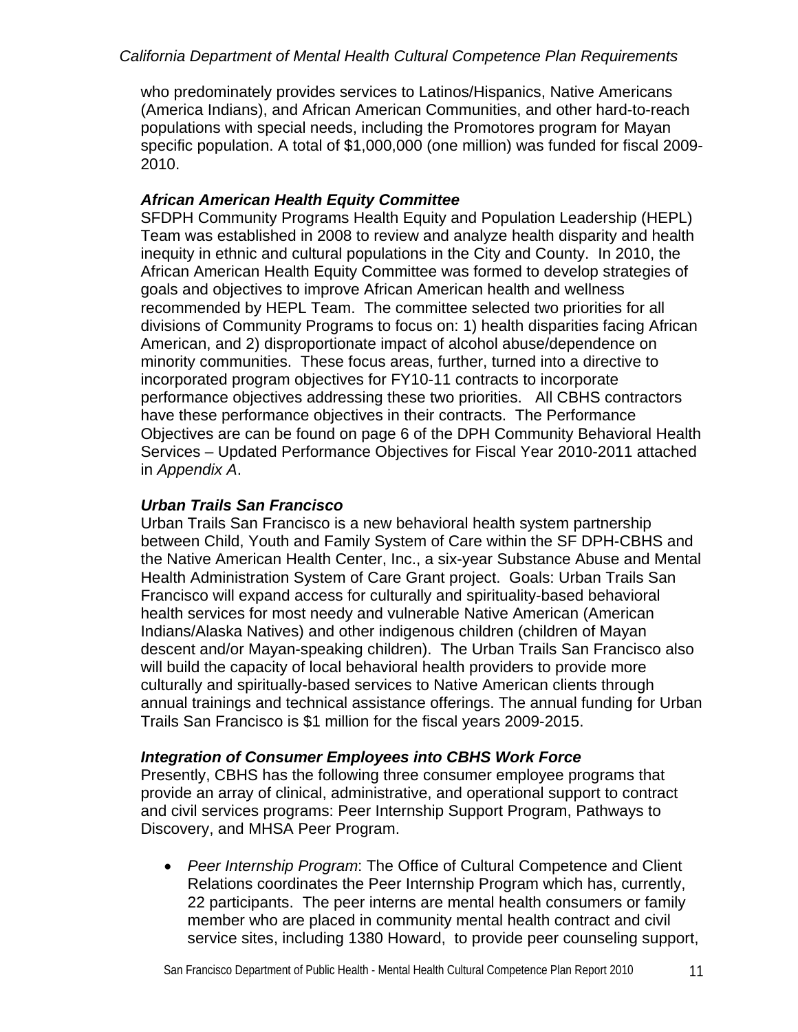who predominately provides services to Latinos/Hispanics, Native Americans (America Indians), and African American Communities, and other hard-to-reach populations with special needs, including the Promotores program for Mayan specific population. A total of $1,000,000 (one million) was funded for fiscal 2009-2010.

***African American Health Equity Committee***

SFDPH Community Programs Health Equity and Population Leadership (HEPL) Team was established in 2008 to review and analyze health disparity and health inequity in ethnic and cultural populations in the City and County. In 2010, the African American Health Equity Committee was formed to develop strategies of goals and objectives to improve African American health and wellness recommended by HEPL Team. The committee selected two priorities for all divisions of Community Programs to focus on: 1) health disparities facing African American, and 2) disproportionate impact of alcohol abuse/dependence on minority communities. These focus areas, further, turned into a directive to incorporated program objectives for FY10-11 contracts to incorporate performance objectives addressing these two priorities. All CBHS contractors have these performance objectives in their contracts. The Performance Objectives are can be found on page 6 of the DPH Community Behavioral Health Services – Updated Performance Objectives for Fiscal Year 2010-2011 attached in *Appendix A*.

***Urban Trails San Francisco***

Urban Trails San Francisco is a new behavioral health system partnership between Child, Youth and Family System of Care within the SF DPH-CBHS and the Native American Health Center, Inc., a six-year Substance Abuse and Mental Health Administration System of Care Grant project. Goals: Urban Trails San Francisco will expand access for culturally and spirituality-based behavioral health services for most needy and vulnerable Native American (American Indians/Alaska Natives) and other indigenous children (children of Mayan descent and/or Mayan-speaking children). The Urban Trails San Francisco also will build the capacity of local behavioral health providers to provide more culturally and spiritually-based services to Native American clients through annual trainings and technical assistance offerings. The annual funding for Urban Trails San Francisco is $1 million for the fiscal years 2009-2015.

***Integration of Consumer Employees into CBHS Work Force***

Presently, CBHS has the following three consumer employee programs that provide an array of clinical, administrative, and operational support to contract and civil services programs: Peer Internship Support Program, Pathways to Discovery, and MHSA Peer Program.

- *Peer Internship Program*: The Office of Cultural Competence and Client Relations coordinates the Peer Internship Program which has, currently, 22 participants. The peer interns are mental health consumers or family member who are placed in community mental health contract and civil service sites, including 1380 Howard, to provide peer counseling support,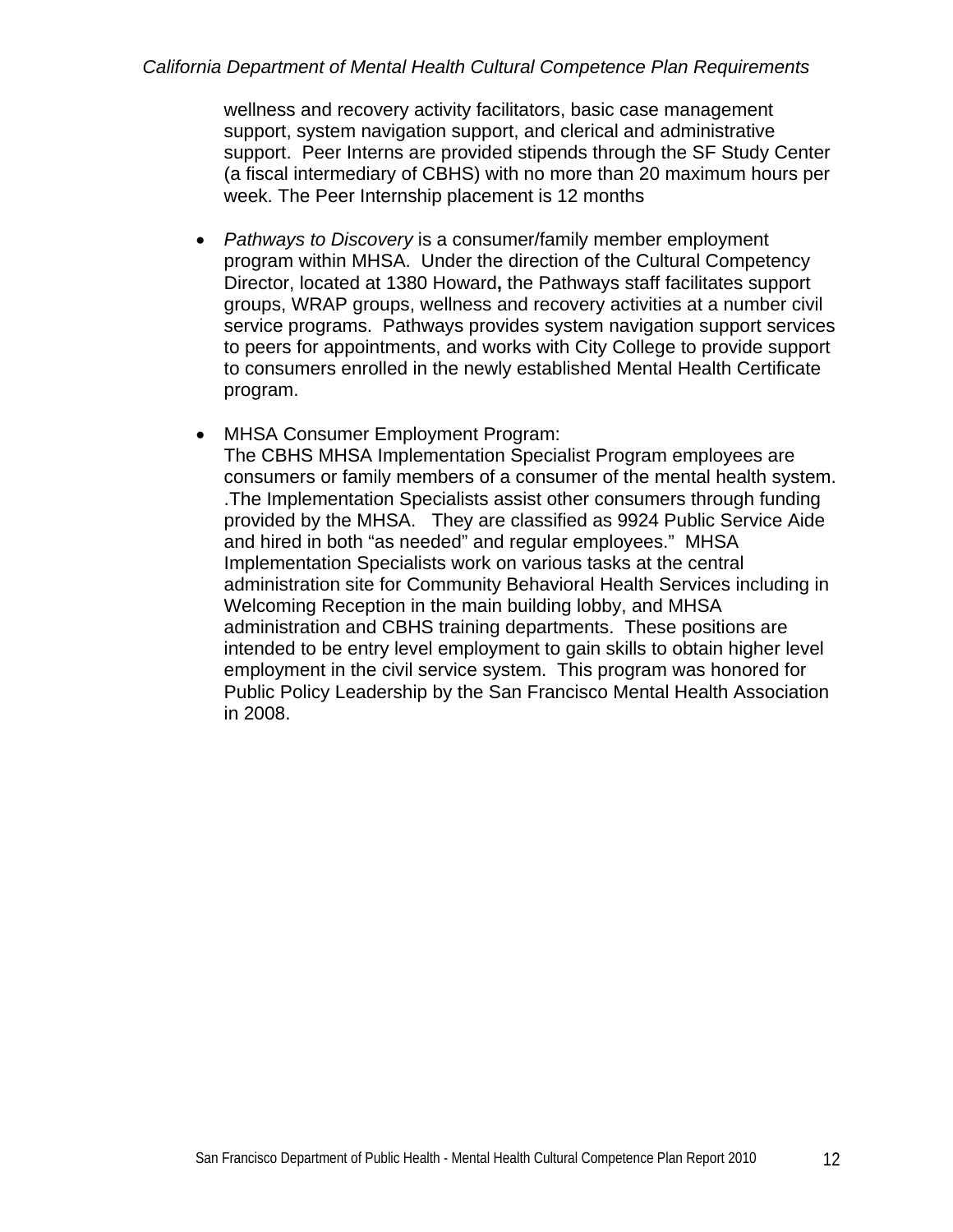wellness and recovery activity facilitators, basic case management support, system navigation support, and clerical and administrative support. Peer Interns are provided stipends through the SF Study Center (a fiscal intermediary of CBHS) with no more than 20 maximum hours per week. The Peer Internship placement is 12 months

- *Pathways to Discovery* is a consumer/family member employment program within MHSA. Under the direction of the Cultural Competency Director, located at 1380 Howard**,** the Pathways staff facilitates support groups, WRAP groups, wellness and recovery activities at a number civil service programs. Pathways provides system navigation support services to peers for appointments, and works with City College to provide support to consumers enrolled in the newly established Mental Health Certificate program.

- MHSA Consumer Employment Program:
  The CBHS MHSA Implementation Specialist Program employees are consumers or family members of a consumer of the mental health system. .The Implementation Specialists assist other consumers through funding provided by the MHSA. They are classified as 9924 Public Service Aide and hired in both "as needed" and regular employees." MHSA Implementation Specialists work on various tasks at the central administration site for Community Behavioral Health Services including in Welcoming Reception in the main building lobby, and MHSA administration and CBHS training departments. These positions are intended to be entry level employment to gain skills to obtain higher level employment in the civil service system. This program was honored for Public Policy Leadership by the San Francisco Mental Health Association in 2008.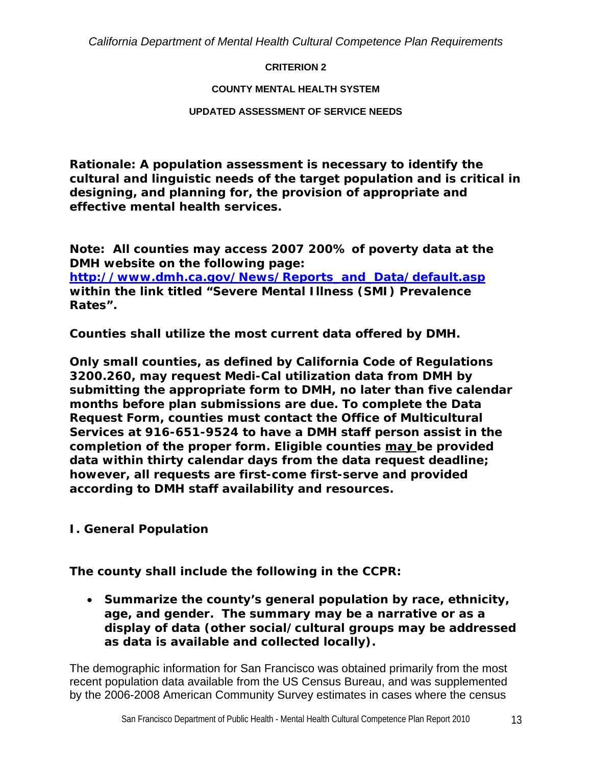### CRITERION 2

### COUNTY MENTAL HEALTH SYSTEM

### UPDATED ASSESSMENT OF SERVICE NEEDS

**Rationale: A population assessment is necessary to identify the cultural and linguistic needs of the target population and is critical in designing, and planning for, the provision of appropriate and effective mental health services.**

**Note: All counties may access 2007 200% of poverty data at the DMH website on the following page: http://www.dmh.ca.gov/News/Reports_and_Data/default.asp within the link titled "Severe Mental Illness (SMI) Prevalence Rates".**

**Counties shall utilize the most current data offered by DMH.**

**Only small counties, as defined by California Code of Regulations 3200.260, may request Medi-Cal utilization data from DMH by submitting the appropriate form to DMH, no later than five calendar months before plan submissions are due. To complete the Data Request Form, counties must contact the Office of Multicultural Services at 916-651-9524 to have a DMH staff person assist in the completion of the proper form. Eligible counties <u>may</u> be provided data within thirty calendar days from the data request deadline; however, all requests are first-come first-serve and provided according to DMH staff availability and resources.**

**I. General Population**

**The county shall include the following in the CCPR:**

- **Summarize the county's general population by race, ethnicity, age, and gender. The summary may be a narrative or as a display of data (other social/cultural groups may be addressed as data is available and collected locally).**

The demographic information for San Francisco was obtained primarily from the most recent population data available from the US Census Bureau, and was supplemented by the 2006-2008 American Community Survey estimates in cases where the census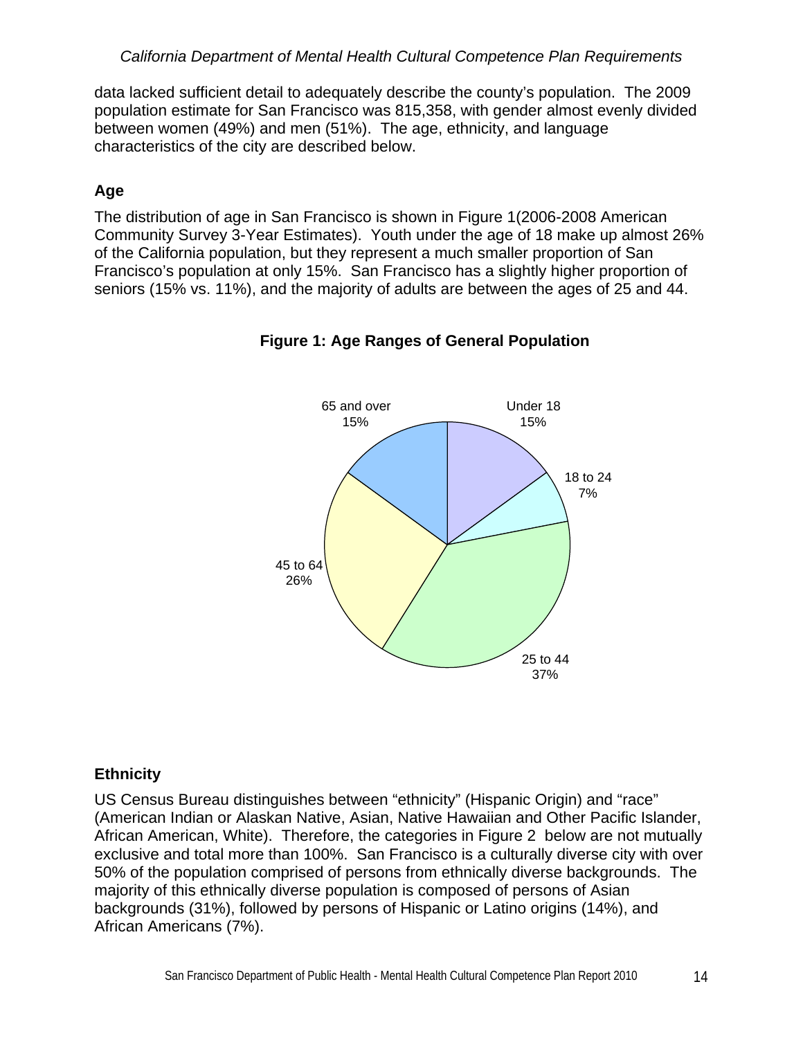data lacked sufficient detail to adequately describe the county's population. The 2009 population estimate for San Francisco was 815,358, with gender almost evenly divided between women (49%) and men (51%). The age, ethnicity, and language characteristics of the city are described below.

## Age

The distribution of age in San Francisco is shown in Figure 1(2006-2008 American Community Survey 3-Year Estimates). Youth under the age of 18 make up almost 26% of the California population, but they represent a much smaller proportion of San Francisco's population at only 15%. San Francisco has a slightly higher proportion of seniors (15% vs. 11%), and the majority of adults are between the ages of 25 and 44.

**Figure 1: Age Ranges of General Population**

| Age Range | Percent |
| --- | --- |
| Under 18 | 15% |
| 18 to 24 | 7% |
| 25 to 44 | 37% |
| 45 to 64 | 26% |
| 65 and over | 15% |

## Ethnicity

US Census Bureau distinguishes between "ethnicity" (Hispanic Origin) and "race" (American Indian or Alaskan Native, Asian, Native Hawaiian and Other Pacific Islander, African American, White). Therefore, the categories in Figure 2 below are not mutually exclusive and total more than 100%. San Francisco is a culturally diverse city with over 50% of the population comprised of persons from ethnically diverse backgrounds. The majority of this ethnically diverse population is composed of persons of Asian backgrounds (31%), followed by persons of Hispanic or Latino origins (14%), and African Americans (7%).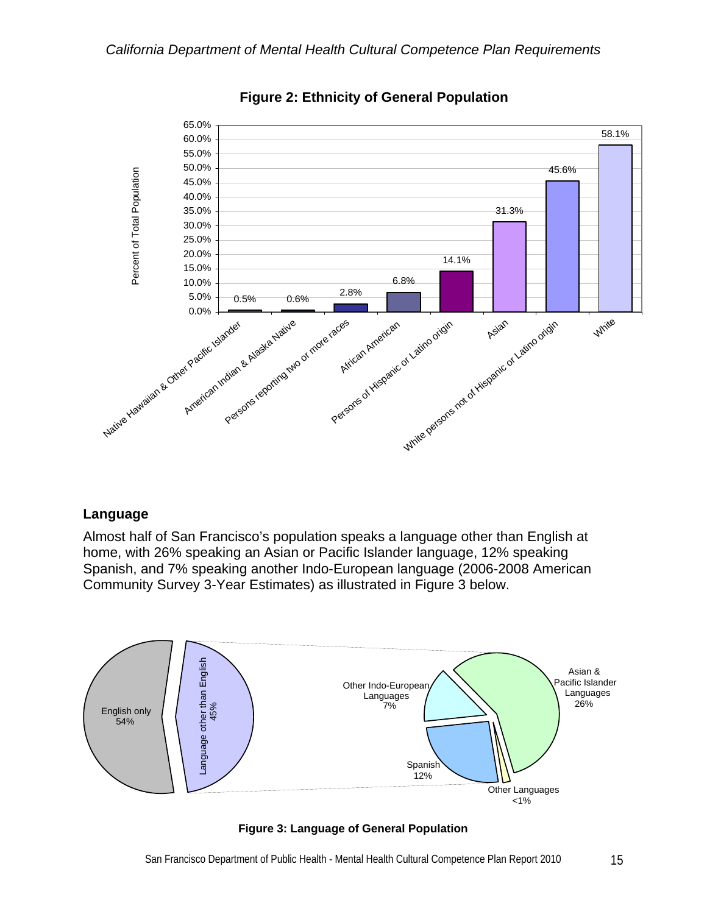**Figure 2: Ethnicity of General Population**

| Ethnicity | Percent of Total Population |
|---|---|
| Native Hawaiian & Other Pacific Islander | 0.5% |
| American Indian & Alaska Native | 0.6% |
| Persons reporting two or more races | 2.8% |
| African American | 6.8% |
| Persons of Hispanic or Latino origin | 14.1% |
| Asian | 31.3% |
| White persons not of Hispanic or Latino origin | 45.6% |
| White | 58.1% |

## Language

Almost half of San Francisco's population speaks a language other than English at home, with 26% speaking an Asian or Pacific Islander language, 12% speaking Spanish, and 7% speaking another Indo-European language (2006-2008 American Community Survey 3-Year Estimates) as illustrated in Figure 3 below.

| Language | Percent |
|---|---|
| English only | 54% |
| Language other than English | 45% |
| Asian & Pacific Islander Languages | 26% |
| Spanish | 12% |
| Other Indo-European Languages | 7% |
| Other Languages | <1% |

**Figure 3: Language of General Population**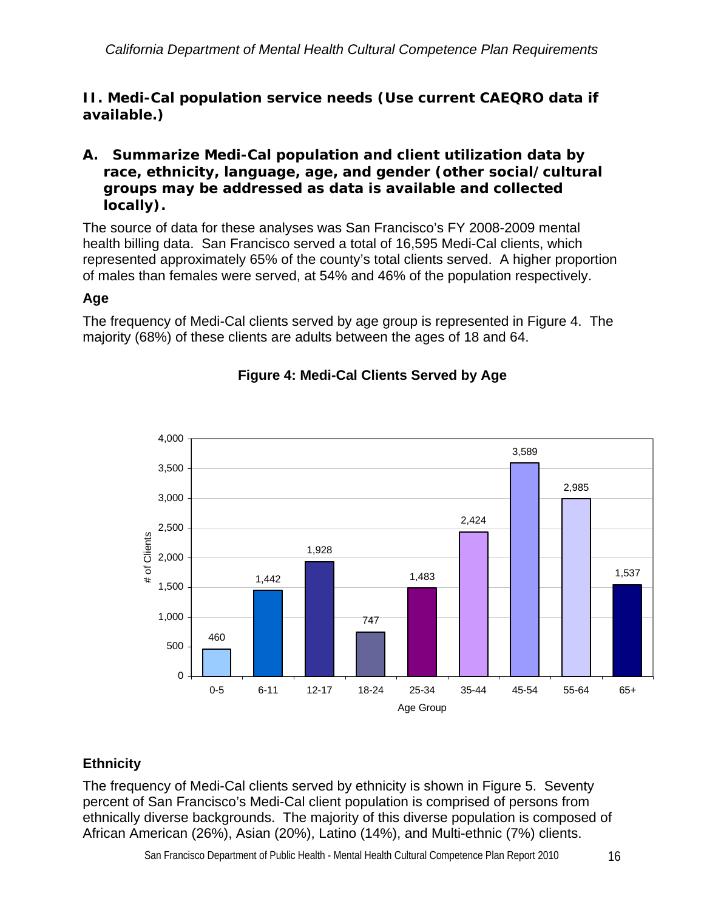## II. Medi-Cal population service needs (Use current CAEQRO data if available.)

### A. Summarize Medi-Cal population and client utilization data by race, ethnicity, language, age, and gender (other social/cultural groups may be addressed as data is available and collected locally).

The source of data for these analyses was San Francisco's FY 2008-2009 mental health billing data. San Francisco served a total of 16,595 Medi-Cal clients, which represented approximately 65% of the county's total clients served. A higher proportion of males than females were served, at 54% and 46% of the population respectively.

### Age

The frequency of Medi-Cal clients served by age group is represented in Figure 4. The majority (68%) of these clients are adults between the ages of 18 and 64.

**Figure 4: Medi-Cal Clients Served by Age**

| Age Group | # of Clients |
|---|---|
| 0-5 | 460 |
| 6-11 | 1,442 |
| 12-17 | 1,928 |
| 18-24 | 747 |
| 25-34 | 1,483 |
| 35-44 | 2,424 |
| 45-54 | 3,589 |
| 55-64 | 2,985 |
| 65+ | 1,537 |

### Ethnicity

The frequency of Medi-Cal clients served by ethnicity is shown in Figure 5. Seventy percent of San Francisco's Medi-Cal client population is comprised of persons from ethnically diverse backgrounds. The majority of this diverse population is composed of African American (26%), Asian (20%), Latino (14%), and Multi-ethnic (7%) clients.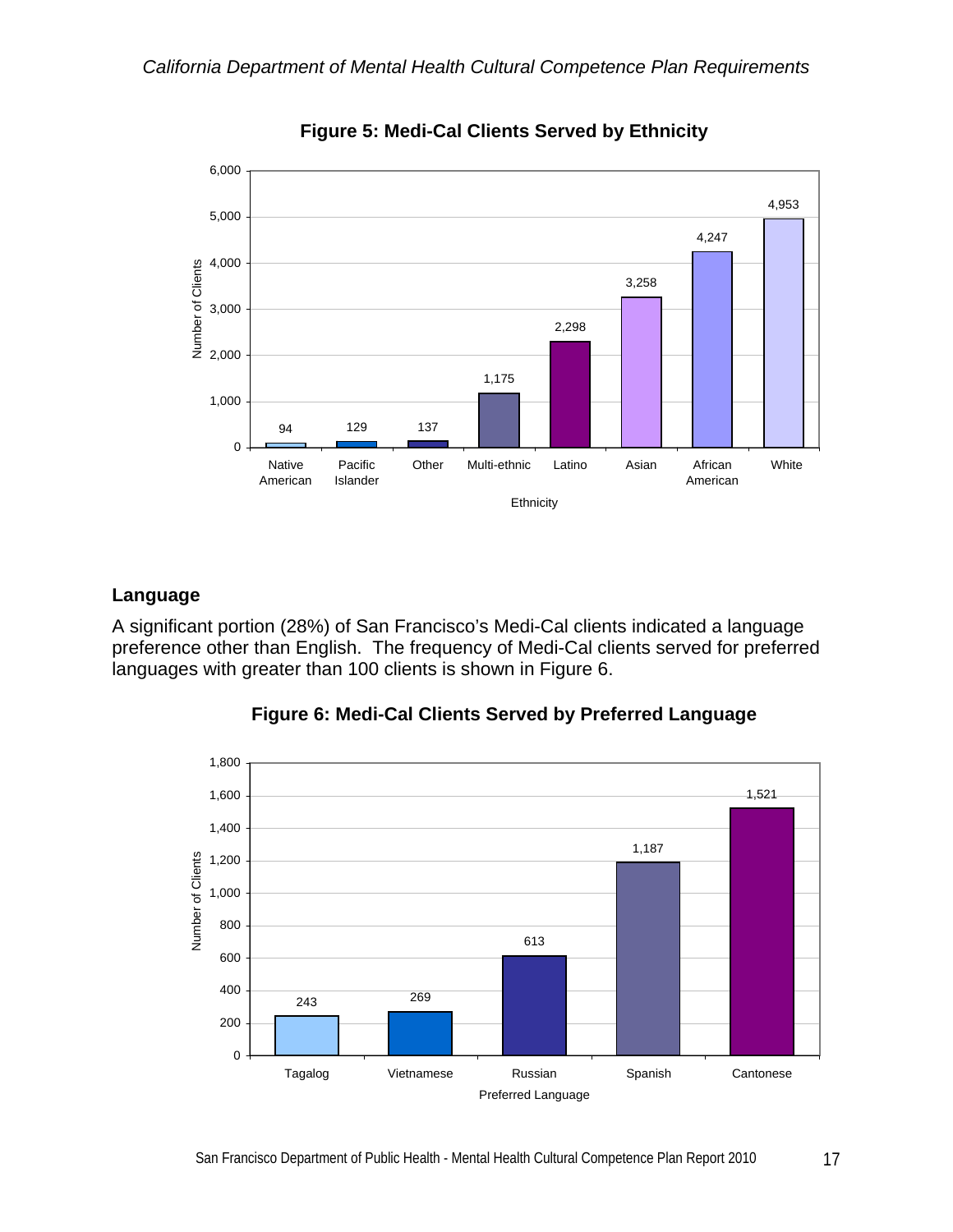**Figure 5: Medi-Cal Clients Served by Ethnicity**

| Ethnicity | Number of Clients |
|---|---|
| Native American | 94 |
| Pacific Islander | 129 |
| Other | 137 |
| Multi-ethnic | 1,175 |
| Latino | 2,298 |
| Asian | 3,258 |
| African American | 4,247 |
| White | 4,953 |

## Language

A significant portion (28%) of San Francisco's Medi-Cal clients indicated a language preference other than English. The frequency of Medi-Cal clients served for preferred languages with greater than 100 clients is shown in Figure 6.

**Figure 6: Medi-Cal Clients Served by Preferred Language**

| Preferred Language | Number of Clients |
|---|---|
| Tagalog | 243 |
| Vietnamese | 269 |
| Russian | 613 |
| Spanish | 1,187 |
| Cantonese | 1,521 |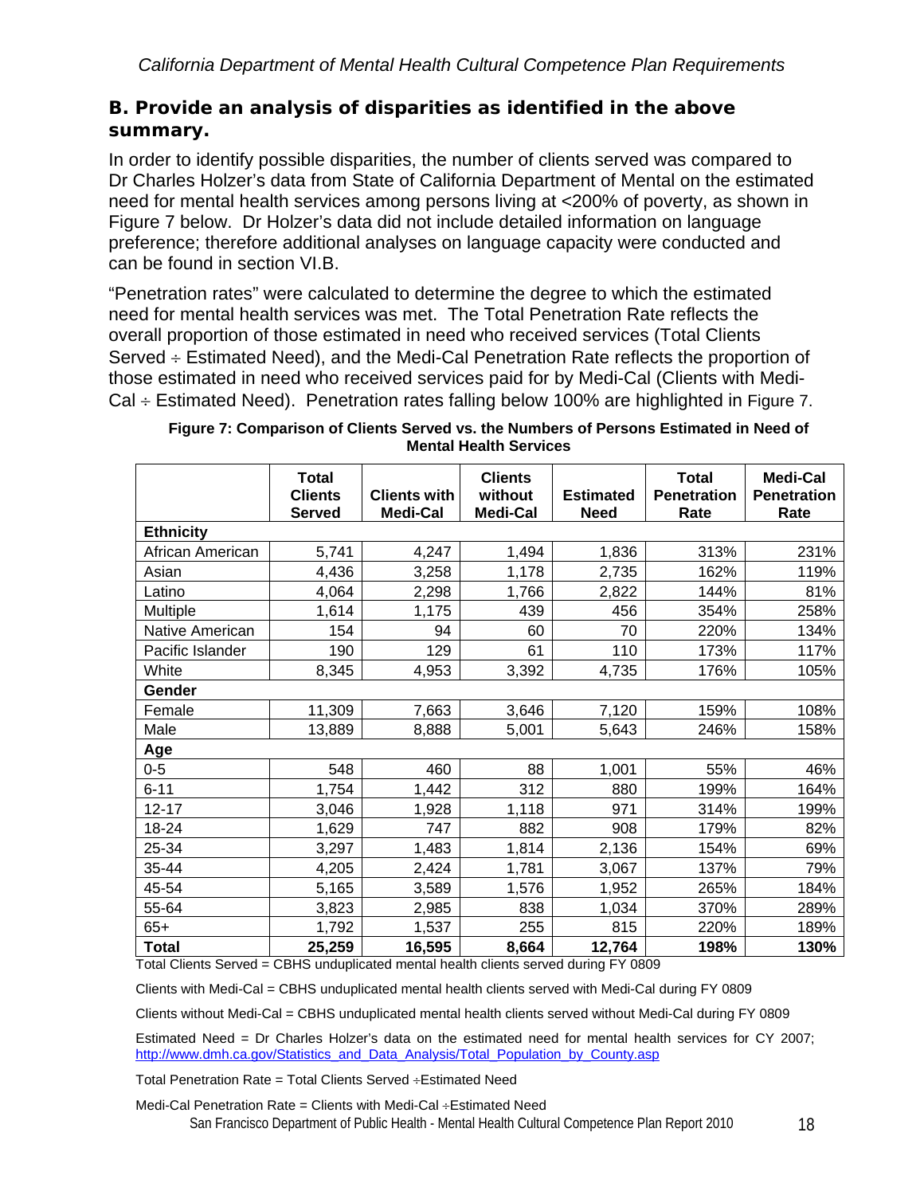## B. Provide an analysis of disparities as identified in the above summary.

In order to identify possible disparities, the number of clients served was compared to Dr Charles Holzer's data from State of California Department of Mental on the estimated need for mental health services among persons living at <200% of poverty, as shown in Figure 7 below. Dr Holzer's data did not include detailed information on language preference; therefore additional analyses on language capacity were conducted and can be found in section VI.B.

"Penetration rates" were calculated to determine the degree to which the estimated need for mental health services was met. The Total Penetration Rate reflects the overall proportion of those estimated in need who received services (Total Clients Served ÷ Estimated Need), and the Medi-Cal Penetration Rate reflects the proportion of those estimated in need who received services paid for by Medi-Cal (Clients with Medi-Cal ÷ Estimated Need). Penetration rates falling below 100% are highlighted in Figure 7.

**Figure 7: Comparison of Clients Served vs. the Numbers of Persons Estimated in Need of Mental Health Services**

| | Total Clients Served | Clients with Medi-Cal | Clients without Medi-Cal | Estimated Need | Total Penetration Rate | Medi-Cal Penetration Rate |
|---|---|---|---|---|---|---|
| **Ethnicity** | | | | | | |
| African American | 5,741 | 4,247 | 1,494 | 1,836 | 313% | 231% |
| Asian | 4,436 | 3,258 | 1,178 | 2,735 | 162% | 119% |
| Latino | 4,064 | 2,298 | 1,766 | 2,822 | 144% | 81% |
| Multiple | 1,614 | 1,175 | 439 | 456 | 354% | 258% |
| Native American | 154 | 94 | 60 | 70 | 220% | 134% |
| Pacific Islander | 190 | 129 | 61 | 110 | 173% | 117% |
| White | 8,345 | 4,953 | 3,392 | 4,735 | 176% | 105% |
| **Gender** | | | | | | |
| Female | 11,309 | 7,663 | 3,646 | 7,120 | 159% | 108% |
| Male | 13,889 | 8,888 | 5,001 | 5,643 | 246% | 158% |
| **Age** | | | | | | |
| 0-5 | 548 | 460 | 88 | 1,001 | 55% | 46% |
| 6-11 | 1,754 | 1,442 | 312 | 880 | 199% | 164% |
| 12-17 | 3,046 | 1,928 | 1,118 | 971 | 314% | 199% |
| 18-24 | 1,629 | 747 | 882 | 908 | 179% | 82% |
| 25-34 | 3,297 | 1,483 | 1,814 | 2,136 | 154% | 69% |
| 35-44 | 4,205 | 2,424 | 1,781 | 3,067 | 137% | 79% |
| 45-54 | 5,165 | 3,589 | 1,576 | 1,952 | 265% | 184% |
| 55-64 | 3,823 | 2,985 | 838 | 1,034 | 370% | 289% |
| 65+ | 1,792 | 1,537 | 255 | 815 | 220% | 189% |
| **Total** | **25,259** | **16,595** | **8,664** | **12,764** | **198%** | **130%** |

Total Clients Served = CBHS unduplicated mental health clients served during FY 0809

Clients with Medi-Cal = CBHS unduplicated mental health clients served with Medi-Cal during FY 0809

Clients without Medi-Cal = CBHS unduplicated mental health clients served without Medi-Cal during FY 0809

Estimated Need = Dr Charles Holzer's data on the estimated need for mental health services for CY 2007; http://www.dmh.ca.gov/Statistics_and_Data_Analysis/Total_Population_by_County.asp

Total Penetration Rate = Total Clients Served ÷Estimated Need

Medi-Cal Penetration Rate = Clients with Medi-Cal ÷Estimated Need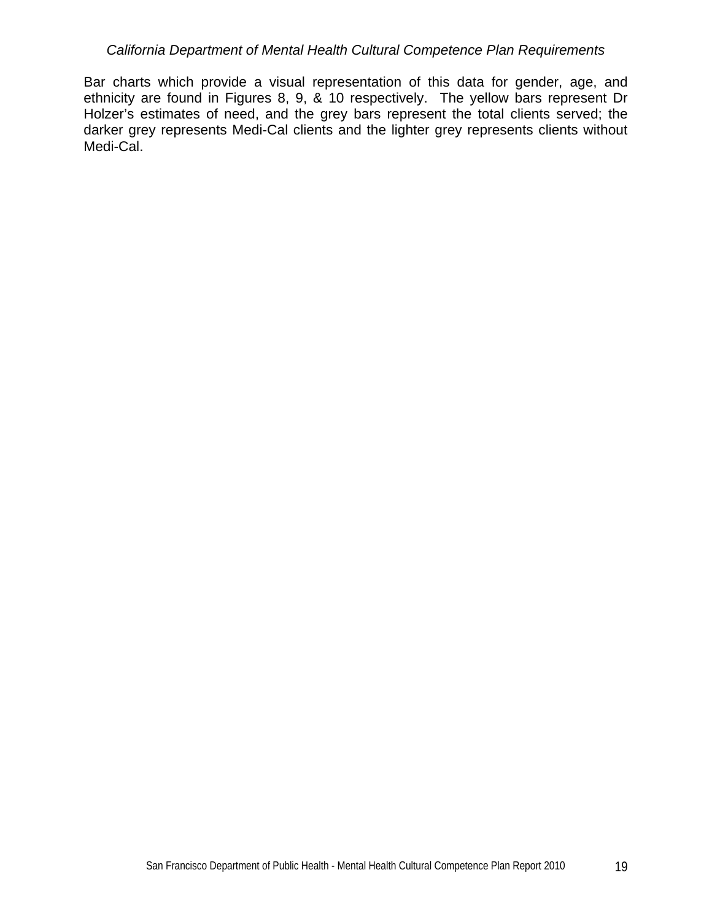Bar charts which provide a visual representation of this data for gender, age, and ethnicity are found in Figures 8, 9, & 10 respectively. The yellow bars represent Dr Holzer's estimates of need, and the grey bars represent the total clients served; the darker grey represents Medi-Cal clients and the lighter grey represents clients without Medi-Cal.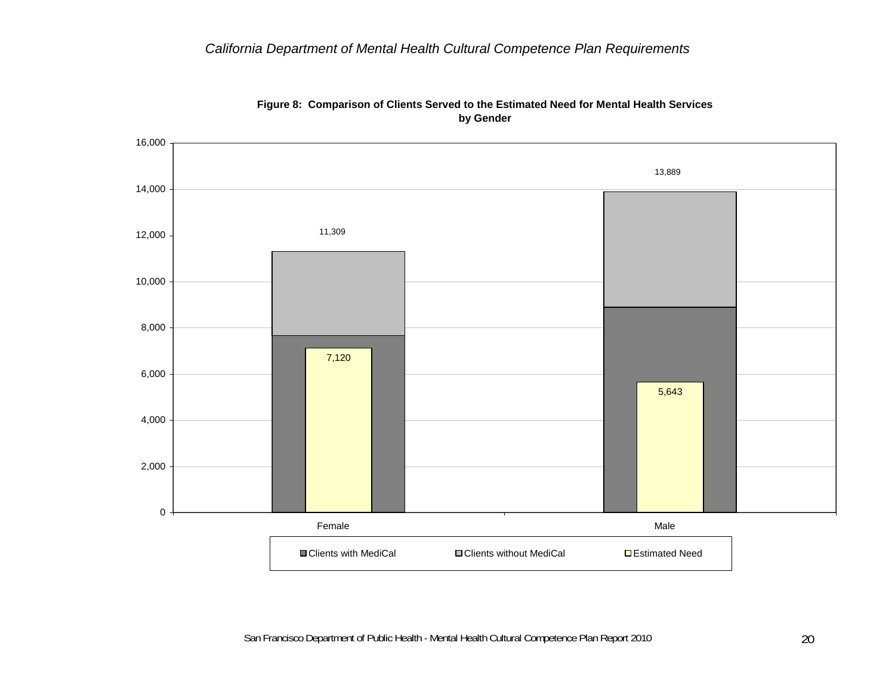**Figure 8: Comparison of Clients Served to the Estimated Need for Mental Health Services by Gender**

| Gender | Total Clients Served | Estimated Need |
|---|---|---|
| Female | 11,309 | 7,120 |
| Male | 13,889 | 5,643 |

Legend: Clients with MediCal; Clients without MediCal; Estimated Need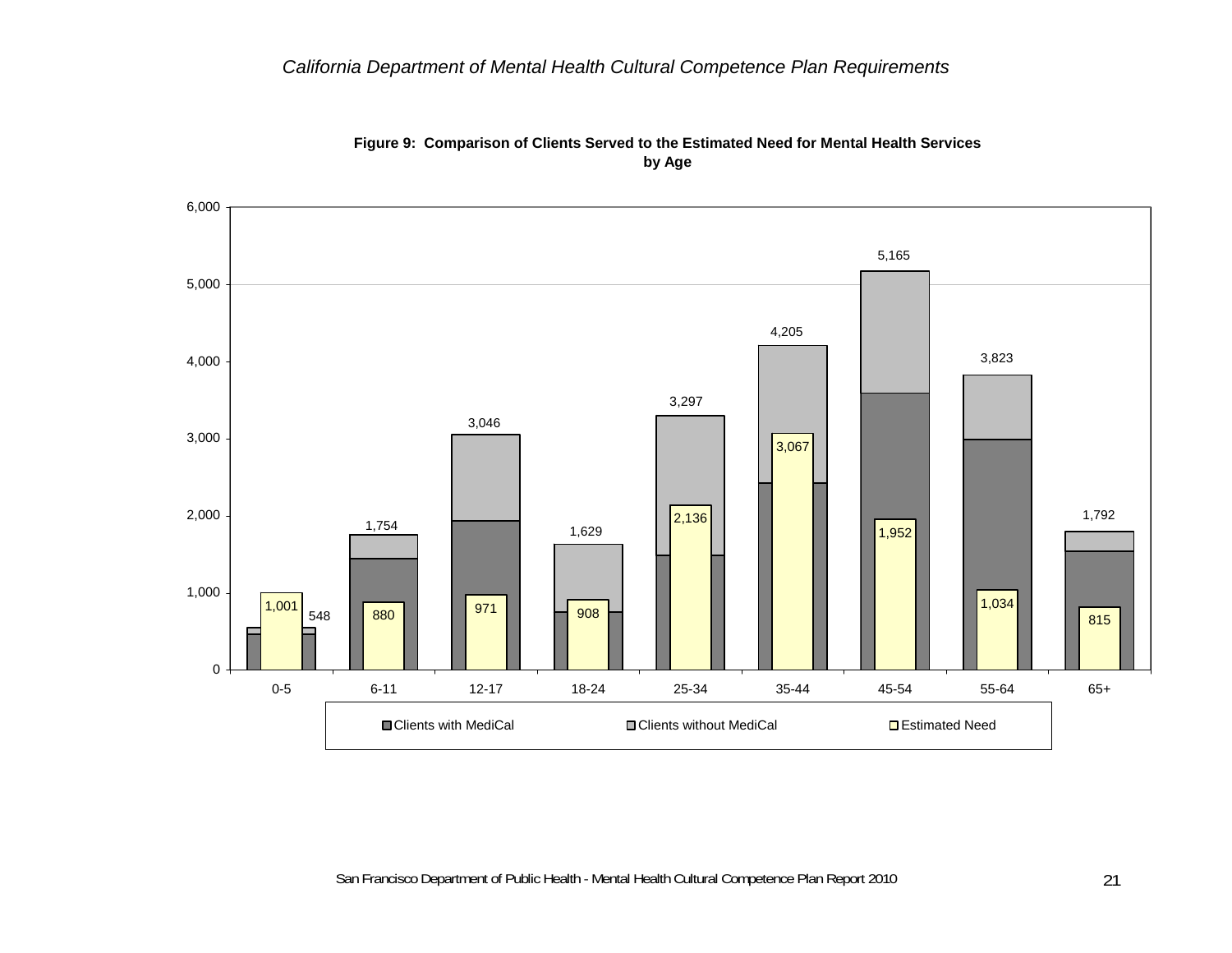*California Department of Mental Health Cultural Competence Plan Requirements*

**Figure 9: Comparison of Clients Served to the Estimated Need for Mental Health Services by Age**

| Age | Total Clients (with and without MediCal) | Estimated Need |
|---|---|---|
| 0-5 | 548 | 1,001 |
| 6-11 | 1,754 | 880 |
| 12-17 | 3,046 | 971 |
| 18-24 | 1,629 | 908 |
| 25-34 | 3,297 | 2,136 |
| 35-44 | 4,205 | 3,067 |
| 45-54 | 5,165 | 1,952 |
| 55-64 | 3,823 | 1,034 |
| 65+ | 1,792 | 815 |

Legend: Clients with MediCal; Clients without MediCal; Estimated Need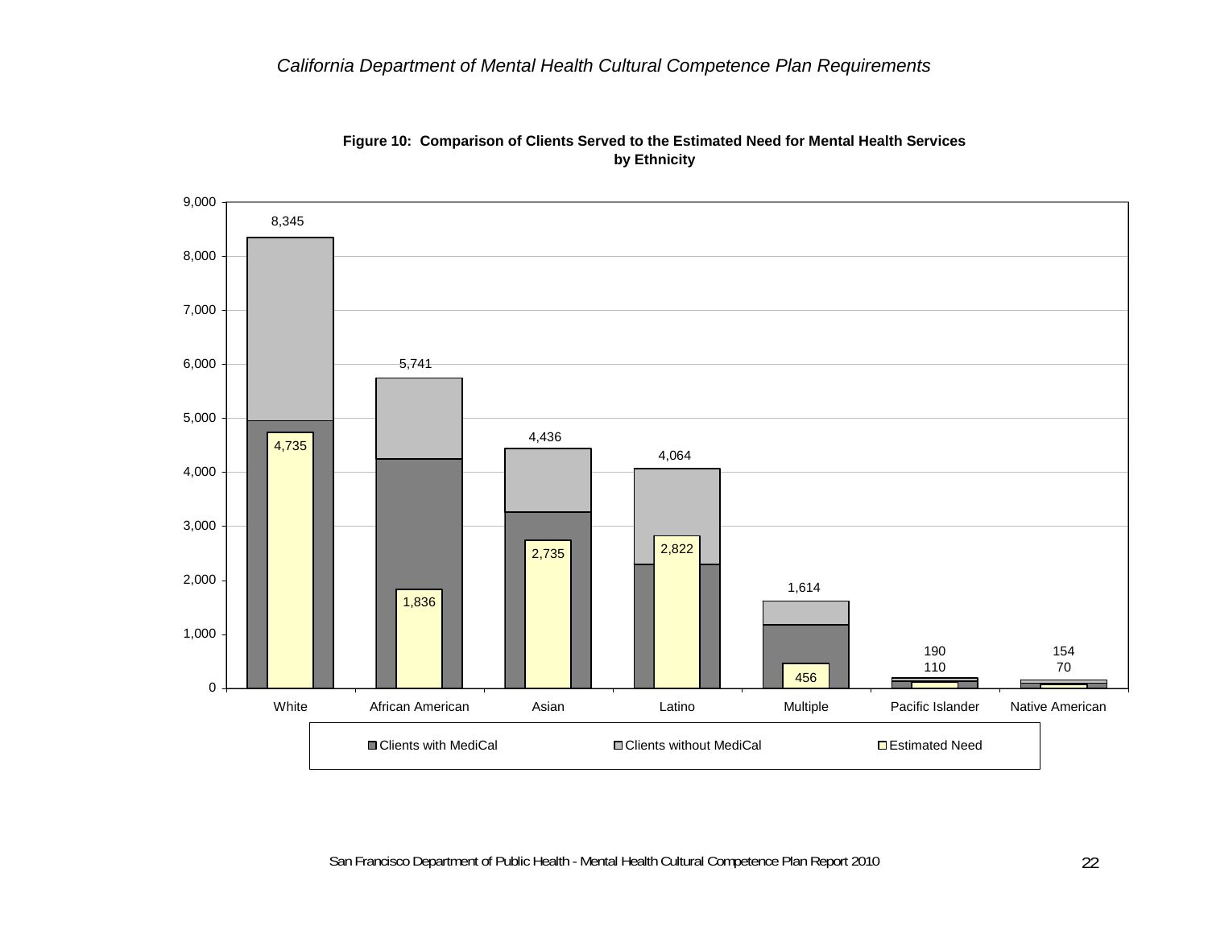**Figure 10: Comparison of Clients Served to the Estimated Need for Mental Health Services by Ethnicity**

| Ethnicity | Total Clients Served | Estimated Need |
|---|---|---|
| White | 8,345 | 4,735 |
| African American | 5,741 | 1,836 |
| Asian | 4,436 | 2,735 |
| Latino | 4,064 | 2,822 |
| Multiple | 1,614 | 456 |
| Pacific Islander | 190 | 110 |
| Native American | 154 | 70 |

Legend: Clients with MediCal; Clients without MediCal; Estimated Need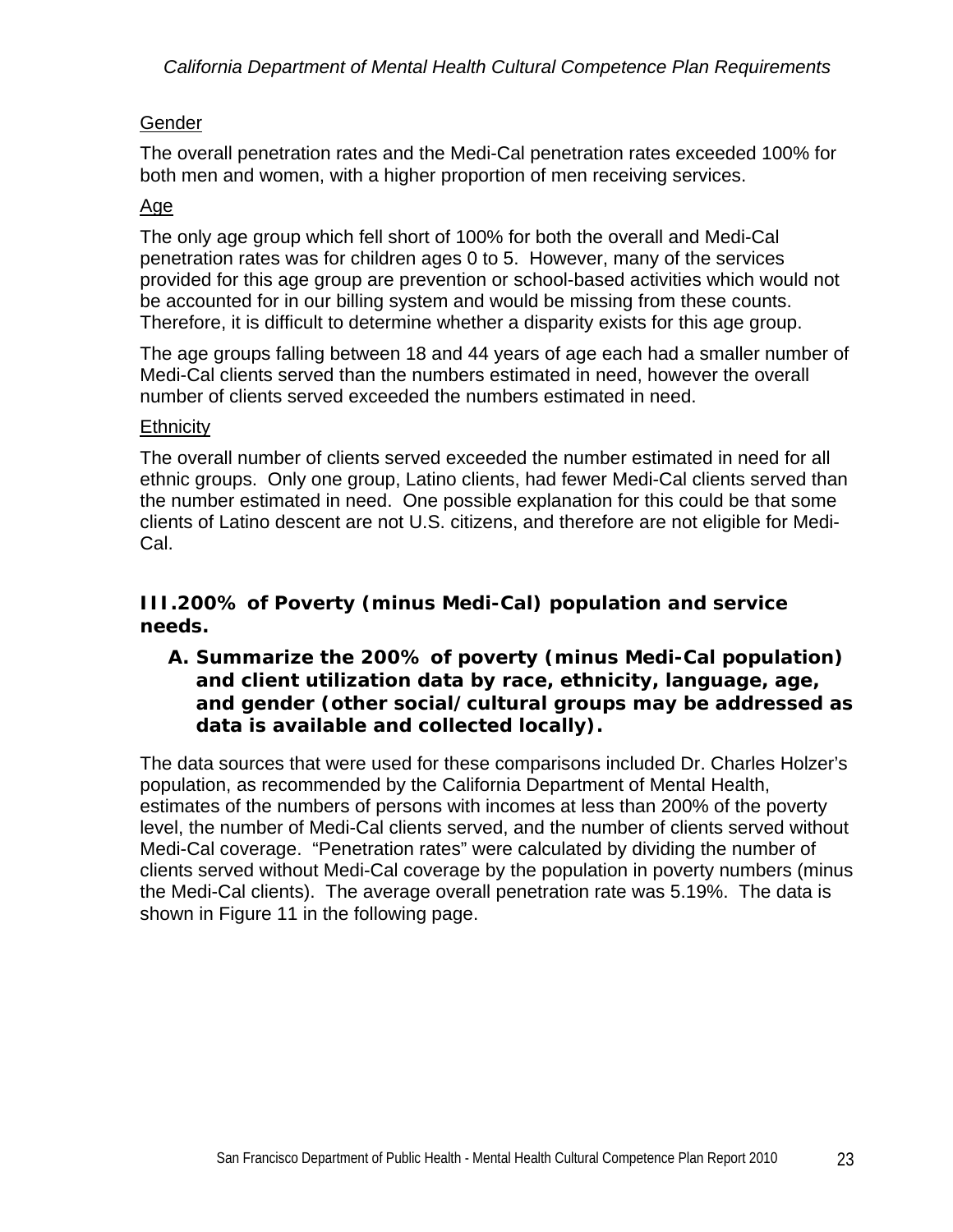Gender

The overall penetration rates and the Medi-Cal penetration rates exceeded 100% for both men and women, with a higher proportion of men receiving services.

Age

The only age group which fell short of 100% for both the overall and Medi-Cal penetration rates was for children ages 0 to 5. However, many of the services provided for this age group are prevention or school-based activities which would not be accounted for in our billing system and would be missing from these counts. Therefore, it is difficult to determine whether a disparity exists for this age group.

The age groups falling between 18 and 44 years of age each had a smaller number of Medi-Cal clients served than the numbers estimated in need, however the overall number of clients served exceeded the numbers estimated in need.

Ethnicity

The overall number of clients served exceeded the number estimated in need for all ethnic groups. Only one group, Latino clients, had fewer Medi-Cal clients served than the number estimated in need. One possible explanation for this could be that some clients of Latino descent are not U.S. citizens, and therefore are not eligible for Medi-Cal.

## III. 200% of Poverty (minus Medi-Cal) population and service needs.

### A. Summarize the 200% of poverty (minus Medi-Cal population) and client utilization data by race, ethnicity, language, age, and gender (other social/cultural groups may be addressed as data is available and collected locally).

The data sources that were used for these comparisons included Dr. Charles Holzer's population, as recommended by the California Department of Mental Health, estimates of the numbers of persons with incomes at less than 200% of the poverty level, the number of Medi-Cal clients served, and the number of clients served without Medi-Cal coverage. "Penetration rates" were calculated by dividing the number of clients served without Medi-Cal coverage by the population in poverty numbers (minus the Medi-Cal clients). The average overall penetration rate was 5.19%. The data is shown in Figure 11 in the following page.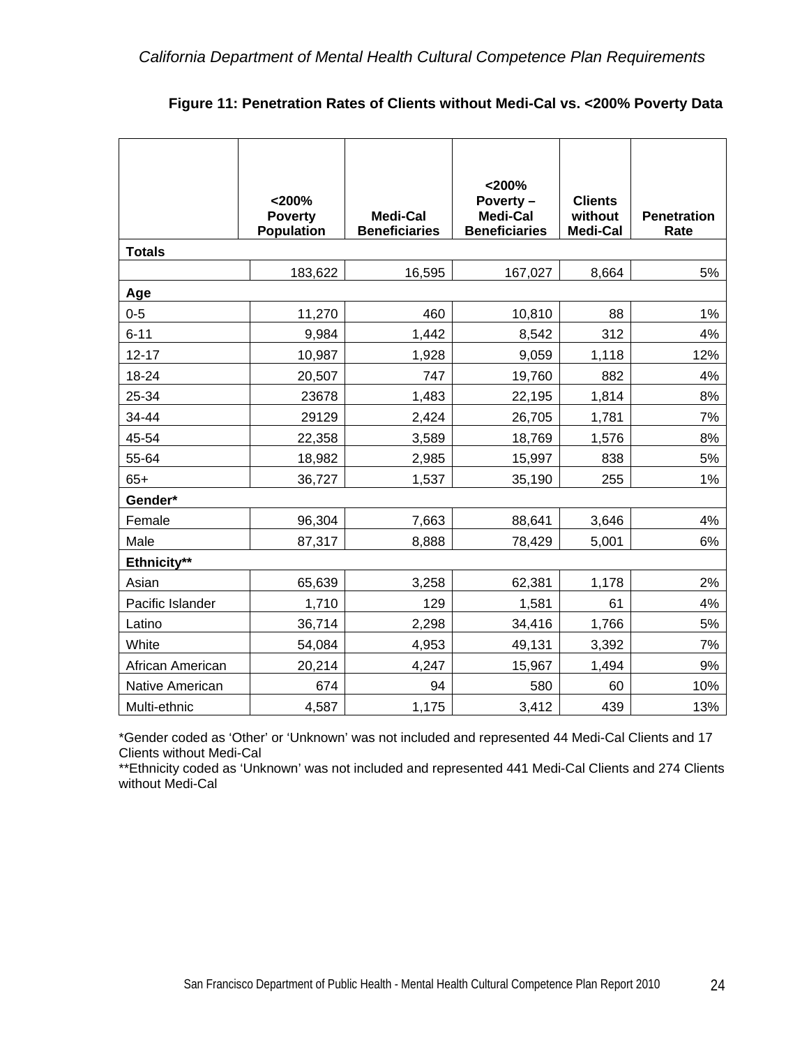**Figure 11: Penetration Rates of Clients without Medi-Cal vs. <200% Poverty Data**

| | <200% Poverty Population | Medi-Cal Beneficiaries | <200% Poverty – Medi-Cal Beneficiaries | Clients without Medi-Cal | Penetration Rate |
|---|---|---|---|---|---|
| **Totals** | | | | | |
| | 183,622 | 16,595 | 167,027 | 8,664 | 5% |
| **Age** | | | | | |
| 0-5 | 11,270 | 460 | 10,810 | 88 | 1% |
| 6-11 | 9,984 | 1,442 | 8,542 | 312 | 4% |
| 12-17 | 10,987 | 1,928 | 9,059 | 1,118 | 12% |
| 18-24 | 20,507 | 747 | 19,760 | 882 | 4% |
| 25-34 | 23678 | 1,483 | 22,195 | 1,814 | 8% |
| 34-44 | 29129 | 2,424 | 26,705 | 1,781 | 7% |
| 45-54 | 22,358 | 3,589 | 18,769 | 1,576 | 8% |
| 55-64 | 18,982 | 2,985 | 15,997 | 838 | 5% |
| 65+ | 36,727 | 1,537 | 35,190 | 255 | 1% |
| **Gender*** | | | | | |
| Female | 96,304 | 7,663 | 88,641 | 3,646 | 4% |
| Male | 87,317 | 8,888 | 78,429 | 5,001 | 6% |
| **Ethnicity**** | | | | | |
| Asian | 65,639 | 3,258 | 62,381 | 1,178 | 2% |
| Pacific Islander | 1,710 | 129 | 1,581 | 61 | 4% |
| Latino | 36,714 | 2,298 | 34,416 | 1,766 | 5% |
| White | 54,084 | 4,953 | 49,131 | 3,392 | 7% |
| African American | 20,214 | 4,247 | 15,967 | 1,494 | 9% |
| Native American | 674 | 94 | 580 | 60 | 10% |
| Multi-ethnic | 4,587 | 1,175 | 3,412 | 439 | 13% |

*Gender coded as 'Other' or 'Unknown' was not included and represented 44 Medi-Cal Clients and 17 Clients without Medi-Cal

**Ethnicity coded as 'Unknown' was not included and represented 441 Medi-Cal Clients and 274 Clients without Medi-Cal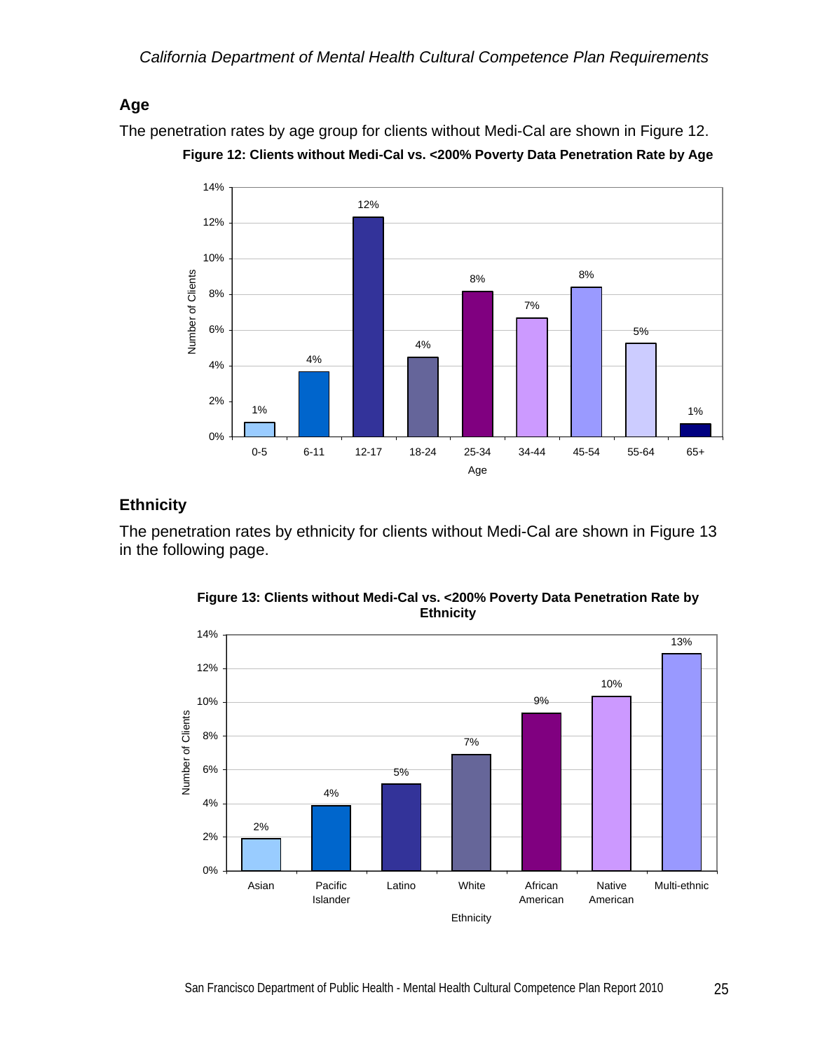## Age

The penetration rates by age group for clients without Medi-Cal are shown in Figure 12.

**Figure 12: Clients without Medi-Cal vs. <200% Poverty Data Penetration Rate by Age**

| Age | Number of Clients |
|---|---|
| 0-5 | 1% |
| 6-11 | 4% |
| 12-17 | 12% |
| 18-24 | 4% |
| 25-34 | 8% |
| 34-44 | 7% |
| 45-54 | 8% |
| 55-64 | 5% |
| 65+ | 1% |

## Ethnicity

The penetration rates by ethnicity for clients without Medi-Cal are shown in Figure 13 in the following page.

**Figure 13: Clients without Medi-Cal vs. <200% Poverty Data Penetration Rate by Ethnicity**

| Ethnicity | Number of Clients |
|---|---|
| Asian | 2% |
| Pacific Islander | 4% |
| Latino | 5% |
| White | 7% |
| African American | 9% |
| Native American | 10% |
| Multi-ethnic | 13% |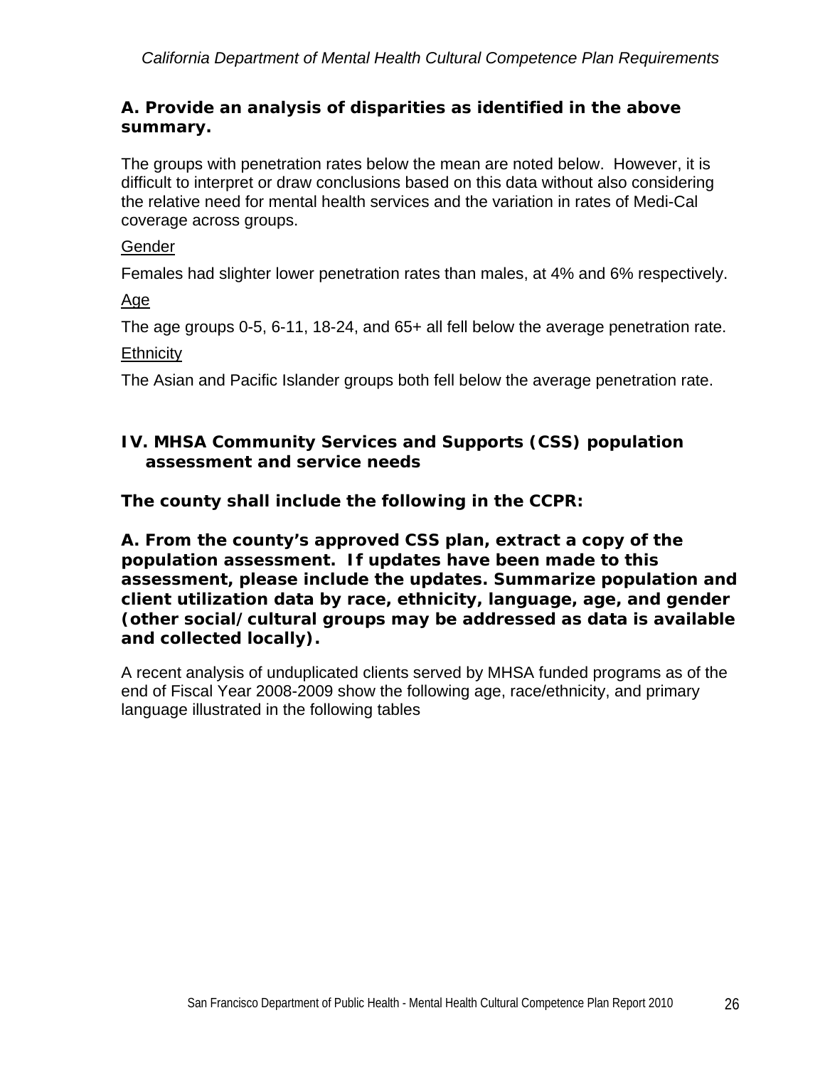**A. Provide an analysis of disparities as identified in the above summary.**

The groups with penetration rates below the mean are noted below. However, it is difficult to interpret or draw conclusions based on this data without also considering the relative need for mental health services and the variation in rates of Medi-Cal coverage across groups.

<u>Gender</u>

Females had slighter lower penetration rates than males, at 4% and 6% respectively.

<u>Age</u>

The age groups 0-5, 6-11, 18-24, and 65+ all fell below the average penetration rate.

<u>Ethnicity</u>

The Asian and Pacific Islander groups both fell below the average penetration rate.

## IV. MHSA Community Services and Supports (CSS) population assessment and service needs

**The county shall include the following in the CCPR:**

**A. From the county's approved CSS plan, extract a copy of the population assessment. If updates have been made to this assessment, please include the updates. Summarize population and client utilization data by race, ethnicity, language, age, and gender (other social/cultural groups may be addressed as data is available and collected locally).**

A recent analysis of unduplicated clients served by MHSA funded programs as of the end of Fiscal Year 2008-2009 show the following age, race/ethnicity, and primary language illustrated in the following tables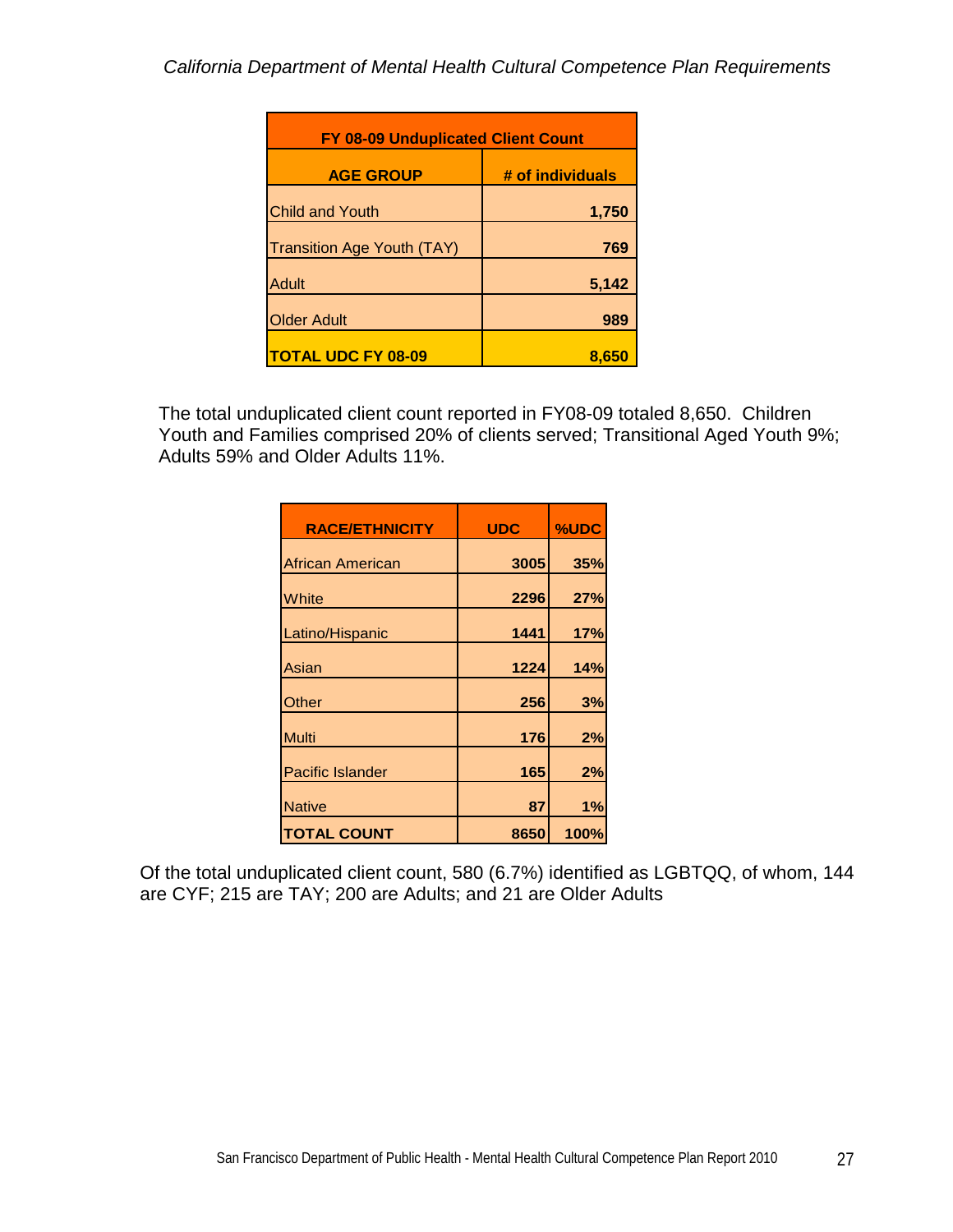| FY 08-09 Unduplicated Client Count | |
|---|---|
| **AGE GROUP** | **# of individuals** |
| Child and Youth | **1,750** |
| Transition Age Youth (TAY) | **769** |
| Adult | **5,142** |
| Older Adult | **989** |
| **TOTAL UDC FY 08-09** | **8,650** |

The total unduplicated client count reported in FY08-09 totaled 8,650. Children Youth and Families comprised 20% of clients served; Transitional Aged Youth 9%; Adults 59% and Older Adults 11%.

| RACE/ETHNICITY | UDC | %UDC |
|---|---|---|
| African American | **3005** | **35%** |
| White | **2296** | **27%** |
| Latino/Hispanic | **1441** | **17%** |
| Asian | **1224** | **14%** |
| Other | **256** | **3%** |
| Multi | **176** | **2%** |
| Pacific Islander | **165** | **2%** |
| Native | **87** | **1%** |
| **TOTAL COUNT** | **8650** | **100%** |

Of the total unduplicated client count, 580 (6.7%) identified as LGBTQQ, of whom, 144 are CYF; 215 are TAY; 200 are Adults; and 21 are Older Adults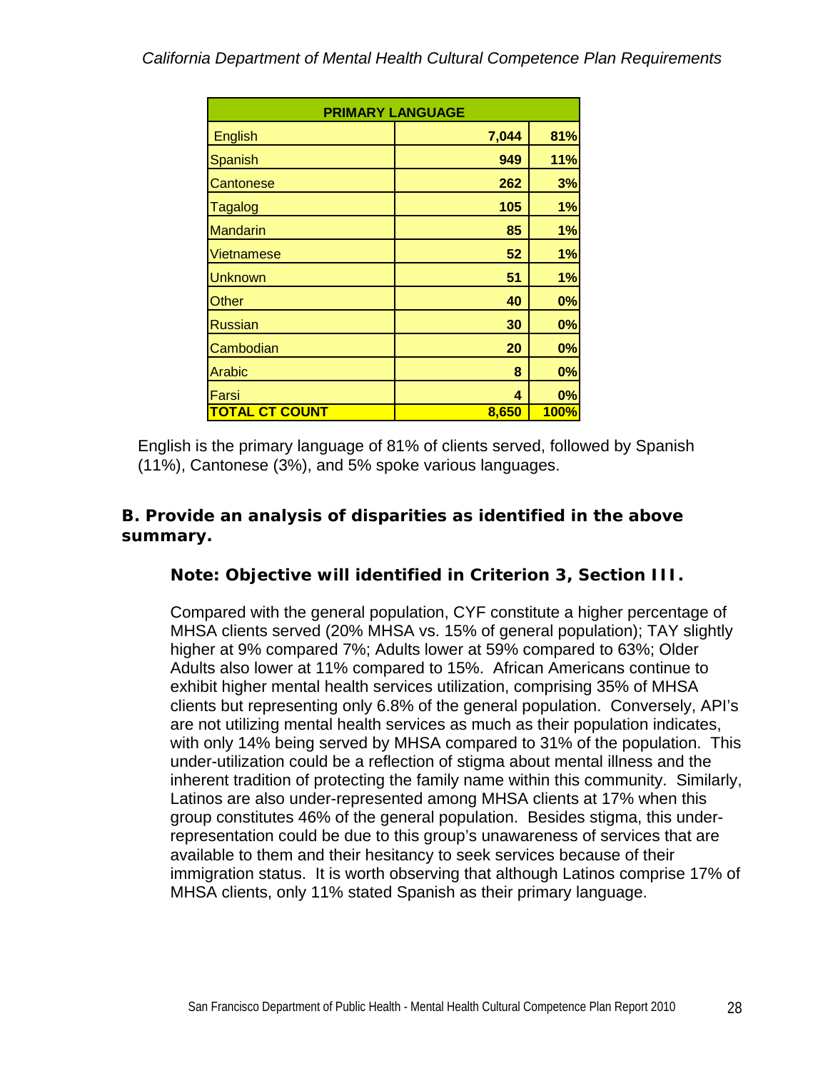| PRIMARY LANGUAGE | | |
|---|---|---|
| English | 7,044 | 81% |
| Spanish | 949 | 11% |
| Cantonese | 262 | 3% |
| Tagalog | 105 | 1% |
| Mandarin | 85 | 1% |
| Vietnamese | 52 | 1% |
| Unknown | 51 | 1% |
| Other | 40 | 0% |
| Russian | 30 | 0% |
| Cambodian | 20 | 0% |
| Arabic | 8 | 0% |
| Farsi | 4 | 0% |
| **TOTAL CT COUNT** | **8,650** | **100%** |

English is the primary language of 81% of clients served, followed by Spanish (11%), Cantonese (3%), and 5% spoke various languages.

**B. Provide an analysis of disparities as identified in the above summary.**

**Note: Objective will identified in Criterion 3, Section III.**

Compared with the general population, CYF constitute a higher percentage of MHSA clients served (20% MHSA vs. 15% of general population); TAY slightly higher at 9% compared 7%; Adults lower at 59% compared to 63%; Older Adults also lower at 11% compared to 15%. African Americans continue to exhibit higher mental health services utilization, comprising 35% of MHSA clients but representing only 6.8% of the general population. Conversely, API's are not utilizing mental health services as much as their population indicates, with only 14% being served by MHSA compared to 31% of the population. This under-utilization could be a reflection of stigma about mental illness and the inherent tradition of protecting the family name within this community. Similarly, Latinos are also under-represented among MHSA clients at 17% when this group constitutes 46% of the general population. Besides stigma, this under-representation could be due to this group's unawareness of services that are available to them and their hesitancy to seek services because of their immigration status. It is worth observing that although Latinos comprise 17% of MHSA clients, only 11% stated Spanish as their primary language.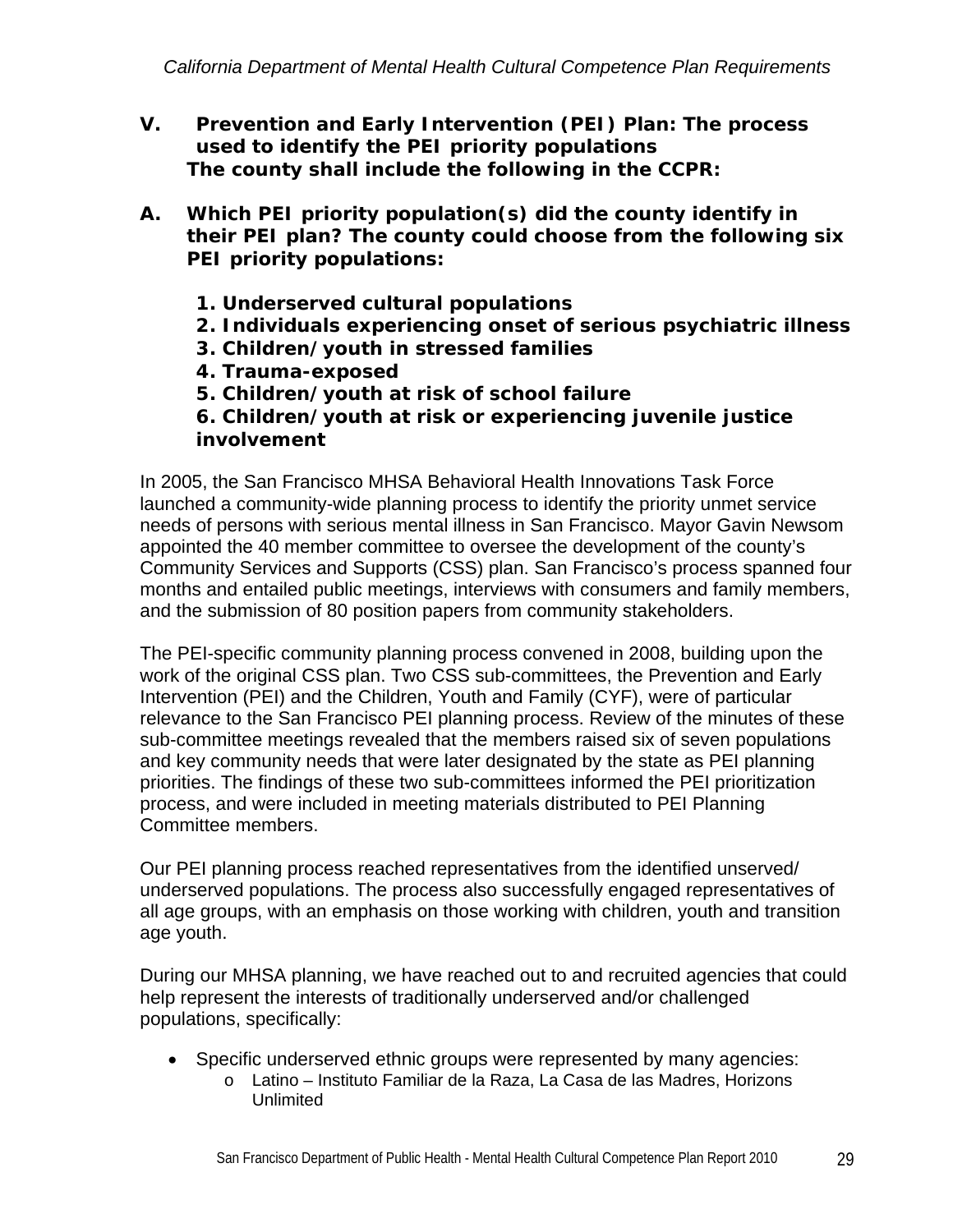## V. Prevention and Early Intervention (PEI) Plan: The process used to identify the PEI priority populations

**The county shall include the following in the CCPR:**

### A. Which PEI priority population(s) did the county identify in their PEI plan? The county could choose from the following six PEI priority populations:

1. **Underserved cultural populations**
2. **Individuals experiencing onset of serious psychiatric illness**
3. **Children/youth in stressed families**
4. **Trauma-exposed**
5. **Children/youth at risk of school failure**
6. **Children/youth at risk or experiencing juvenile justice involvement**

In 2005, the San Francisco MHSA Behavioral Health Innovations Task Force launched a community-wide planning process to identify the priority unmet service needs of persons with serious mental illness in San Francisco. Mayor Gavin Newsom appointed the 40 member committee to oversee the development of the county's Community Services and Supports (CSS) plan. San Francisco's process spanned four months and entailed public meetings, interviews with consumers and family members, and the submission of 80 position papers from community stakeholders.

The PEI-specific community planning process convened in 2008, building upon the work of the original CSS plan. Two CSS sub-committees, the Prevention and Early Intervention (PEI) and the Children, Youth and Family (CYF), were of particular relevance to the San Francisco PEI planning process. Review of the minutes of these sub-committee meetings revealed that the members raised six of seven populations and key community needs that were later designated by the state as PEI planning priorities. The findings of these two sub-committees informed the PEI prioritization process, and were included in meeting materials distributed to PEI Planning Committee members.

Our PEI planning process reached representatives from the identified unserved/ underserved populations. The process also successfully engaged representatives of all age groups, with an emphasis on those working with children, youth and transition age youth.

During our MHSA planning, we have reached out to and recruited agencies that could help represent the interests of traditionally underserved and/or challenged populations, specifically:

- Specific underserved ethnic groups were represented by many agencies:
  - Latino – Instituto Familiar de la Raza, La Casa de las Madres, Horizons Unlimited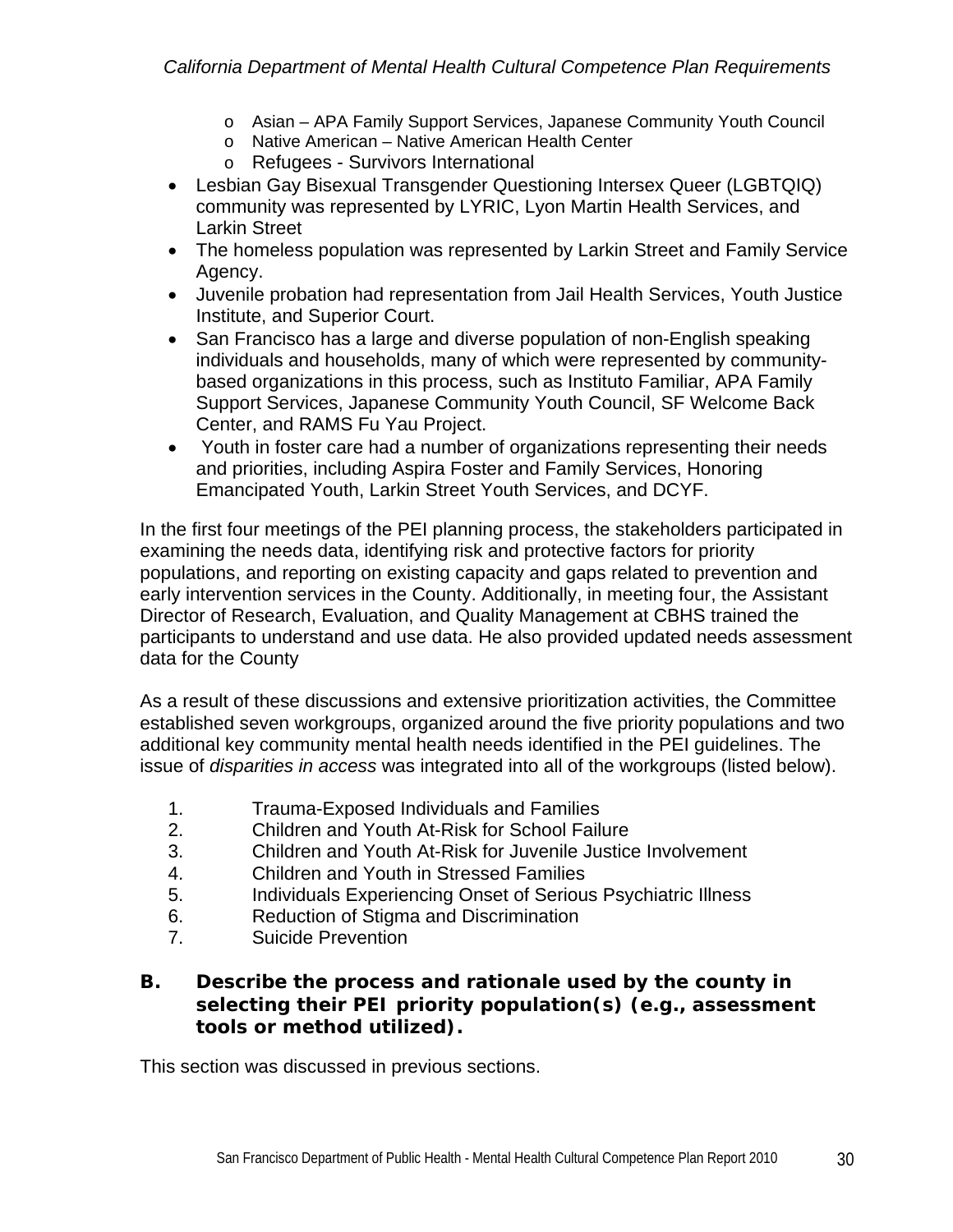- Asian – APA Family Support Services, Japanese Community Youth Council
  - Native American – Native American Health Center
  - Refugees - Survivors International
- Lesbian Gay Bisexual Transgender Questioning Intersex Queer (LGBTQIQ) community was represented by LYRIC, Lyon Martin Health Services, and Larkin Street
- The homeless population was represented by Larkin Street and Family Service Agency.
- Juvenile probation had representation from Jail Health Services, Youth Justice Institute, and Superior Court.
- San Francisco has a large and diverse population of non-English speaking individuals and households, many of which were represented by community-based organizations in this process, such as Instituto Familiar, APA Family Support Services, Japanese Community Youth Council, SF Welcome Back Center, and RAMS Fu Yau Project.
- Youth in foster care had a number of organizations representing their needs and priorities, including Aspira Foster and Family Services, Honoring Emancipated Youth, Larkin Street Youth Services, and DCYF.

In the first four meetings of the PEI planning process, the stakeholders participated in examining the needs data, identifying risk and protective factors for priority populations, and reporting on existing capacity and gaps related to prevention and early intervention services in the County. Additionally, in meeting four, the Assistant Director of Research, Evaluation, and Quality Management at CBHS trained the participants to understand and use data. He also provided updated needs assessment data for the County

As a result of these discussions and extensive prioritization activities, the Committee established seven workgroups, organized around the five priority populations and two additional key community mental health needs identified in the PEI guidelines. The issue of *disparities in access* was integrated into all of the workgroups (listed below).

1. Trauma-Exposed Individuals and Families
2. Children and Youth At-Risk for School Failure
3. Children and Youth At-Risk for Juvenile Justice Involvement
4. Children and Youth in Stressed Families
5. Individuals Experiencing Onset of Serious Psychiatric Illness
6. Reduction of Stigma and Discrimination
7. Suicide Prevention

### B. Describe the process and rationale used by the county in selecting their PEI priority population(s) (e.g., assessment tools or method utilized).

This section was discussed in previous sections.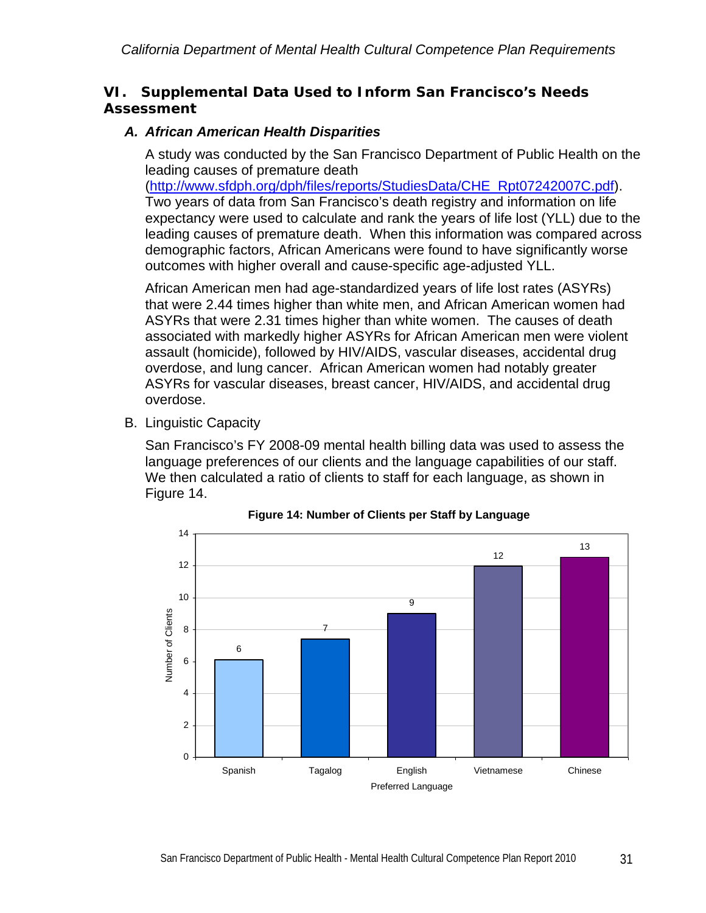## VI. Supplemental Data Used to Inform San Francisco's Needs Assessment

### *A. African American Health Disparities*

A study was conducted by the San Francisco Department of Public Health on the leading causes of premature death (http://www.sfdph.org/dph/files/reports/StudiesData/CHE_Rpt07242007C.pdf). Two years of data from San Francisco's death registry and information on life expectancy were used to calculate and rank the years of life lost (YLL) due to the leading causes of premature death. When this information was compared across demographic factors, African Americans were found to have significantly worse outcomes with higher overall and cause-specific age-adjusted YLL.

African American men had age-standardized years of life lost rates (ASYRs) that were 2.44 times higher than white men, and African American women had ASYRs that were 2.31 times higher than white women. The causes of death associated with markedly higher ASYRs for African American men were violent assault (homicide), followed by HIV/AIDS, vascular diseases, accidental drug overdose, and lung cancer. African American women had notably greater ASYRs for vascular diseases, breast cancer, HIV/AIDS, and accidental drug overdose.

### B. Linguistic Capacity

San Francisco's FY 2008-09 mental health billing data was used to assess the language preferences of our clients and the language capabilities of our staff. We then calculated a ratio of clients to staff for each language, as shown in Figure 14.

**Figure 14: Number of Clients per Staff by Language**

| Preferred Language | Number of Clients |
|---|---|
| Spanish | 6 |
| Tagalog | 7 |
| English | 9 |
| Vietnamese | 12 |
| Chinese | 13 |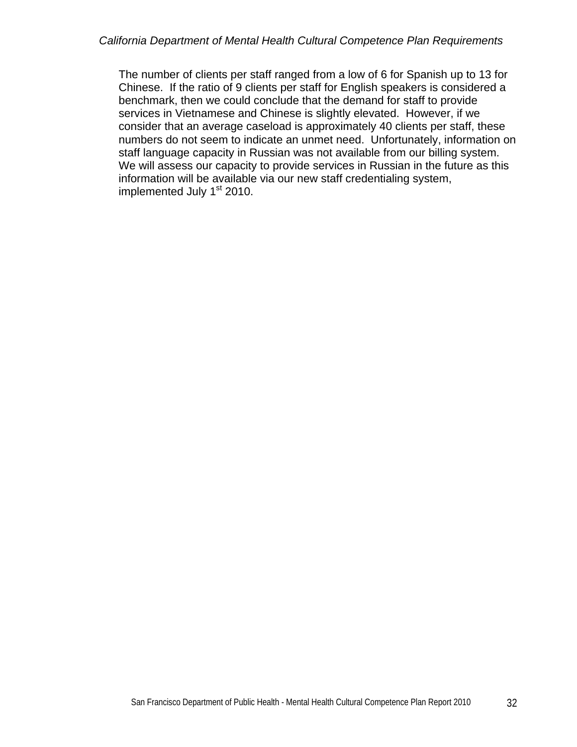The number of clients per staff ranged from a low of 6 for Spanish up to 13 for Chinese. If the ratio of 9 clients per staff for English speakers is considered a benchmark, then we could conclude that the demand for staff to provide services in Vietnamese and Chinese is slightly elevated. However, if we consider that an average caseload is approximately 40 clients per staff, these numbers do not seem to indicate an unmet need. Unfortunately, information on staff language capacity in Russian was not available from our billing system. We will assess our capacity to provide services in Russian in the future as this information will be available via our new staff credentialing system, implemented July 1st 2010.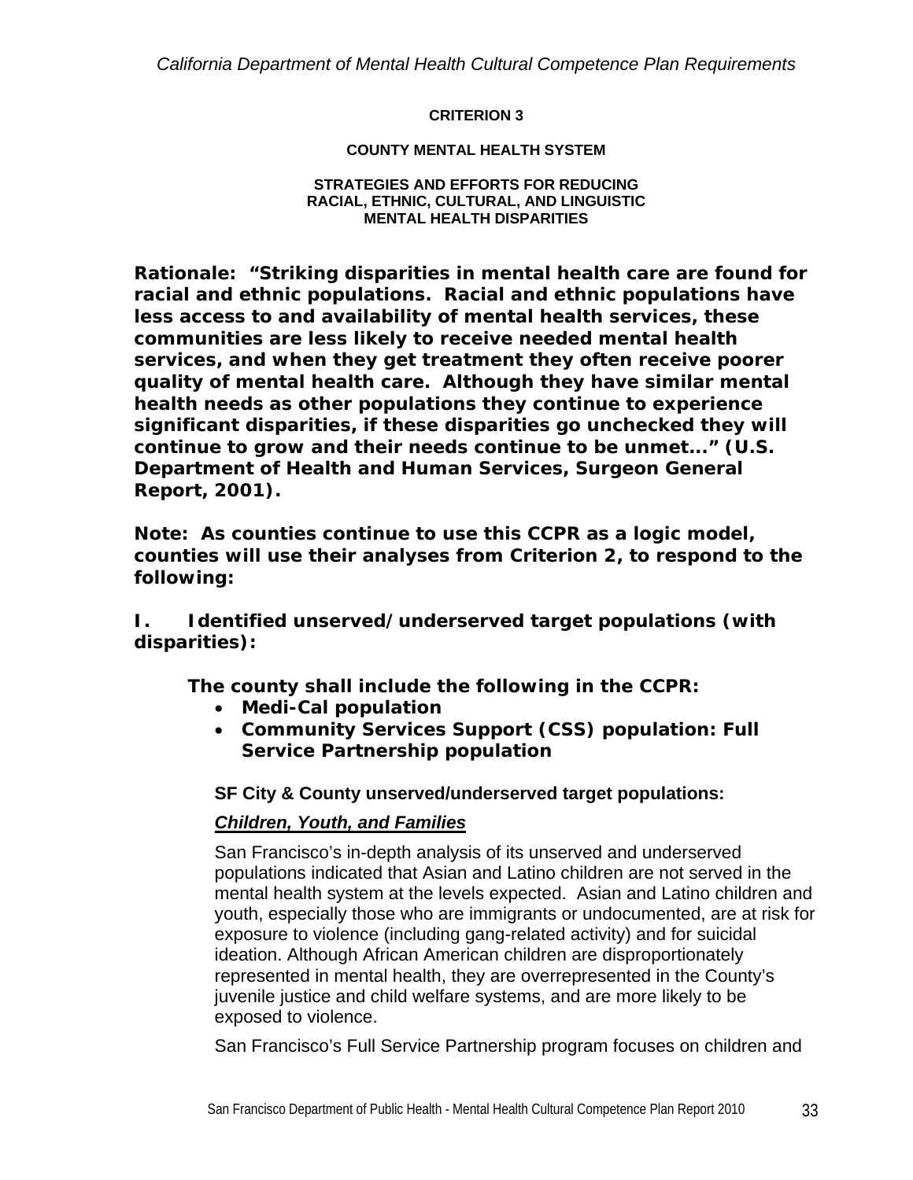**CRITERION 3**

**COUNTY MENTAL HEALTH SYSTEM**

**STRATEGIES AND EFFORTS FOR REDUCING RACIAL, ETHNIC, CULTURAL, AND LINGUISTIC MENTAL HEALTH DISPARITIES**

**Rationale: "Striking disparities in mental health care are found for racial and ethnic populations. Racial and ethnic populations have less access to and availability of mental health services, these communities are less likely to receive needed mental health services, and when they get treatment they often receive poorer quality of mental health care. Although they have similar mental health needs as other populations they continue to experience significant disparities, if these disparities go unchecked they will continue to grow and their needs continue to be unmet…" (U.S. Department of Health and Human Services, Surgeon General Report, 2001).**

**Note: As counties continue to use this CCPR as a logic model, counties will use their analyses from Criterion 2, to respond to the following:**

**I. Identified unserved/underserved target populations (with disparities):**

**The county shall include the following in the CCPR:**

- **Medi-Cal population**
- **Community Services Support (CSS) population: Full Service Partnership population**

**SF City & County unserved/underserved target populations:**

***Children, Youth, and Families***

San Francisco's in-depth analysis of its unserved and underserved populations indicated that Asian and Latino children are not served in the mental health system at the levels expected. Asian and Latino children and youth, especially those who are immigrants or undocumented, are at risk for exposure to violence (including gang-related activity) and for suicidal ideation. Although African American children are disproportionately represented in mental health, they are overrepresented in the County's juvenile justice and child welfare systems, and are more likely to be exposed to violence.

San Francisco's Full Service Partnership program focuses on children and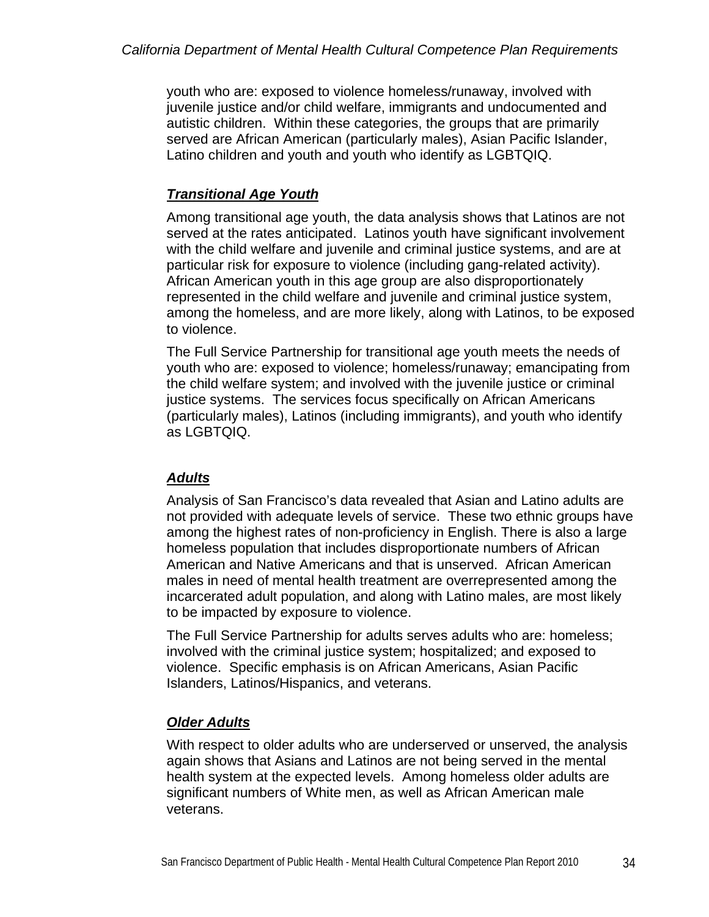youth who are: exposed to violence homeless/runaway, involved with juvenile justice and/or child welfare, immigrants and undocumented and autistic children. Within these categories, the groups that are primarily served are African American (particularly males), Asian Pacific Islander, Latino children and youth and youth who identify as LGBTQIQ.

### ***Transitional Age Youth***

Among transitional age youth, the data analysis shows that Latinos are not served at the rates anticipated. Latinos youth have significant involvement with the child welfare and juvenile and criminal justice systems, and are at particular risk for exposure to violence (including gang-related activity). African American youth in this age group are also disproportionately represented in the child welfare and juvenile and criminal justice system, among the homeless, and are more likely, along with Latinos, to be exposed to violence.

The Full Service Partnership for transitional age youth meets the needs of youth who are: exposed to violence; homeless/runaway; emancipating from the child welfare system; and involved with the juvenile justice or criminal justice systems. The services focus specifically on African Americans (particularly males), Latinos (including immigrants), and youth who identify as LGBTQIQ.

### ***Adults***

Analysis of San Francisco's data revealed that Asian and Latino adults are not provided with adequate levels of service. These two ethnic groups have among the highest rates of non-proficiency in English. There is also a large homeless population that includes disproportionate numbers of African American and Native Americans and that is unserved. African American males in need of mental health treatment are overrepresented among the incarcerated adult population, and along with Latino males, are most likely to be impacted by exposure to violence.

The Full Service Partnership for adults serves adults who are: homeless; involved with the criminal justice system; hospitalized; and exposed to violence. Specific emphasis is on African Americans, Asian Pacific Islanders, Latinos/Hispanics, and veterans.

### ***Older Adults***

With respect to older adults who are underserved or unserved, the analysis again shows that Asians and Latinos are not being served in the mental health system at the expected levels. Among homeless older adults are significant numbers of White men, as well as African American male veterans.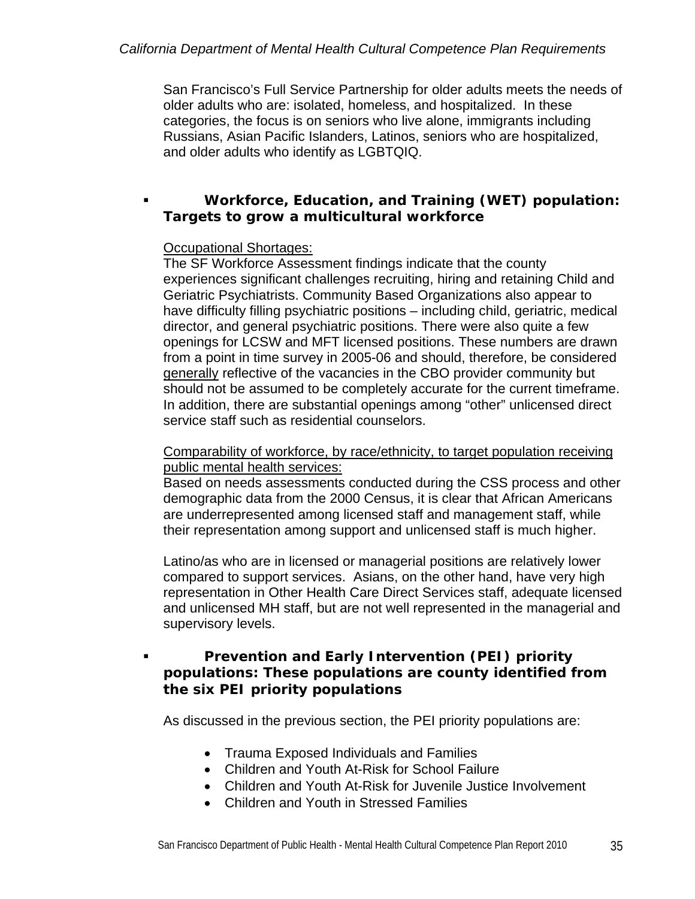San Francisco's Full Service Partnership for older adults meets the needs of older adults who are: isolated, homeless, and hospitalized. In these categories, the focus is on seniors who live alone, immigrants including Russians, Asian Pacific Islanders, Latinos, seniors who are hospitalized, and older adults who identify as LGBTQIQ.

- **Workforce, Education, and Training (WET) population: Targets to grow a multicultural workforce**

  Occupational Shortages:
  The SF Workforce Assessment findings indicate that the county experiences significant challenges recruiting, hiring and retaining Child and Geriatric Psychiatrists. Community Based Organizations also appear to have difficulty filling psychiatric positions – including child, geriatric, medical director, and general psychiatric positions. There were also quite a few openings for LCSW and MFT licensed positions. These numbers are drawn from a point in time survey in 2005-06 and should, therefore, be considered generally reflective of the vacancies in the CBO provider community but should not be assumed to be completely accurate for the current timeframe. In addition, there are substantial openings among "other" unlicensed direct service staff such as residential counselors.

  Comparability of workforce, by race/ethnicity, to target population receiving public mental health services:
  Based on needs assessments conducted during the CSS process and other demographic data from the 2000 Census, it is clear that African Americans are underrepresented among licensed staff and management staff, while their representation among support and unlicensed staff is much higher.

  Latino/as who are in licensed or managerial positions are relatively lower compared to support services. Asians, on the other hand, have very high representation in Other Health Care Direct Services staff, adequate licensed and unlicensed MH staff, but are not well represented in the managerial and supervisory levels.

- **Prevention and Early Intervention (PEI) priority populations: These populations are county identified from the six PEI priority populations**

  As discussed in the previous section, the PEI priority populations are:

  - Trauma Exposed Individuals and Families
  - Children and Youth At-Risk for School Failure
  - Children and Youth At-Risk for Juvenile Justice Involvement
  - Children and Youth in Stressed Families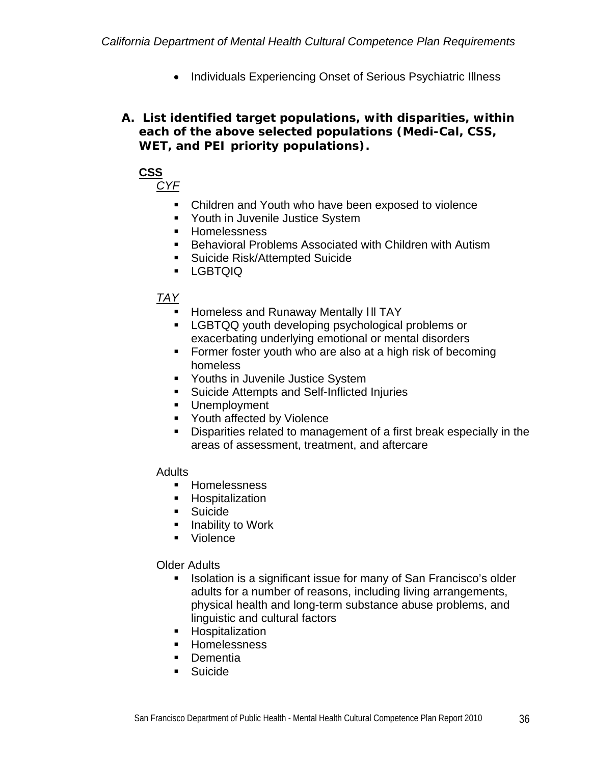- Individuals Experiencing Onset of Serious Psychiatric Illness

**A. List identified target populations, with disparities, within each of the above selected populations (Medi-Cal, CSS, WET, and PEI priority populations).**

**CSS**

*CYF*

- Children and Youth who have been exposed to violence
- Youth in Juvenile Justice System
- Homelessness
- Behavioral Problems Associated with Children with Autism
- Suicide Risk/Attempted Suicide
- LGBTQIQ

*TAY*

- Homeless and Runaway Mentally Ill TAY
- LGBTQQ youth developing psychological problems or exacerbating underlying emotional or mental disorders
- Former foster youth who are also at a high risk of becoming homeless
- Youths in Juvenile Justice System
- Suicide Attempts and Self-Inflicted Injuries
- Unemployment
- Youth affected by Violence
- Disparities related to management of a first break especially in the areas of assessment, treatment, and aftercare

Adults

- Homelessness
- Hospitalization
- Suicide
- Inability to Work
- Violence

Older Adults

- Isolation is a significant issue for many of San Francisco's older adults for a number of reasons, including living arrangements, physical health and long-term substance abuse problems, and linguistic and cultural factors
- Hospitalization
- Homelessness
- Dementia
- Suicide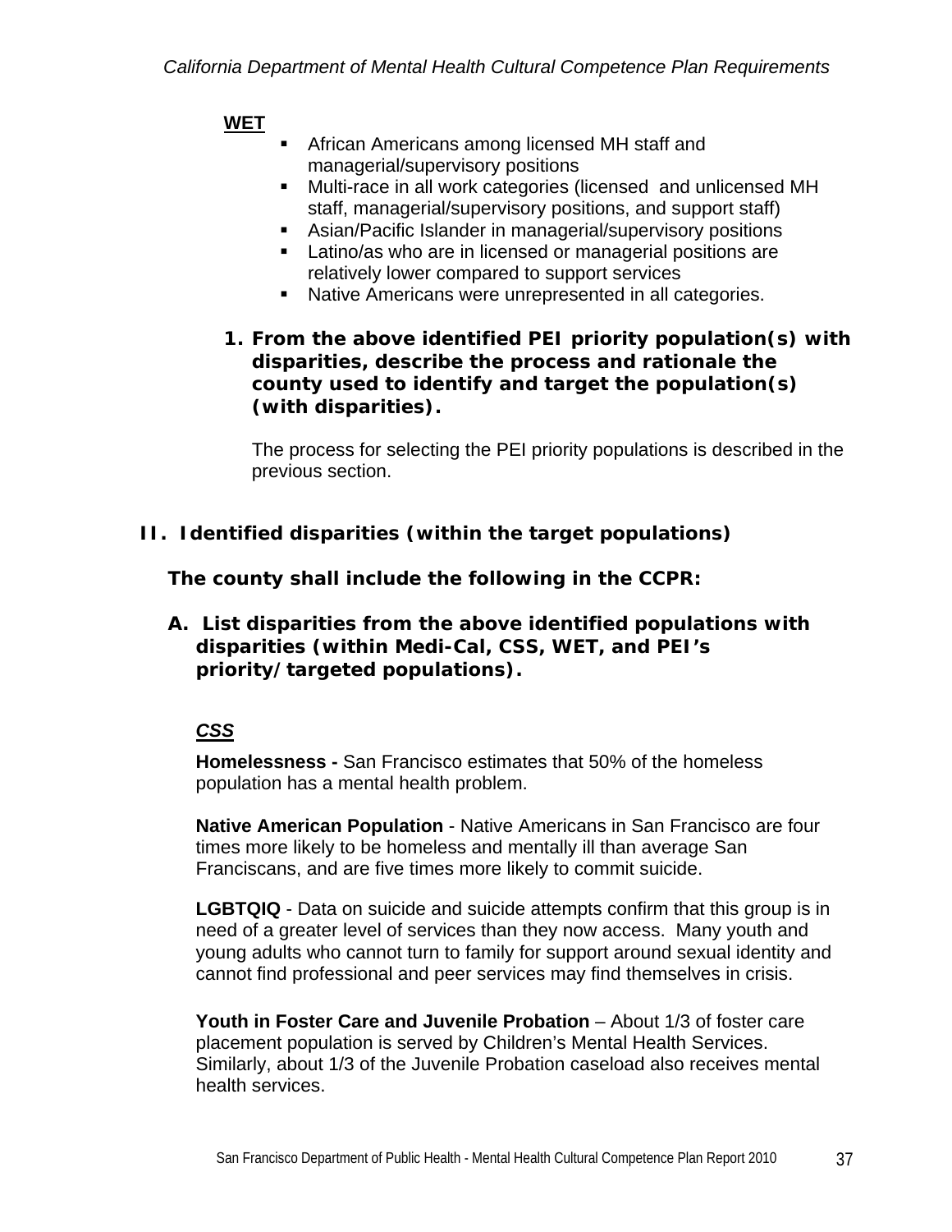**WET**

- African Americans among licensed MH staff and managerial/supervisory positions
- Multi-race in all work categories (licensed and unlicensed MH staff, managerial/supervisory positions, and support staff)
- Asian/Pacific Islander in managerial/supervisory positions
- Latino/as who are in licensed or managerial positions are relatively lower compared to support services
- Native Americans were unrepresented in all categories.

**1. From the above identified PEI priority population(s) with disparities, describe the process and rationale the county used to identify and target the population(s) (with disparities).**

The process for selecting the PEI priority populations is described in the previous section.

## II. Identified disparities (within the target populations)

**The county shall include the following in the CCPR:**

**A. List disparities from the above identified populations with disparities (within Medi-Cal, CSS, WET, and PEI's priority/targeted populations).**

***CSS***

**Homelessness -** San Francisco estimates that 50% of the homeless population has a mental health problem.

**Native American Population** - Native Americans in San Francisco are four times more likely to be homeless and mentally ill than average San Franciscans, and are five times more likely to commit suicide.

**LGBTQIQ** - Data on suicide and suicide attempts confirm that this group is in need of a greater level of services than they now access. Many youth and young adults who cannot turn to family for support around sexual identity and cannot find professional and peer services may find themselves in crisis.

**Youth in Foster Care and Juvenile Probation** – About 1/3 of foster care placement population is served by Children's Mental Health Services. Similarly, about 1/3 of the Juvenile Probation caseload also receives mental health services.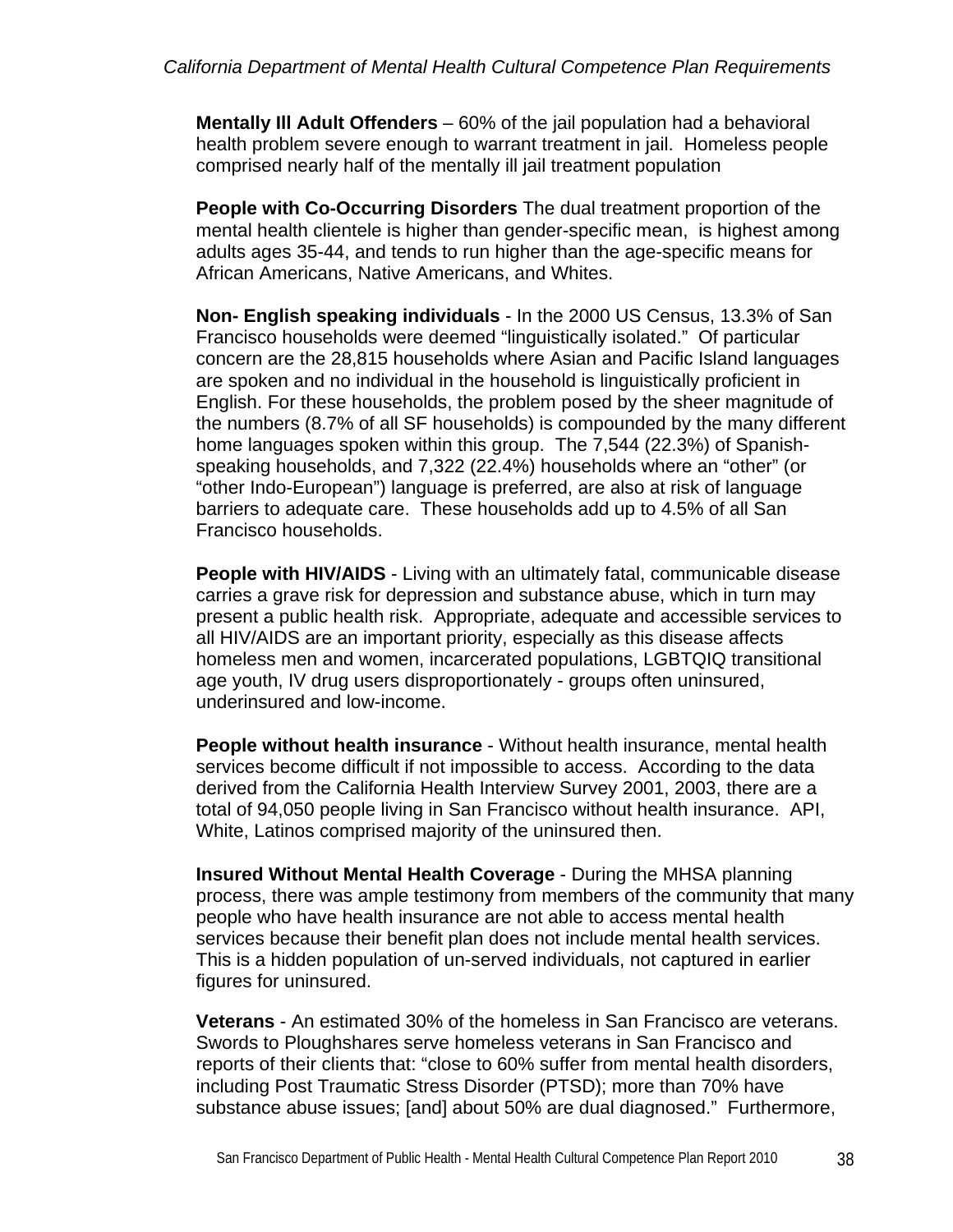**Mentally Ill Adult Offenders** – 60% of the jail population had a behavioral health problem severe enough to warrant treatment in jail. Homeless people comprised nearly half of the mentally ill jail treatment population

**People with Co-Occurring Disorders** The dual treatment proportion of the mental health clientele is higher than gender-specific mean, is highest among adults ages 35-44, and tends to run higher than the age-specific means for African Americans, Native Americans, and Whites.

**Non- English speaking individuals** - In the 2000 US Census, 13.3% of San Francisco households were deemed "linguistically isolated." Of particular concern are the 28,815 households where Asian and Pacific Island languages are spoken and no individual in the household is linguistically proficient in English. For these households, the problem posed by the sheer magnitude of the numbers (8.7% of all SF households) is compounded by the many different home languages spoken within this group. The 7,544 (22.3%) of Spanish-speaking households, and 7,322 (22.4%) households where an "other" (or "other Indo-European") language is preferred, are also at risk of language barriers to adequate care. These households add up to 4.5% of all San Francisco households.

**People with HIV/AIDS** - Living with an ultimately fatal, communicable disease carries a grave risk for depression and substance abuse, which in turn may present a public health risk. Appropriate, adequate and accessible services to all HIV/AIDS are an important priority, especially as this disease affects homeless men and women, incarcerated populations, LGBTQIQ transitional age youth, IV drug users disproportionately - groups often uninsured, underinsured and low-income.

**People without health insurance** - Without health insurance, mental health services become difficult if not impossible to access. According to the data derived from the California Health Interview Survey 2001, 2003, there are a total of 94,050 people living in San Francisco without health insurance. API, White, Latinos comprised majority of the uninsured then.

**Insured Without Mental Health Coverage** - During the MHSA planning process, there was ample testimony from members of the community that many people who have health insurance are not able to access mental health services because their benefit plan does not include mental health services. This is a hidden population of un-served individuals, not captured in earlier figures for uninsured.

**Veterans** - An estimated 30% of the homeless in San Francisco are veterans. Swords to Ploughshares serve homeless veterans in San Francisco and reports of their clients that: "close to 60% suffer from mental health disorders, including Post Traumatic Stress Disorder (PTSD); more than 70% have substance abuse issues; [and] about 50% are dual diagnosed." Furthermore,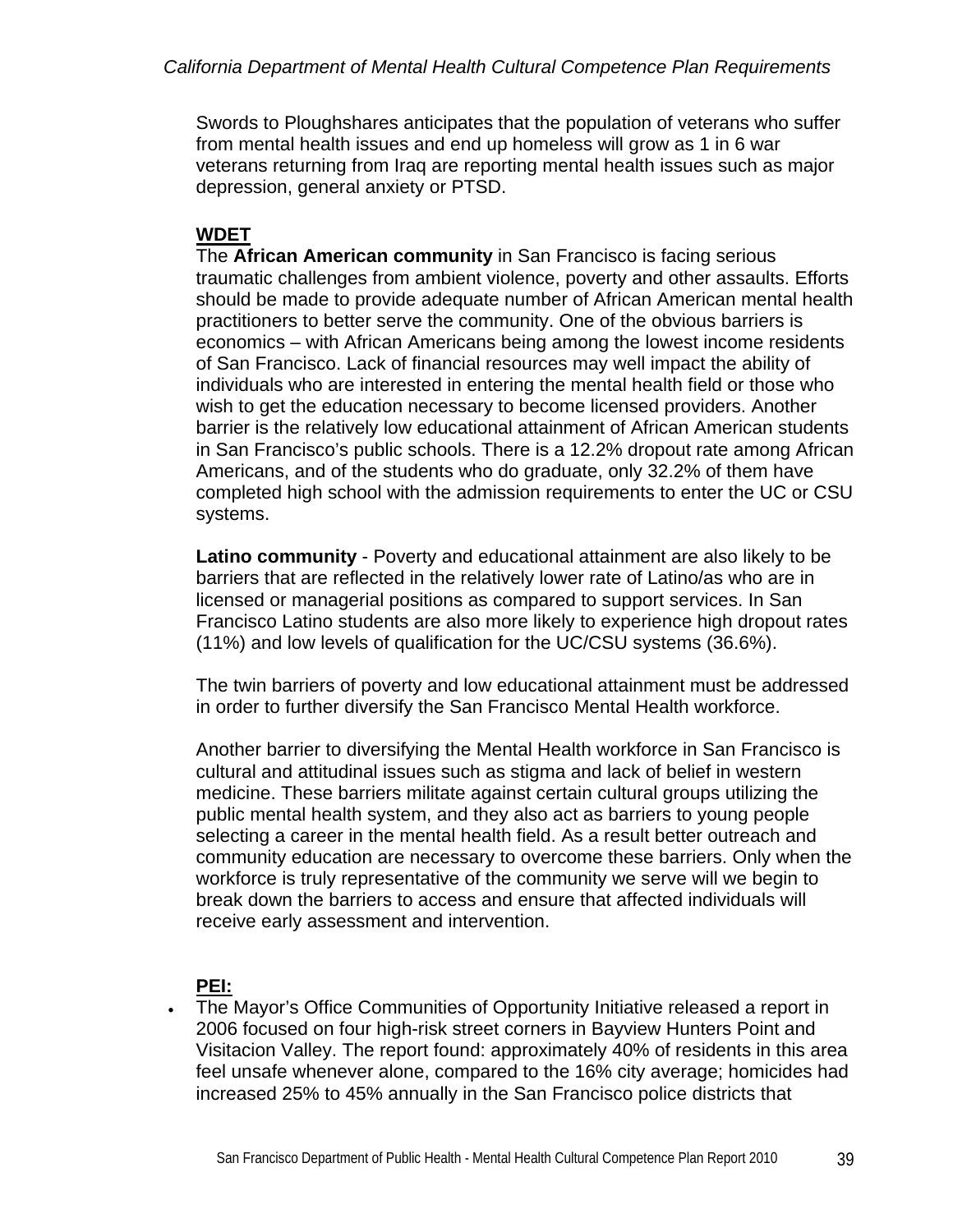Swords to Ploughshares anticipates that the population of veterans who suffer from mental health issues and end up homeless will grow as 1 in 6 war veterans returning from Iraq are reporting mental health issues such as major depression, general anxiety or PTSD.

**WDET**

The **African American community** in San Francisco is facing serious traumatic challenges from ambient violence, poverty and other assaults. Efforts should be made to provide adequate number of African American mental health practitioners to better serve the community. One of the obvious barriers is economics – with African Americans being among the lowest income residents of San Francisco. Lack of financial resources may well impact the ability of individuals who are interested in entering the mental health field or those who wish to get the education necessary to become licensed providers. Another barrier is the relatively low educational attainment of African American students in San Francisco's public schools. There is a 12.2% dropout rate among African Americans, and of the students who do graduate, only 32.2% of them have completed high school with the admission requirements to enter the UC or CSU systems.

**Latino community** - Poverty and educational attainment are also likely to be barriers that are reflected in the relatively lower rate of Latino/as who are in licensed or managerial positions as compared to support services. In San Francisco Latino students are also more likely to experience high dropout rates (11%) and low levels of qualification for the UC/CSU systems (36.6%).

The twin barriers of poverty and low educational attainment must be addressed in order to further diversify the San Francisco Mental Health workforce.

Another barrier to diversifying the Mental Health workforce in San Francisco is cultural and attitudinal issues such as stigma and lack of belief in western medicine. These barriers militate against certain cultural groups utilizing the public mental health system, and they also act as barriers to young people selecting a career in the mental health field. As a result better outreach and community education are necessary to overcome these barriers. Only when the workforce is truly representative of the community we serve will we begin to break down the barriers to access and ensure that affected individuals will receive early assessment and intervention.

**PEI:**

- The Mayor's Office Communities of Opportunity Initiative released a report in 2006 focused on four high-risk street corners in Bayview Hunters Point and Visitacion Valley. The report found: approximately 40% of residents in this area feel unsafe whenever alone, compared to the 16% city average; homicides had increased 25% to 45% annually in the San Francisco police districts that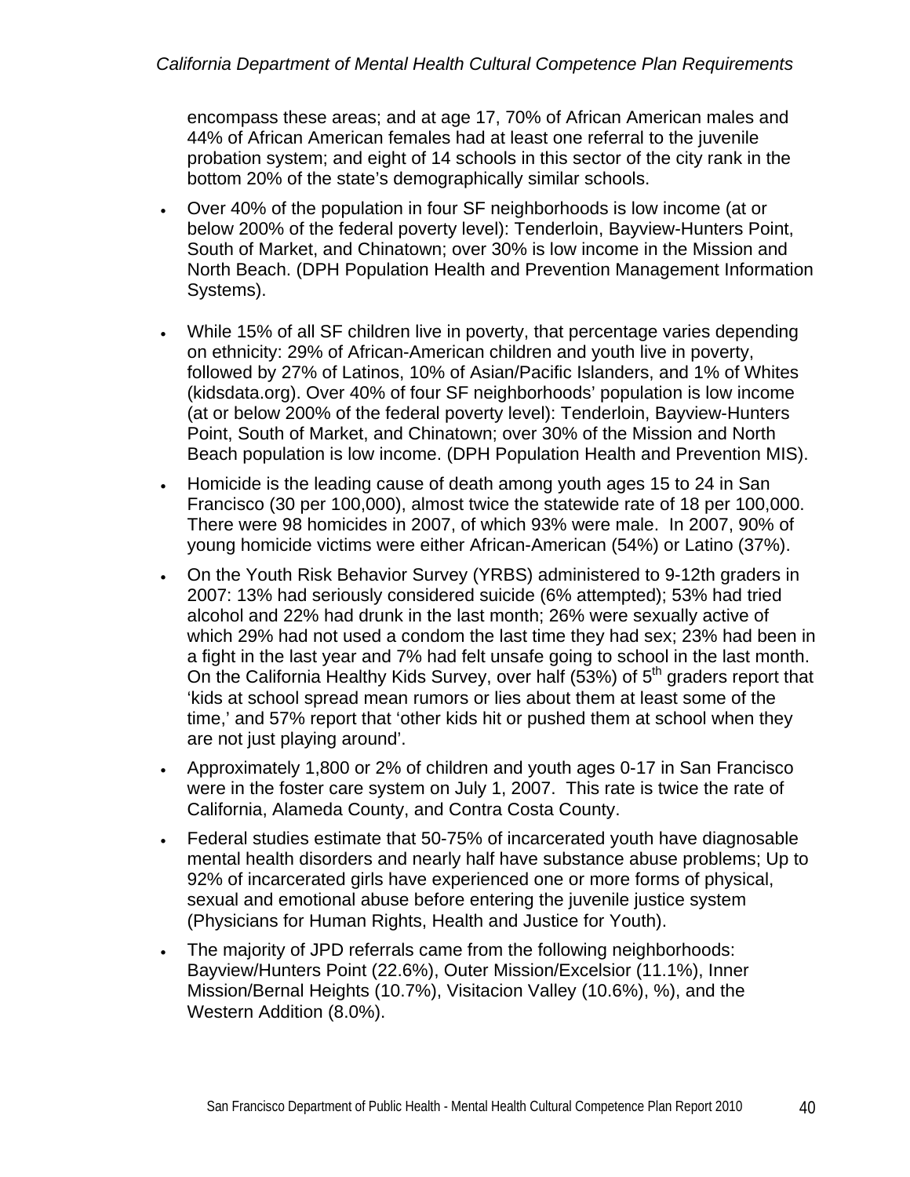encompass these areas; and at age 17, 70% of African American males and 44% of African American females had at least one referral to the juvenile probation system; and eight of 14 schools in this sector of the city rank in the bottom 20% of the state's demographically similar schools.

- Over 40% of the population in four SF neighborhoods is low income (at or below 200% of the federal poverty level): Tenderloin, Bayview-Hunters Point, South of Market, and Chinatown; over 30% is low income in the Mission and North Beach. (DPH Population Health and Prevention Management Information Systems).

- While 15% of all SF children live in poverty, that percentage varies depending on ethnicity: 29% of African-American children and youth live in poverty, followed by 27% of Latinos, 10% of Asian/Pacific Islanders, and 1% of Whites (kidsdata.org). Over 40% of four SF neighborhoods' population is low income (at or below 200% of the federal poverty level): Tenderloin, Bayview-Hunters Point, South of Market, and Chinatown; over 30% of the Mission and North Beach population is low income. (DPH Population Health and Prevention MIS).
- Homicide is the leading cause of death among youth ages 15 to 24 in San Francisco (30 per 100,000), almost twice the statewide rate of 18 per 100,000. There were 98 homicides in 2007, of which 93% were male. In 2007, 90% of young homicide victims were either African-American (54%) or Latino (37%).
- On the Youth Risk Behavior Survey (YRBS) administered to 9-12th graders in 2007: 13% had seriously considered suicide (6% attempted); 53% had tried alcohol and 22% had drunk in the last month; 26% were sexually active of which 29% had not used a condom the last time they had sex; 23% had been in a fight in the last year and 7% had felt unsafe going to school in the last month. On the California Healthy Kids Survey, over half (53%) of 5th graders report that 'kids at school spread mean rumors or lies about them at least some of the time,' and 57% report that 'other kids hit or pushed them at school when they are not just playing around'.
- Approximately 1,800 or 2% of children and youth ages 0-17 in San Francisco were in the foster care system on July 1, 2007. This rate is twice the rate of California, Alameda County, and Contra Costa County.
- Federal studies estimate that 50-75% of incarcerated youth have diagnosable mental health disorders and nearly half have substance abuse problems; Up to 92% of incarcerated girls have experienced one or more forms of physical, sexual and emotional abuse before entering the juvenile justice system (Physicians for Human Rights, Health and Justice for Youth).
- The majority of JPD referrals came from the following neighborhoods: Bayview/Hunters Point (22.6%), Outer Mission/Excelsior (11.1%), Inner Mission/Bernal Heights (10.7%), Visitacion Valley (10.6%), %), and the Western Addition (8.0%).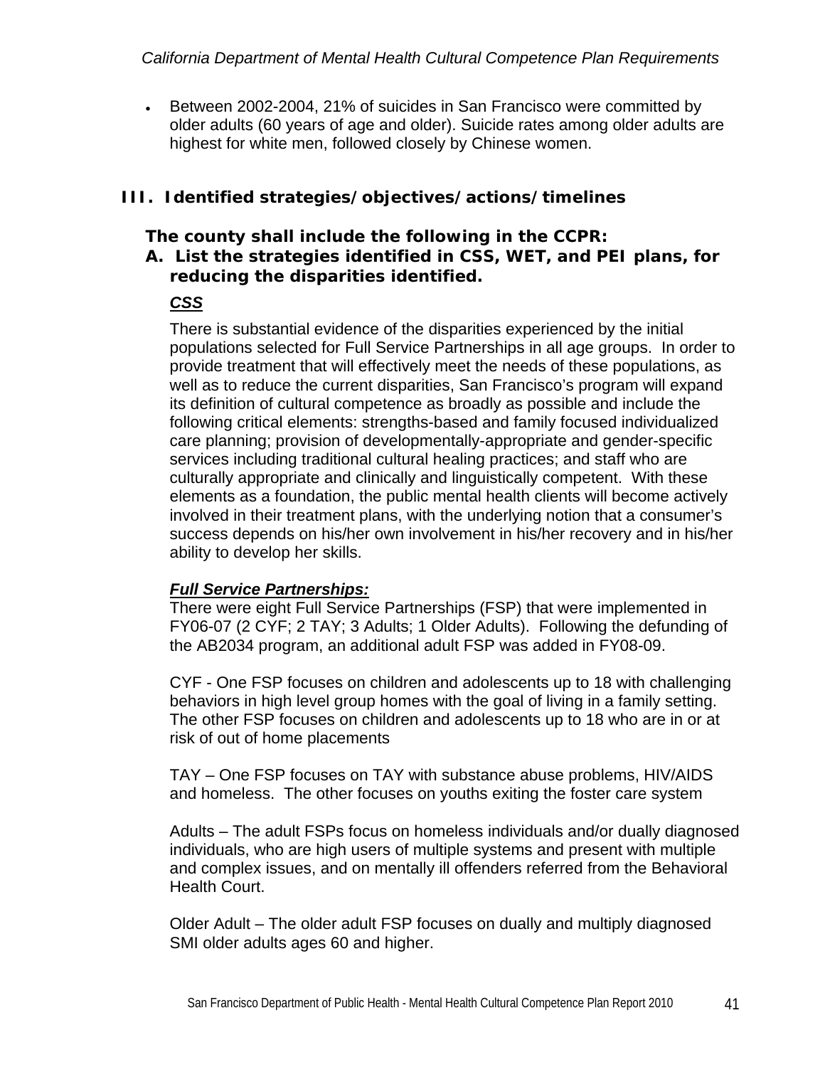- Between 2002-2004, 21% of suicides in San Francisco were committed by older adults (60 years of age and older). Suicide rates among older adults are highest for white men, followed closely by Chinese women.

## III. Identified strategies/objectives/actions/timelines

**The county shall include the following in the CCPR:**

**A. List the strategies identified in CSS, WET, and PEI plans, for reducing the disparities identified.**

***CSS***

There is substantial evidence of the disparities experienced by the initial populations selected for Full Service Partnerships in all age groups. In order to provide treatment that will effectively meet the needs of these populations, as well as to reduce the current disparities, San Francisco's program will expand its definition of cultural competence as broadly as possible and include the following critical elements: strengths-based and family focused individualized care planning; provision of developmentally-appropriate and gender-specific services including traditional cultural healing practices; and staff who are culturally appropriate and clinically and linguistically competent. With these elements as a foundation, the public mental health clients will become actively involved in their treatment plans, with the underlying notion that a consumer's success depends on his/her own involvement in his/her recovery and in his/her ability to develop her skills.

***Full Service Partnerships:***

There were eight Full Service Partnerships (FSP) that were implemented in FY06-07 (2 CYF; 2 TAY; 3 Adults; 1 Older Adults). Following the defunding of the AB2034 program, an additional adult FSP was added in FY08-09.

CYF - One FSP focuses on children and adolescents up to 18 with challenging behaviors in high level group homes with the goal of living in a family setting. The other FSP focuses on children and adolescents up to 18 who are in or at risk of out of home placements

TAY – One FSP focuses on TAY with substance abuse problems, HIV/AIDS and homeless. The other focuses on youths exiting the foster care system

Adults – The adult FSPs focus on homeless individuals and/or dually diagnosed individuals, who are high users of multiple systems and present with multiple and complex issues, and on mentally ill offenders referred from the Behavioral Health Court.

Older Adult – The older adult FSP focuses on dually and multiply diagnosed SMI older adults ages 60 and higher.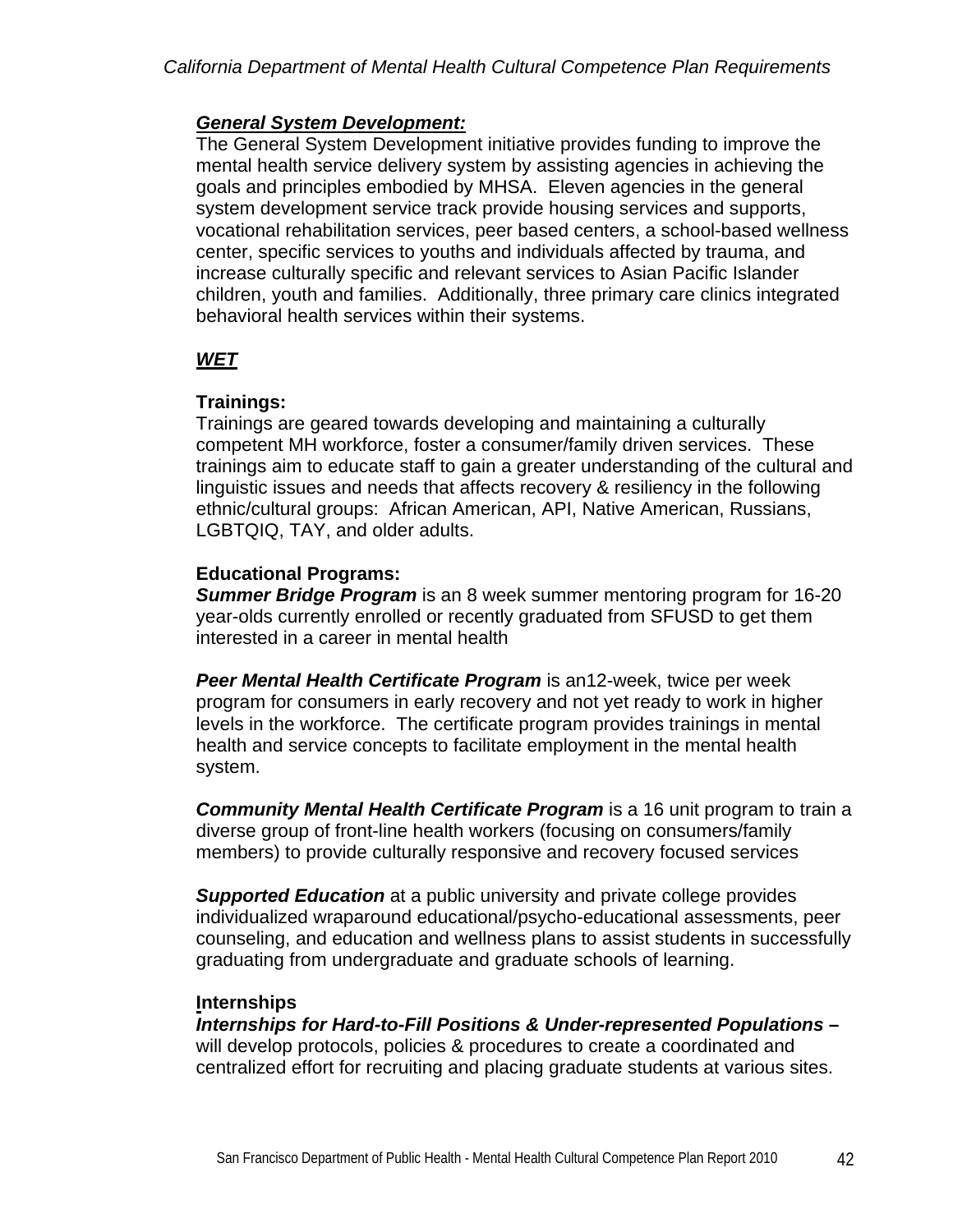### ***General System Development:***

The General System Development initiative provides funding to improve the mental health service delivery system by assisting agencies in achieving the goals and principles embodied by MHSA. Eleven agencies in the general system development service track provide housing services and supports, vocational rehabilitation services, peer based centers, a school-based wellness center, specific services to youths and individuals affected by trauma, and increase culturally specific and relevant services to Asian Pacific Islander children, youth and families. Additionally, three primary care clinics integrated behavioral health services within their systems.

### ***WET***

**Trainings:**

Trainings are geared towards developing and maintaining a culturally competent MH workforce, foster a consumer/family driven services. These trainings aim to educate staff to gain a greater understanding of the cultural and linguistic issues and needs that affects recovery & resiliency in the following ethnic/cultural groups: African American, API, Native American, Russians, LGBTQIQ, TAY, and older adults.

**Educational Programs:**

***Summer Bridge Program*** is an 8 week summer mentoring program for 16-20 year-olds currently enrolled or recently graduated from SFUSD to get them interested in a career in mental health

***Peer Mental Health Certificate Program*** is an12-week, twice per week program for consumers in early recovery and not yet ready to work in higher levels in the workforce. The certificate program provides trainings in mental health and service concepts to facilitate employment in the mental health system.

***Community Mental Health Certificate Program*** is a 16 unit program to train a diverse group of front-line health workers (focusing on consumers/family members) to provide culturally responsive and recovery focused services

***Supported Education*** at a public university and private college provides individualized wraparound educational/psycho-educational assessments, peer counseling, and education and wellness plans to assist students in successfully graduating from undergraduate and graduate schools of learning.

**Internships**

***Internships for Hard-to-Fill Positions & Under-represented Populations –*** will develop protocols, policies & procedures to create a coordinated and centralized effort for recruiting and placing graduate students at various sites.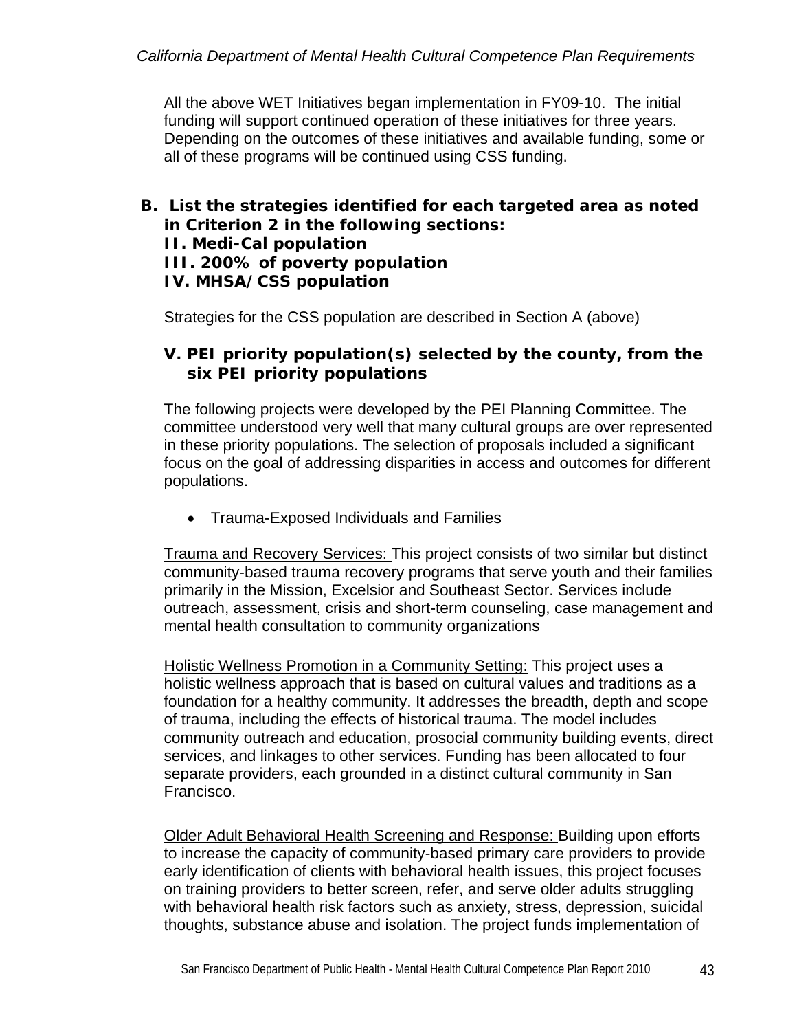All the above WET Initiatives began implementation in FY09-10. The initial funding will support continued operation of these initiatives for three years. Depending on the outcomes of these initiatives and available funding, some or all of these programs will be continued using CSS funding.

**B. List the strategies identified for each targeted area as noted in Criterion 2 in the following sections:**
**II. Medi-Cal population**
**III. 200% of poverty population**
**IV. MHSA/CSS population**

Strategies for the CSS population are described in Section A (above)

**V. PEI priority population(s) selected by the county, from the six PEI priority populations**

The following projects were developed by the PEI Planning Committee. The committee understood very well that many cultural groups are over represented in these priority populations. The selection of proposals included a significant focus on the goal of addressing disparities in access and outcomes for different populations.

- Trauma-Exposed Individuals and Families

<u>Trauma and Recovery Services:</u> This project consists of two similar but distinct community-based trauma recovery programs that serve youth and their families primarily in the Mission, Excelsior and Southeast Sector. Services include outreach, assessment, crisis and short-term counseling, case management and mental health consultation to community organizations

<u>Holistic Wellness Promotion in a Community Setting:</u> This project uses a holistic wellness approach that is based on cultural values and traditions as a foundation for a healthy community. It addresses the breadth, depth and scope of trauma, including the effects of historical trauma. The model includes community outreach and education, prosocial community building events, direct services, and linkages to other services. Funding has been allocated to four separate providers, each grounded in a distinct cultural community in San Francisco.

<u>Older Adult Behavioral Health Screening and Response:</u> Building upon efforts to increase the capacity of community-based primary care providers to provide early identification of clients with behavioral health issues, this project focuses on training providers to better screen, refer, and serve older adults struggling with behavioral health risk factors such as anxiety, stress, depression, suicidal thoughts, substance abuse and isolation. The project funds implementation of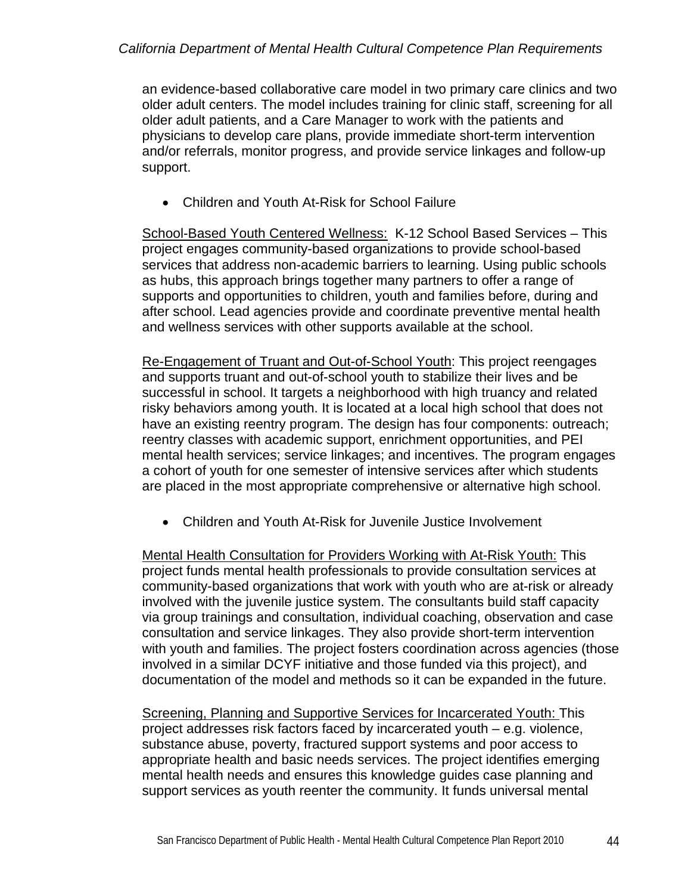an evidence-based collaborative care model in two primary care clinics and two older adult centers. The model includes training for clinic staff, screening for all older adult patients, and a Care Manager to work with the patients and physicians to develop care plans, provide immediate short-term intervention and/or referrals, monitor progress, and provide service linkages and follow-up support.

- Children and Youth At-Risk for School Failure

School-Based Youth Centered Wellness: K-12 School Based Services – This project engages community-based organizations to provide school-based services that address non-academic barriers to learning. Using public schools as hubs, this approach brings together many partners to offer a range of supports and opportunities to children, youth and families before, during and after school. Lead agencies provide and coordinate preventive mental health and wellness services with other supports available at the school.

Re-Engagement of Truant and Out-of-School Youth: This project reengages and supports truant and out-of-school youth to stabilize their lives and be successful in school. It targets a neighborhood with high truancy and related risky behaviors among youth. It is located at a local high school that does not have an existing reentry program. The design has four components: outreach; reentry classes with academic support, enrichment opportunities, and PEI mental health services; service linkages; and incentives. The program engages a cohort of youth for one semester of intensive services after which students are placed in the most appropriate comprehensive or alternative high school.

- Children and Youth At-Risk for Juvenile Justice Involvement

Mental Health Consultation for Providers Working with At-Risk Youth: This project funds mental health professionals to provide consultation services at community-based organizations that work with youth who are at-risk or already involved with the juvenile justice system. The consultants build staff capacity via group trainings and consultation, individual coaching, observation and case consultation and service linkages. They also provide short-term intervention with youth and families. The project fosters coordination across agencies (those involved in a similar DCYF initiative and those funded via this project), and documentation of the model and methods so it can be expanded in the future.

Screening, Planning and Supportive Services for Incarcerated Youth: This project addresses risk factors faced by incarcerated youth – e.g. violence, substance abuse, poverty, fractured support systems and poor access to appropriate health and basic needs services. The project identifies emerging mental health needs and ensures this knowledge guides case planning and support services as youth reenter the community. It funds universal mental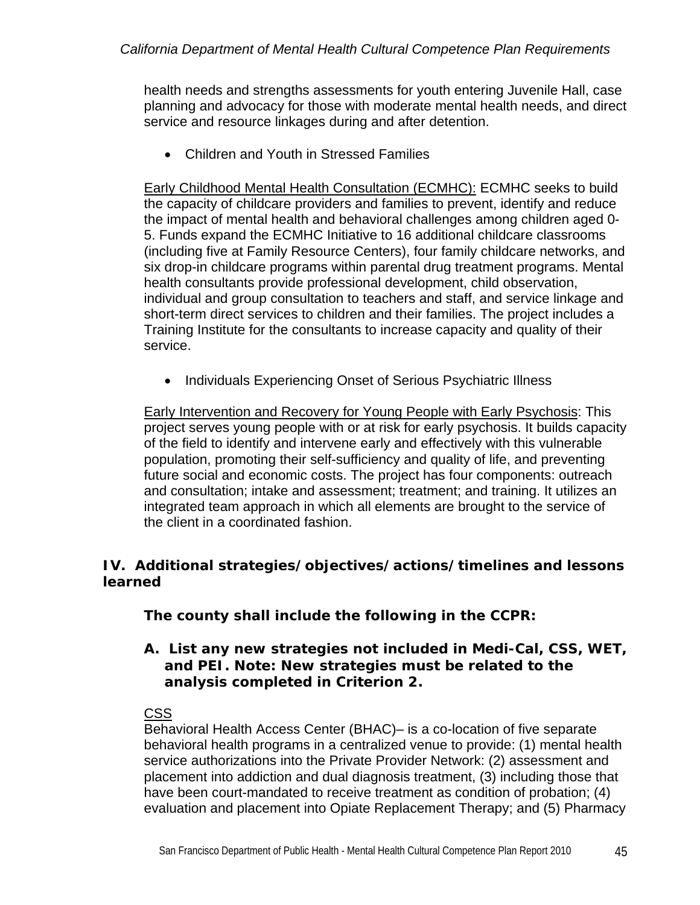health needs and strengths assessments for youth entering Juvenile Hall, case planning and advocacy for those with moderate mental health needs, and direct service and resource linkages during and after detention.

- Children and Youth in Stressed Families

Early Childhood Mental Health Consultation (ECMHC): ECMHC seeks to build the capacity of childcare providers and families to prevent, identify and reduce the impact of mental health and behavioral challenges among children aged 0-5. Funds expand the ECMHC Initiative to 16 additional childcare classrooms (including five at Family Resource Centers), four family childcare networks, and six drop-in childcare programs within parental drug treatment programs. Mental health consultants provide professional development, child observation, individual and group consultation to teachers and staff, and service linkage and short-term direct services to children and their families. The project includes a Training Institute for the consultants to increase capacity and quality of their service.

- Individuals Experiencing Onset of Serious Psychiatric Illness

Early Intervention and Recovery for Young People with Early Psychosis: This project serves young people with or at risk for early psychosis. It builds capacity of the field to identify and intervene early and effectively with this vulnerable population, promoting their self-sufficiency and quality of life, and preventing future social and economic costs. The project has four components: outreach and consultation; intake and assessment; treatment; and training. It utilizes an integrated team approach in which all elements are brought to the service of the client in a coordinated fashion.

## IV. Additional strategies/objectives/actions/timelines and lessons learned

**The county shall include the following in the CCPR:**

**A. List any new strategies not included in Medi-Cal, CSS, WET, and PEI. Note: New strategies must be related to the analysis completed in Criterion 2.**

CSS

Behavioral Health Access Center (BHAC)– is a co-location of five separate behavioral health programs in a centralized venue to provide: (1) mental health service authorizations into the Private Provider Network: (2) assessment and placement into addiction and dual diagnosis treatment, (3) including those that have been court-mandated to receive treatment as condition of probation; (4) evaluation and placement into Opiate Replacement Therapy; and (5) Pharmacy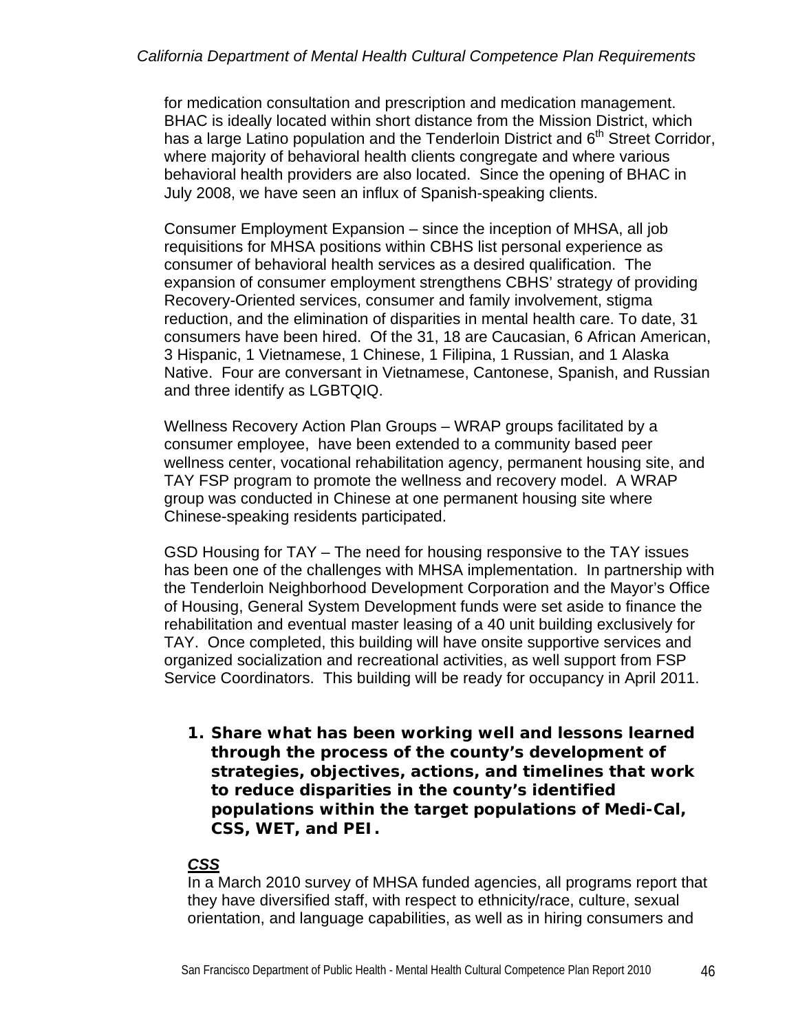for medication consultation and prescription and medication management. BHAC is ideally located within short distance from the Mission District, which has a large Latino population and the Tenderloin District and 6th Street Corridor, where majority of behavioral health clients congregate and where various behavioral health providers are also located. Since the opening of BHAC in July 2008, we have seen an influx of Spanish-speaking clients.

Consumer Employment Expansion – since the inception of MHSA, all job requisitions for MHSA positions within CBHS list personal experience as consumer of behavioral health services as a desired qualification. The expansion of consumer employment strengthens CBHS' strategy of providing Recovery-Oriented services, consumer and family involvement, stigma reduction, and the elimination of disparities in mental health care. To date, 31 consumers have been hired. Of the 31, 18 are Caucasian, 6 African American, 3 Hispanic, 1 Vietnamese, 1 Chinese, 1 Filipina, 1 Russian, and 1 Alaska Native. Four are conversant in Vietnamese, Cantonese, Spanish, and Russian and three identify as LGBTQIQ.

Wellness Recovery Action Plan Groups – WRAP groups facilitated by a consumer employee, have been extended to a community based peer wellness center, vocational rehabilitation agency, permanent housing site, and TAY FSP program to promote the wellness and recovery model. A WRAP group was conducted in Chinese at one permanent housing site where Chinese-speaking residents participated.

GSD Housing for TAY – The need for housing responsive to the TAY issues has been one of the challenges with MHSA implementation. In partnership with the Tenderloin Neighborhood Development Corporation and the Mayor's Office of Housing, General System Development funds were set aside to finance the rehabilitation and eventual master leasing of a 40 unit building exclusively for TAY. Once completed, this building will have onsite supportive services and organized socialization and recreational activities, as well support from FSP Service Coordinators. This building will be ready for occupancy in April 2011.

1. **Share what has been working well and lessons learned through the process of the county's development of strategies, objectives, actions, and timelines that work to reduce disparities in the county's identified populations within the target populations of Medi-Cal, CSS, WET, and PEI.**

***CSS***

In a March 2010 survey of MHSA funded agencies, all programs report that they have diversified staff, with respect to ethnicity/race, culture, sexual orientation, and language capabilities, as well as in hiring consumers and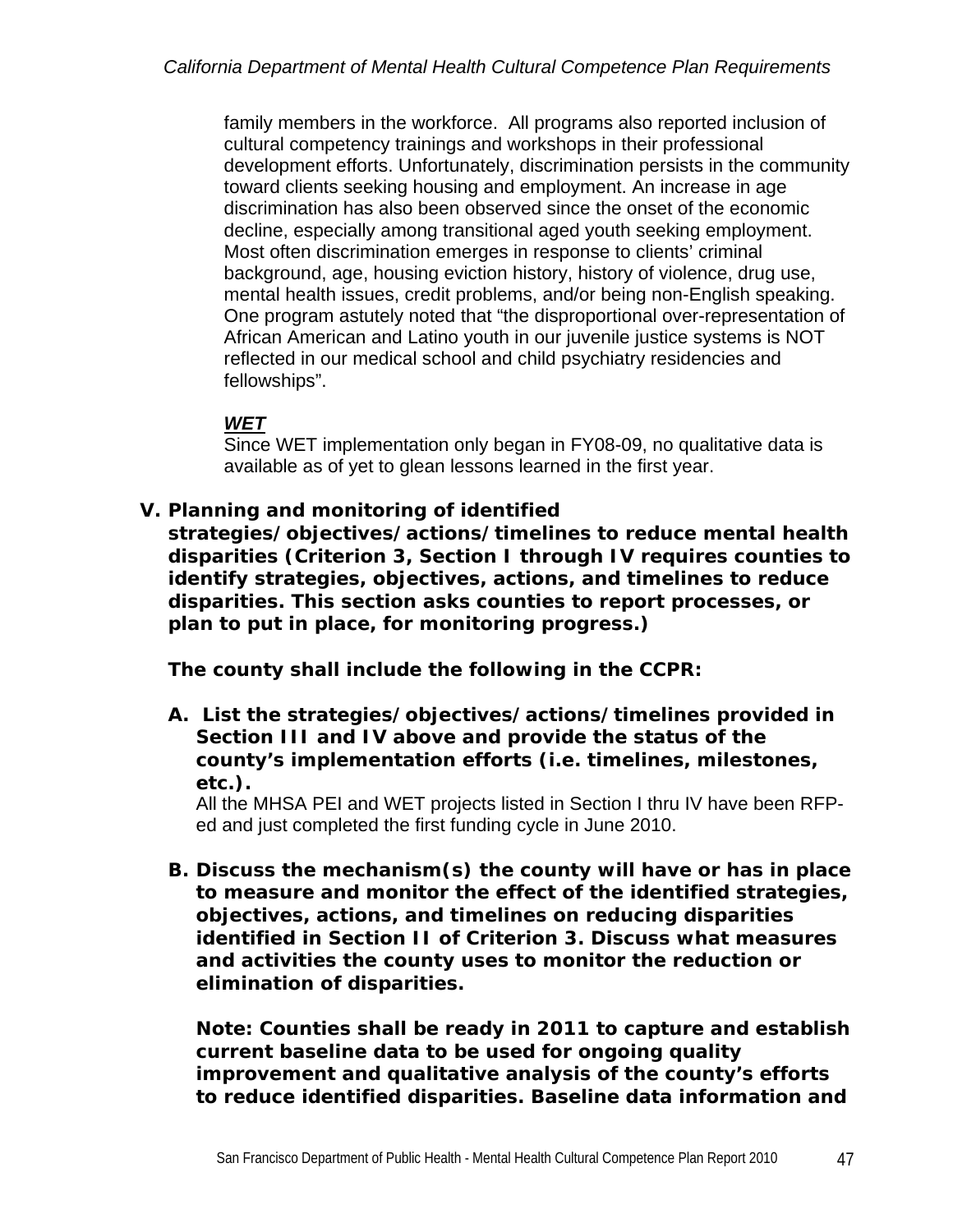family members in the workforce. All programs also reported inclusion of cultural competency trainings and workshops in their professional development efforts. Unfortunately, discrimination persists in the community toward clients seeking housing and employment. An increase in age discrimination has also been observed since the onset of the economic decline, especially among transitional aged youth seeking employment. Most often discrimination emerges in response to clients' criminal background, age, housing eviction history, history of violence, drug use, mental health issues, credit problems, and/or being non-English speaking. One program astutely noted that "the disproportional over-representation of African American and Latino youth in our juvenile justice systems is NOT reflected in our medical school and child psychiatry residencies and fellowships".

***WET***

Since WET implementation only began in FY08-09, no qualitative data is available as of yet to glean lessons learned in the first year.

**V. Planning and monitoring of identified strategies/objectives/actions/timelines to reduce mental health disparities (Criterion 3, Section I through IV requires counties to identify strategies, objectives, actions, and timelines to reduce disparities. This section asks counties to report processes, or plan to put in place, for monitoring progress.)**

**The county shall include the following in the CCPR:**

**A. List the strategies/objectives/actions/timelines provided in Section III and IV above and provide the status of the county's implementation efforts (i.e. timelines, milestones, etc.).**

All the MHSA PEI and WET projects listed in Section I thru IV have been RFP-ed and just completed the first funding cycle in June 2010.

**B. Discuss the mechanism(s) the county will have or has in place to measure and monitor the effect of the identified strategies, objectives, actions, and timelines on reducing disparities identified in Section II of Criterion 3. Discuss what measures and activities the county uses to monitor the reduction or elimination of disparities.**

**Note: Counties shall be ready in 2011 to capture and establish current baseline data to be used for ongoing quality improvement and qualitative analysis of the county's efforts to reduce identified disparities. Baseline data information and**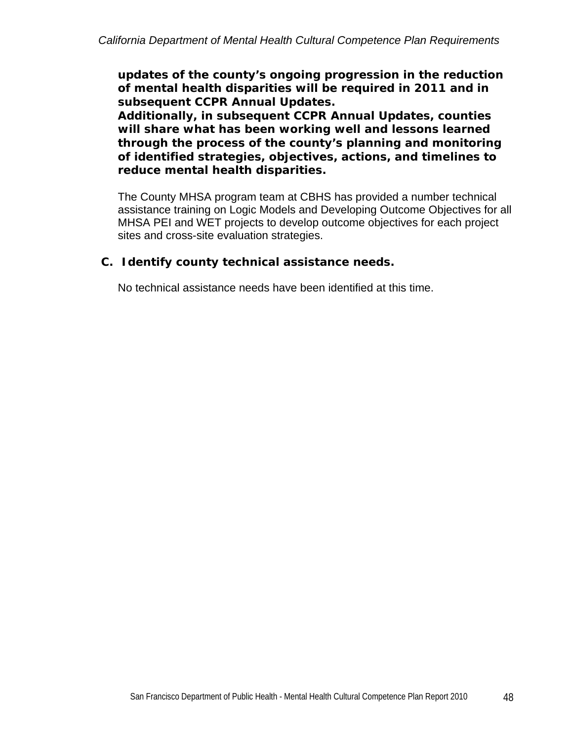**updates of the county's ongoing progression in the reduction of mental health disparities will be required in 2011 and in subsequent CCPR Annual Updates.**
**Additionally, in subsequent CCPR Annual Updates, counties will share what has been working well and lessons learned through the process of the county's planning and monitoring of identified strategies, objectives, actions, and timelines to reduce mental health disparities.**

The County MHSA program team at CBHS has provided a number technical assistance training on Logic Models and Developing Outcome Objectives for all MHSA PEI and WET projects to develop outcome objectives for each project sites and cross-site evaluation strategies.

**C. Identify county technical assistance needs.**

No technical assistance needs have been identified at this time.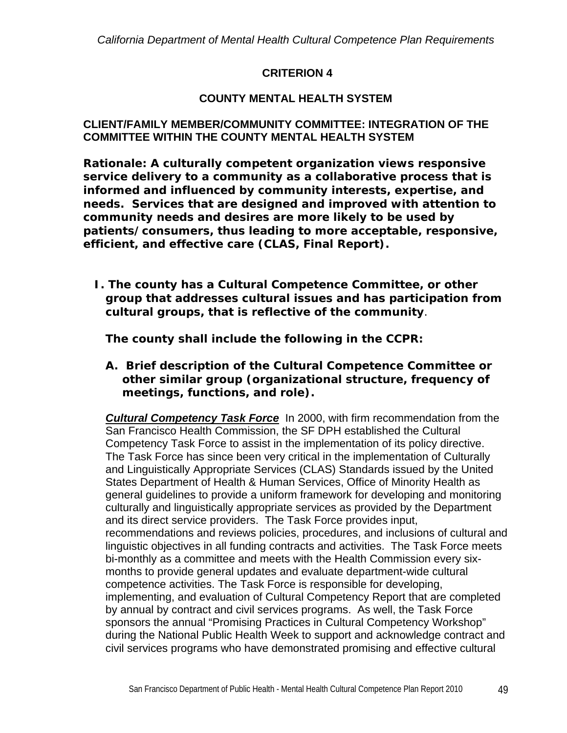## CRITERION 4

## COUNTY MENTAL HEALTH SYSTEM

### CLIENT/FAMILY MEMBER/COMMUNITY COMMITTEE: INTEGRATION OF THE COMMITTEE WITHIN THE COUNTY MENTAL HEALTH SYSTEM

**Rationale: A culturally competent organization views responsive service delivery to a community as a collaborative process that is informed and influenced by community interests, expertise, and needs. Services that are designed and improved with attention to community needs and desires are more likely to be used by patients/consumers, thus leading to more acceptable, responsive, efficient, and effective care (CLAS, Final Report).**

**I. The county has a Cultural Competence Committee, or other group that addresses cultural issues and has participation from cultural groups, that is reflective of the community**.

**The county shall include the following in the CCPR:**

**A. Brief description of the Cultural Competence Committee or other similar group (organizational structure, frequency of meetings, functions, and role).**

***Cultural Competency Task Force*** In 2000, with firm recommendation from the San Francisco Health Commission, the SF DPH established the Cultural Competency Task Force to assist in the implementation of its policy directive. The Task Force has since been very critical in the implementation of Culturally and Linguistically Appropriate Services (CLAS) Standards issued by the United States Department of Health & Human Services, Office of Minority Health as general guidelines to provide a uniform framework for developing and monitoring culturally and linguistically appropriate services as provided by the Department and its direct service providers. The Task Force provides input, recommendations and reviews policies, procedures, and inclusions of cultural and linguistic objectives in all funding contracts and activities. The Task Force meets bi-monthly as a committee and meets with the Health Commission every six-months to provide general updates and evaluate department-wide cultural competence activities. The Task Force is responsible for developing, implementing, and evaluation of Cultural Competency Report that are completed by annual by contract and civil services programs. As well, the Task Force sponsors the annual "Promising Practices in Cultural Competency Workshop" during the National Public Health Week to support and acknowledge contract and civil services programs who have demonstrated promising and effective cultural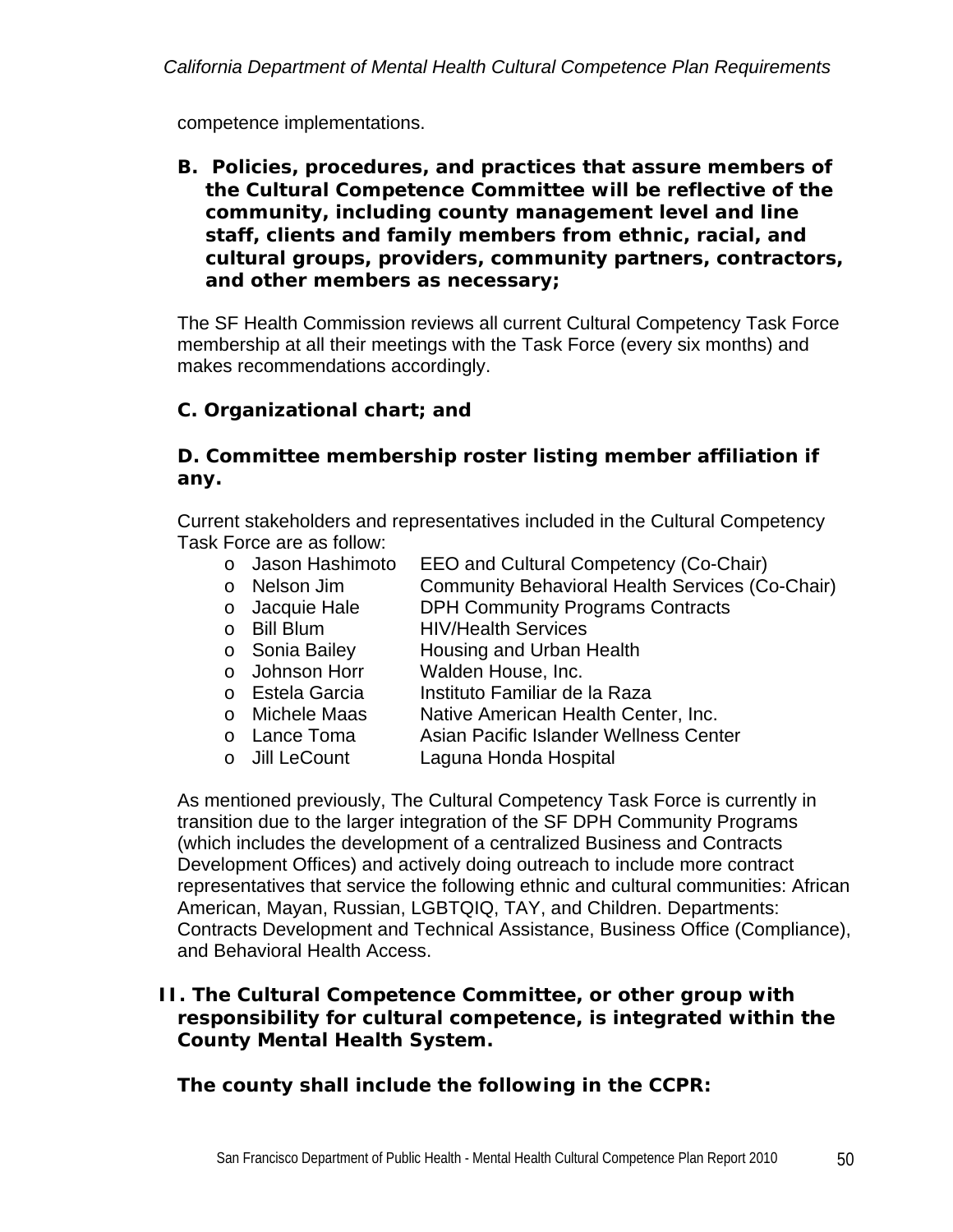competence implementations.

**B. Policies, procedures, and practices that assure members of the Cultural Competence Committee will be reflective of the community, including county management level and line staff, clients and family members from ethnic, racial, and cultural groups, providers, community partners, contractors, and other members as necessary;**

The SF Health Commission reviews all current Cultural Competency Task Force membership at all their meetings with the Task Force (every six months) and makes recommendations accordingly.

**C. Organizational chart; and**

**D. Committee membership roster listing member affiliation if any.**

Current stakeholders and representatives included in the Cultural Competency Task Force are as follow:

- Jason Hashimoto — EEO and Cultural Competency (Co-Chair)
- Nelson Jim — Community Behavioral Health Services (Co-Chair)
- Jacquie Hale — DPH Community Programs Contracts
- Bill Blum — HIV/Health Services
- Sonia Bailey — Housing and Urban Health
- Johnson Horr — Walden House, Inc.
- Estela Garcia — Instituto Familiar de la Raza
- Michele Maas — Native American Health Center, Inc.
- Lance Toma — Asian Pacific Islander Wellness Center
- Jill LeCount — Laguna Honda Hospital

As mentioned previously, The Cultural Competency Task Force is currently in transition due to the larger integration of the SF DPH Community Programs (which includes the development of a centralized Business and Contracts Development Offices) and actively doing outreach to include more contract representatives that service the following ethnic and cultural communities: African American, Mayan, Russian, LGBTQIQ, TAY, and Children. Departments: Contracts Development and Technical Assistance, Business Office (Compliance), and Behavioral Health Access.

**II. The Cultural Competence Committee, or other group with responsibility for cultural competence, is integrated within the County Mental Health System.**

**The county shall include the following in the CCPR:**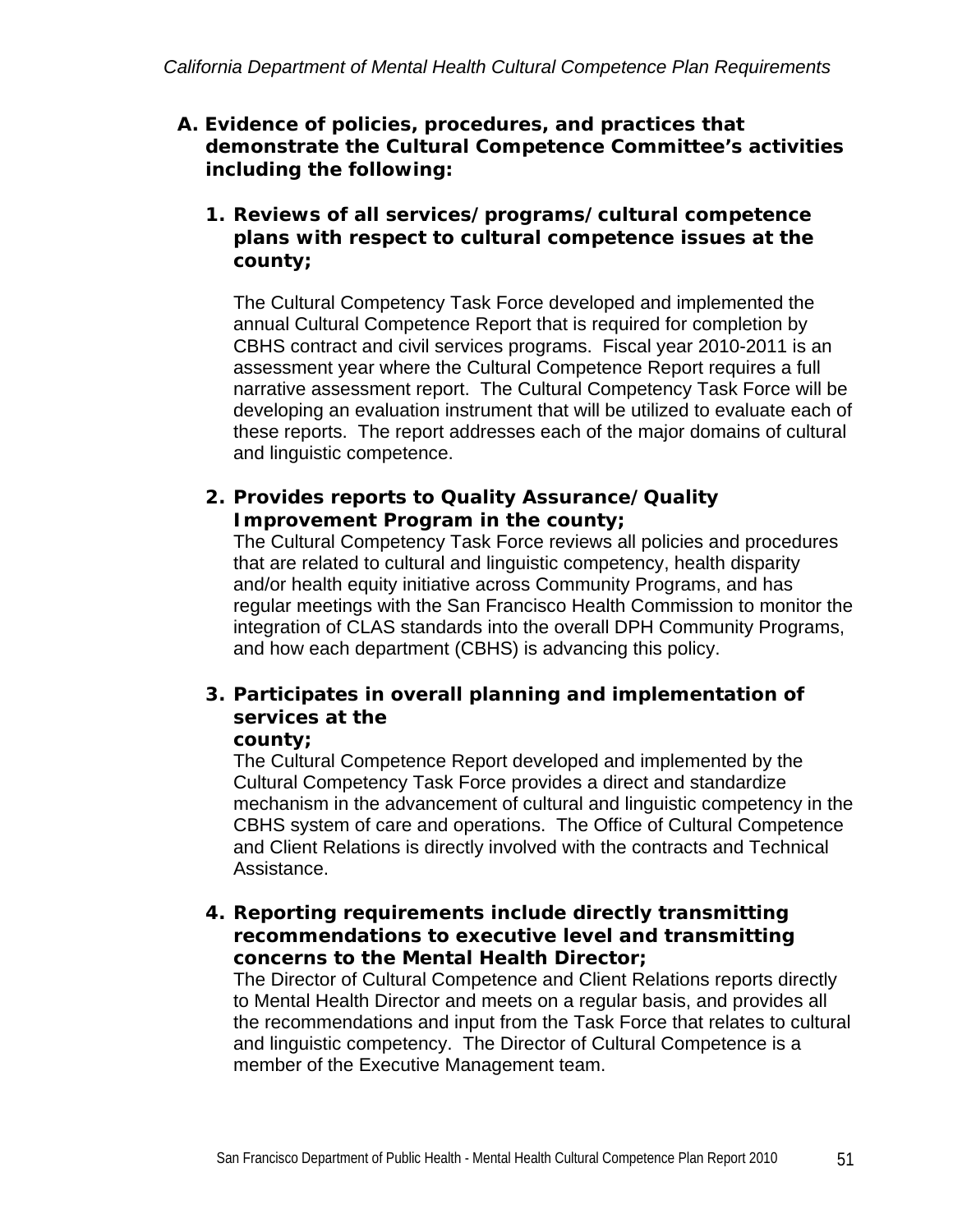*California Department of Mental Health Cultural Competence Plan Requirements*

**A. Evidence of policies, procedures, and practices that demonstrate the Cultural Competence Committee's activities including the following:**

**1. Reviews of all services/programs/cultural competence plans with respect to cultural competence issues at the county;**

The Cultural Competency Task Force developed and implemented the annual Cultural Competence Report that is required for completion by CBHS contract and civil services programs. Fiscal year 2010-2011 is an assessment year where the Cultural Competence Report requires a full narrative assessment report. The Cultural Competency Task Force will be developing an evaluation instrument that will be utilized to evaluate each of these reports. The report addresses each of the major domains of cultural and linguistic competence.

**2. Provides reports to Quality Assurance/Quality Improvement Program in the county;**

The Cultural Competency Task Force reviews all policies and procedures that are related to cultural and linguistic competency, health disparity and/or health equity initiative across Community Programs, and has regular meetings with the San Francisco Health Commission to monitor the integration of CLAS standards into the overall DPH Community Programs, and how each department (CBHS) is advancing this policy.

**3. Participates in overall planning and implementation of services at the county;**

The Cultural Competence Report developed and implemented by the Cultural Competency Task Force provides a direct and standardize mechanism in the advancement of cultural and linguistic competency in the CBHS system of care and operations. The Office of Cultural Competence and Client Relations is directly involved with the contracts and Technical Assistance.

**4. Reporting requirements include directly transmitting recommendations to executive level and transmitting concerns to the Mental Health Director;**

The Director of Cultural Competence and Client Relations reports directly to Mental Health Director and meets on a regular basis, and provides all the recommendations and input from the Task Force that relates to cultural and linguistic competency. The Director of Cultural Competence is a member of the Executive Management team.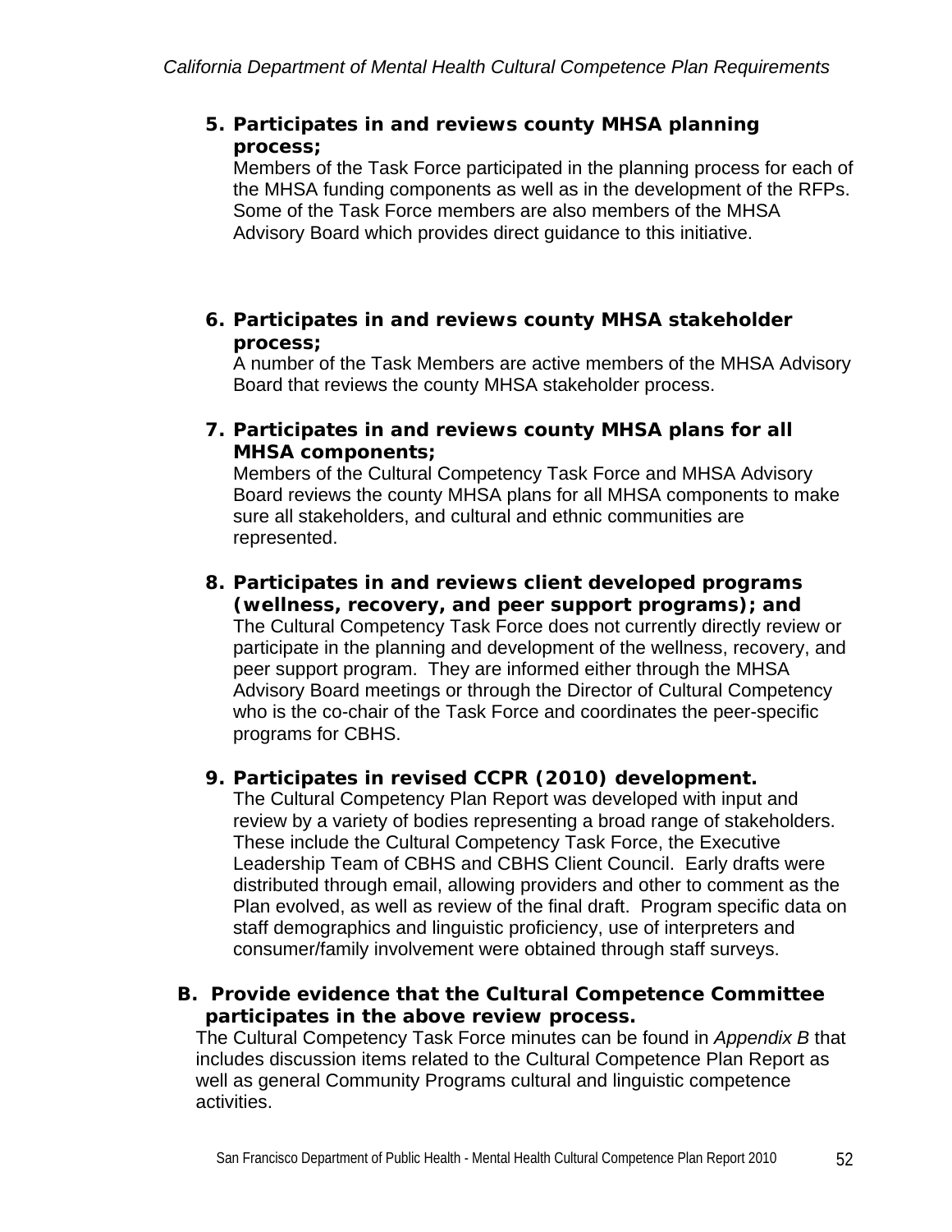**5. Participates in and reviews county MHSA planning process;**

Members of the Task Force participated in the planning process for each of the MHSA funding components as well as in the development of the RFPs. Some of the Task Force members are also members of the MHSA Advisory Board which provides direct guidance to this initiative.

**6. Participates in and reviews county MHSA stakeholder process;**

A number of the Task Members are active members of the MHSA Advisory Board that reviews the county MHSA stakeholder process.

**7. Participates in and reviews county MHSA plans for all MHSA components;**

Members of the Cultural Competency Task Force and MHSA Advisory Board reviews the county MHSA plans for all MHSA components to make sure all stakeholders, and cultural and ethnic communities are represented.

**8. Participates in and reviews client developed programs (wellness, recovery, and peer support programs); and**

The Cultural Competency Task Force does not currently directly review or participate in the planning and development of the wellness, recovery, and peer support program. They are informed either through the MHSA Advisory Board meetings or through the Director of Cultural Competency who is the co-chair of the Task Force and coordinates the peer-specific programs for CBHS.

**9. Participates in revised CCPR (2010) development.**

The Cultural Competency Plan Report was developed with input and review by a variety of bodies representing a broad range of stakeholders. These include the Cultural Competency Task Force, the Executive Leadership Team of CBHS and CBHS Client Council. Early drafts were distributed through email, allowing providers and other to comment as the Plan evolved, as well as review of the final draft. Program specific data on staff demographics and linguistic proficiency, use of interpreters and consumer/family involvement were obtained through staff surveys.

**B. Provide evidence that the Cultural Competence Committee participates in the above review process.**

The Cultural Competency Task Force minutes can be found in *Appendix B* that includes discussion items related to the Cultural Competence Plan Report as well as general Community Programs cultural and linguistic competence activities.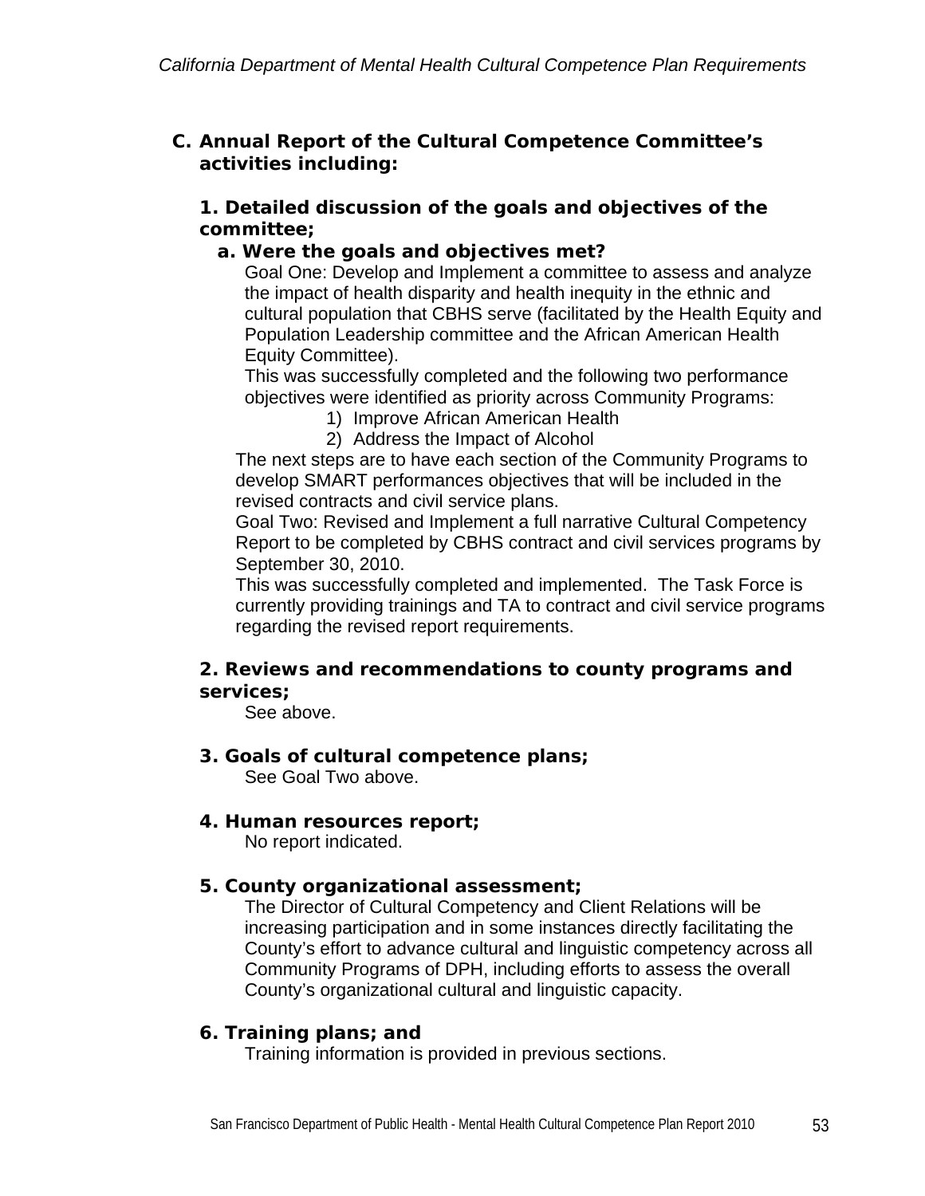## C. Annual Report of the Cultural Competence Committee's activities including:

### 1. Detailed discussion of the goals and objectives of the committee;

#### a. Were the goals and objectives met?

Goal One: Develop and Implement a committee to assess and analyze the impact of health disparity and health inequity in the ethnic and cultural population that CBHS serve (facilitated by the Health Equity and Population Leadership committee and the African American Health Equity Committee).

This was successfully completed and the following two performance objectives were identified as priority across Community Programs:

1) Improve African American Health
2) Address the Impact of Alcohol

The next steps are to have each section of the Community Programs to develop SMART performances objectives that will be included in the revised contracts and civil service plans.

Goal Two: Revised and Implement a full narrative Cultural Competency Report to be completed by CBHS contract and civil services programs by September 30, 2010.

This was successfully completed and implemented. The Task Force is currently providing trainings and TA to contract and civil service programs regarding the revised report requirements.

### 2. Reviews and recommendations to county programs and services;

See above.

### 3. Goals of cultural competence plans;

See Goal Two above.

### 4. Human resources report;

No report indicated.

### 5. County organizational assessment;

The Director of Cultural Competency and Client Relations will be increasing participation and in some instances directly facilitating the County's effort to advance cultural and linguistic competency across all Community Programs of DPH, including efforts to assess the overall County's organizational cultural and linguistic capacity.

### 6. Training plans; and

Training information is provided in previous sections.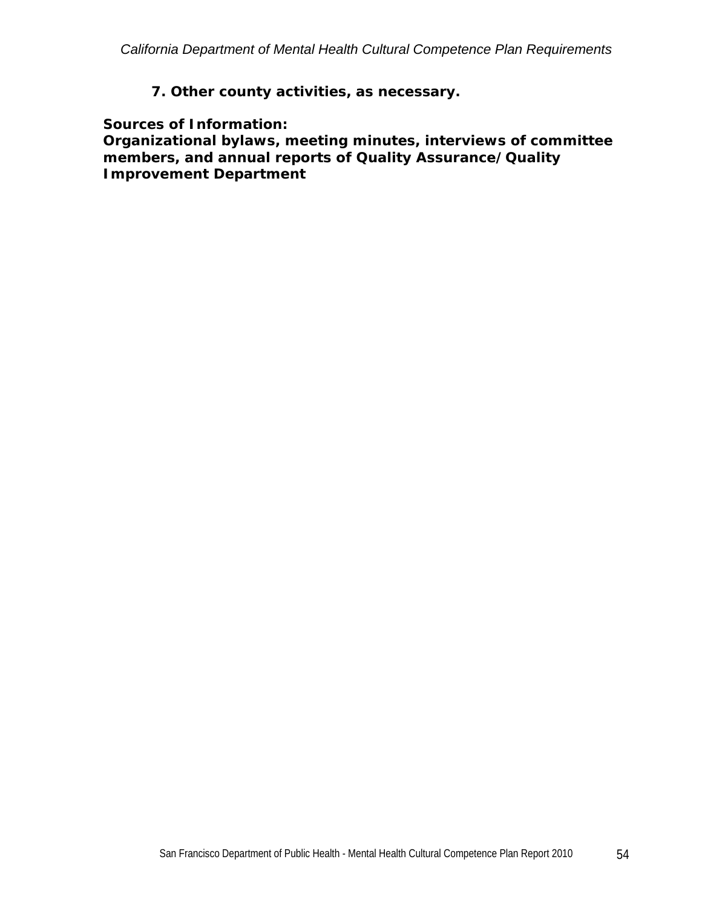**7. Other county activities, as necessary.**

**Sources of Information:**
**Organizational bylaws, meeting minutes, interviews of committee members, and annual reports of Quality Assurance/Quality Improvement Department**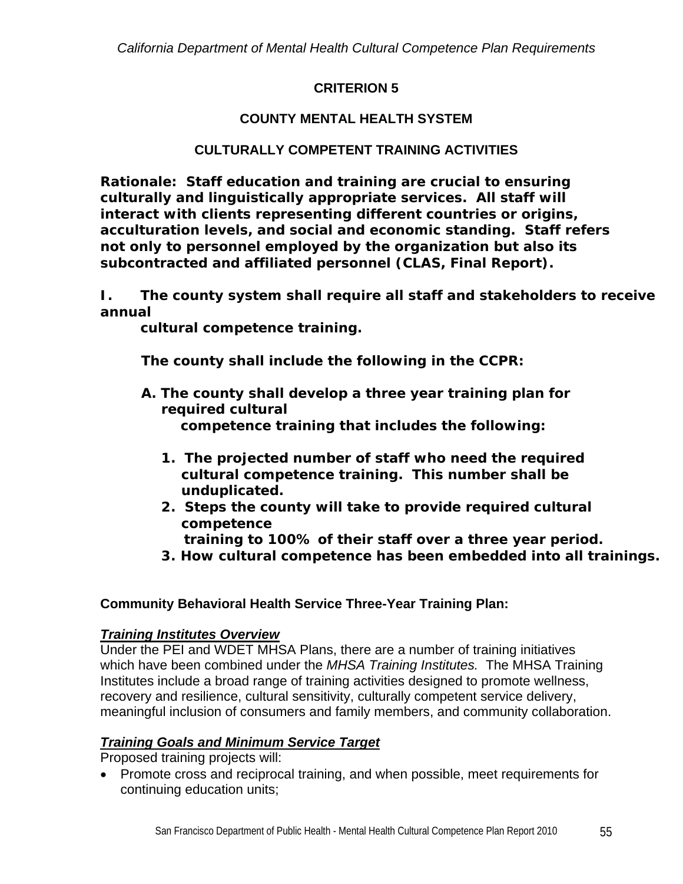## CRITERION 5

## COUNTY MENTAL HEALTH SYSTEM

## CULTURALLY COMPETENT TRAINING ACTIVITIES

**Rationale: Staff education and training are crucial to ensuring culturally and linguistically appropriate services. All staff will interact with clients representing different countries or origins, acculturation levels, and social and economic standing. Staff refers not only to personnel employed by the organization but also its subcontracted and affiliated personnel (CLAS, Final Report).**

**I. The county system shall require all staff and stakeholders to receive annual cultural competence training.**

**The county shall include the following in the CCPR:**

**A. The county shall develop a three year training plan for required cultural competence training that includes the following:**

1. **The projected number of staff who need the required cultural competence training. This number shall be unduplicated.**
2. **Steps the county will take to provide required cultural competence training to 100% of their staff over a three year period.**
3. **How cultural competence has been embedded into all trainings.**

**Community Behavioral Health Service Three-Year Training Plan:**

***<u>Training Institutes Overview</u>***

Under the PEI and WDET MHSA Plans, there are a number of training initiatives which have been combined under the *MHSA Training Institutes.* The MHSA Training Institutes include a broad range of training activities designed to promote wellness, recovery and resilience, cultural sensitivity, culturally competent service delivery, meaningful inclusion of consumers and family members, and community collaboration.

***<u>Training Goals and Minimum Service Target</u>***

Proposed training projects will:

- Promote cross and reciprocal training, and when possible, meet requirements for continuing education units;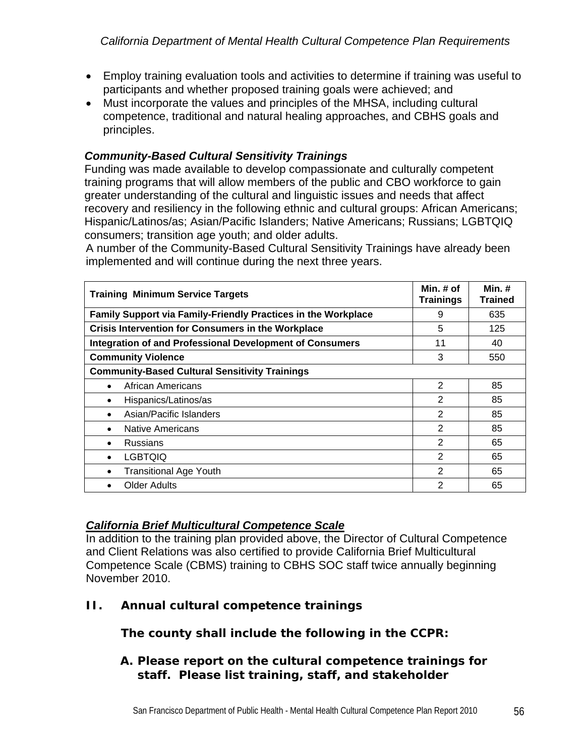- Employ training evaluation tools and activities to determine if training was useful to participants and whether proposed training goals were achieved; and
- Must incorporate the values and principles of the MHSA, including cultural competence, traditional and natural healing approaches, and CBHS goals and principles.

***Community-Based Cultural Sensitivity Trainings***

Funding was made available to develop compassionate and culturally competent training programs that will allow members of the public and CBO workforce to gain greater understanding of the cultural and linguistic issues and needs that affect recovery and resiliency in the following ethnic and cultural groups: African Americans; Hispanic/Latinos/as; Asian/Pacific Islanders; Native Americans; Russians; LGBTQIQ consumers; transition age youth; and older adults.

A number of the Community-Based Cultural Sensitivity Trainings have already been implemented and will continue during the next three years.

| **Training Minimum Service Targets** | **Min. # of Trainings** | **Min. # Trained** |
|---|---|---|
| **Family Support via Family-Friendly Practices in the Workplace** | 9 | 635 |
| **Crisis Intervention for Consumers in the Workplace** | 5 | 125 |
| **Integration of and Professional Development of Consumers** | 11 | 40 |
| **Community Violence** | 3 | 550 |
| **Community-Based Cultural Sensitivity Trainings** | | |
| • African Americans | 2 | 85 |
| • Hispanics/Latinos/as | 2 | 85 |
| • Asian/Pacific Islanders | 2 | 85 |
| • Native Americans | 2 | 85 |
| • Russians | 2 | 65 |
| • LGBTQIQ | 2 | 65 |
| • Transitional Age Youth | 2 | 65 |
| • Older Adults | 2 | 65 |

***California Brief Multicultural Competence Scale***

In addition to the training plan provided above, the Director of Cultural Competence and Client Relations was also certified to provide California Brief Multicultural Competence Scale (CBMS) training to CBHS SOC staff twice annually beginning November 2010.

## II. Annual cultural competence trainings

**The county shall include the following in the CCPR:**

**A. Please report on the cultural competence trainings for staff. Please list training, staff, and stakeholder**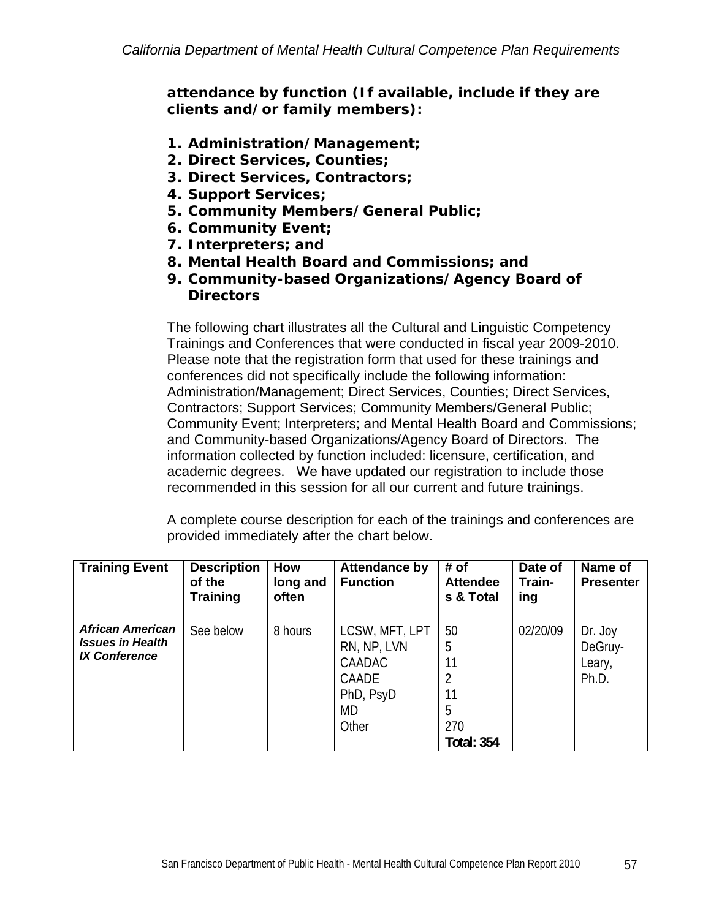**attendance by function (If available, include if they are clients and/or family members):**

1. **Administration/Management;**
2. **Direct Services, Counties;**
3. **Direct Services, Contractors;**
4. **Support Services;**
5. **Community Members/General Public;**
6. **Community Event;**
7. **Interpreters; and**
8. **Mental Health Board and Commissions; and**
9. **Community-based Organizations/Agency Board of Directors**

The following chart illustrates all the Cultural and Linguistic Competency Trainings and Conferences that were conducted in fiscal year 2009-2010. Please note that the registration form that used for these trainings and conferences did not specifically include the following information: Administration/Management; Direct Services, Counties; Direct Services, Contractors; Support Services; Community Members/General Public; Community Event; Interpreters; and Mental Health Board and Commissions; and Community-based Organizations/Agency Board of Directors. The information collected by function included: licensure, certification, and academic degrees. We have updated our registration to include those recommended in this session for all our current and future trainings.

A complete course description for each of the trainings and conferences are provided immediately after the chart below.

| Training Event | Description of the Training | How long and often | Attendance by Function | # of Attendees & Total | Date of Training | Name of Presenter |
|---|---|---|---|---|---|---|
| ***African American Issues in Health IX Conference*** | See below | 8 hours | LCSW, MFT, LPT<br>RN, NP, LVN<br>CAADAC<br>CAADE<br>PhD, PsyD<br>MD<br>Other | 50<br>5<br>11<br>2<br>11<br>5<br>270<br>**Total: 354** | 02/20/09 | Dr. Joy DeGruy-Leary, Ph.D. |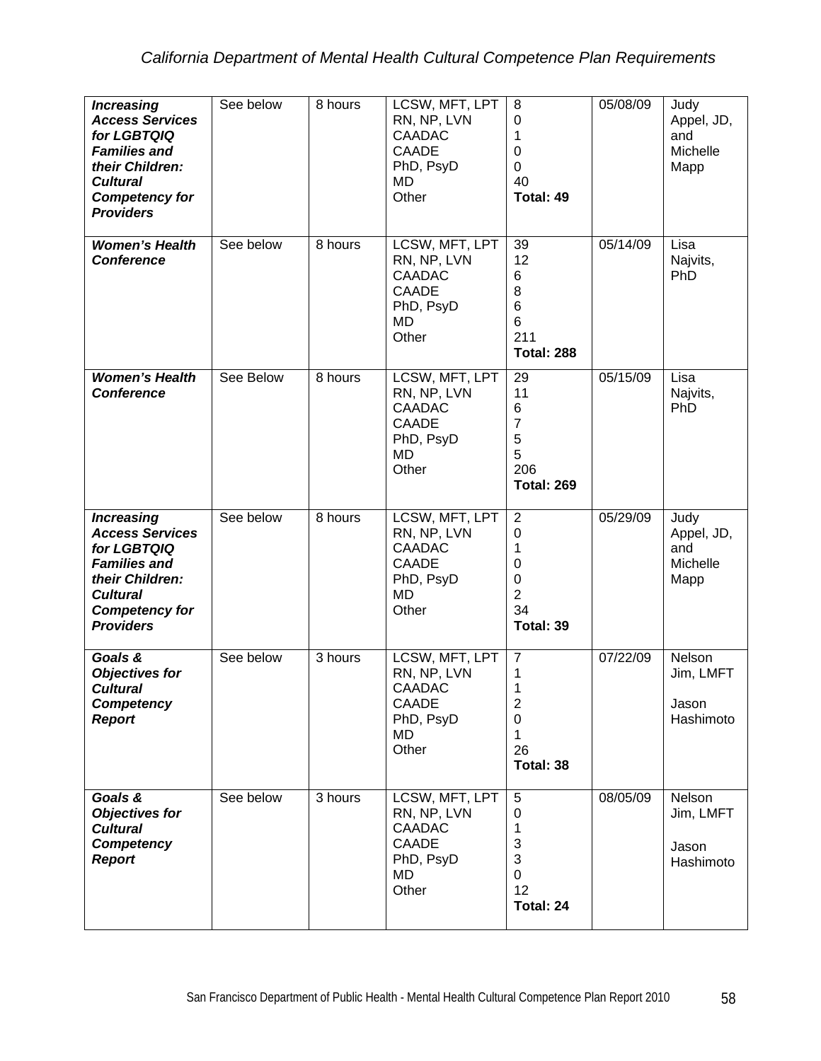| | | | | | | |
|---|---|---|---|---|---|---|
| ***Increasing Access Services for LGBTQIQ Families and their Children: Cultural Competency for Providers*** | See below | 8 hours | LCSW, MFT, LPT<br>RN, NP, LVN<br>CAADAC<br>CAADE<br>PhD, PsyD<br>MD<br>Other | 8<br>0<br>1<br>0<br>0<br>40<br>**Total: 49** | 05/08/09 | Judy Appel, JD, and Michelle Mapp |
| ***Women's Health Conference*** | See below | 8 hours | LCSW, MFT, LPT<br>RN, NP, LVN<br>CAADAC<br>CAADE<br>PhD, PsyD<br>MD<br>Other | 39<br>12<br>6<br>8<br>6<br>6<br>211<br>**Total: 288** | 05/14/09 | Lisa Najvits, PhD |
| ***Women's Health Conference*** | See Below | 8 hours | LCSW, MFT, LPT<br>RN, NP, LVN<br>CAADAC<br>CAADE<br>PhD, PsyD<br>MD<br>Other | 29<br>11<br>6<br>7<br>5<br>5<br>206<br>**Total: 269** | 05/15/09 | Lisa Najvits, PhD |
| ***Increasing Access Services for LGBTQIQ Families and their Children: Cultural Competency for Providers*** | See below | 8 hours | LCSW, MFT, LPT<br>RN, NP, LVN<br>CAADAC<br>CAADE<br>PhD, PsyD<br>MD<br>Other | 2<br>0<br>1<br>0<br>0<br>2<br>34<br>**Total: 39** | 05/29/09 | Judy Appel, JD, and Michelle Mapp |
| ***Goals & Objectives for Cultural Competency Report*** | See below | 3 hours | LCSW, MFT, LPT<br>RN, NP, LVN<br>CAADAC<br>CAADE<br>PhD, PsyD<br>MD<br>Other | 7<br>1<br>1<br>2<br>0<br>1<br>26<br>**Total: 38** | 07/22/09 | Nelson Jim, LMFT<br>Jason Hashimoto |
| ***Goals & Objectives for Cultural Competency Report*** | See below | 3 hours | LCSW, MFT, LPT<br>RN, NP, LVN<br>CAADAC<br>CAADE<br>PhD, PsyD<br>MD<br>Other | 5<br>0<br>1<br>3<br>3<br>0<br>12<br>**Total: 24** | 08/05/09 | Nelson Jim, LMFT<br>Jason Hashimoto |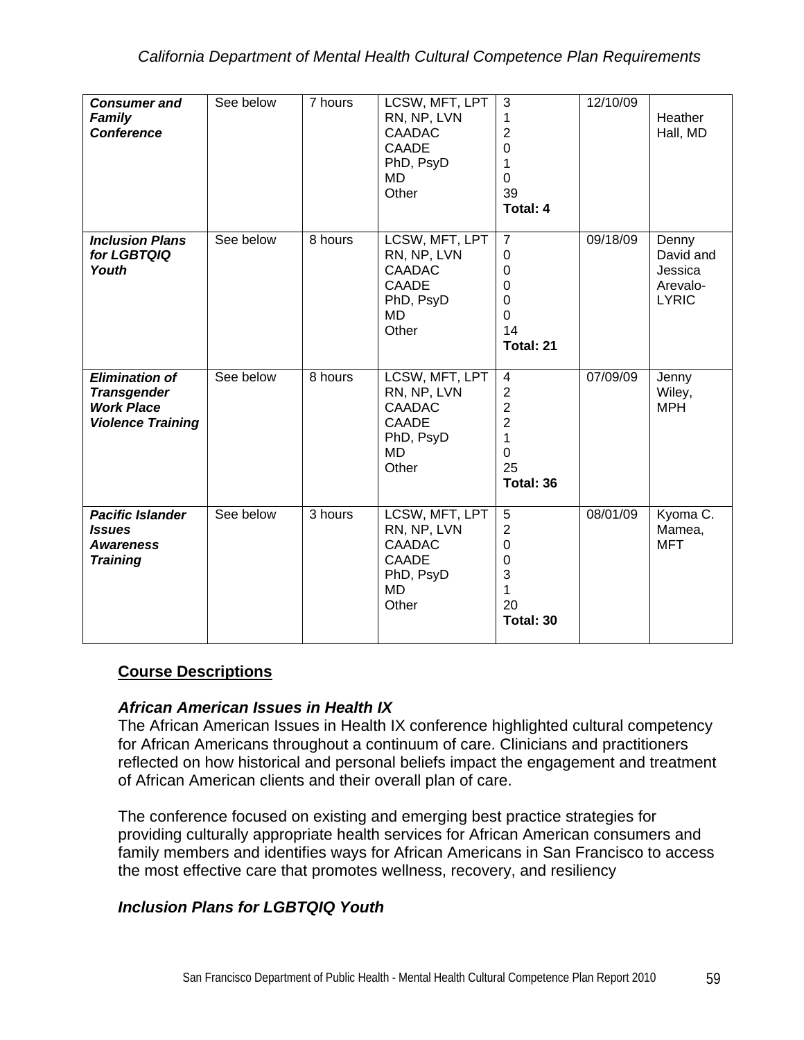| | | | | | | |
|---|---|---|---|---|---|---|
| ***Consumer and Family Conference*** | See below | 7 hours | LCSW, MFT, LPT<br>RN, NP, LVN<br>CAADAC<br>CAADE<br>PhD, PsyD<br>MD<br>Other | 3<br>1<br>2<br>0<br>1<br>0<br>39<br>**Total: 4** | 12/10/09 | Heather Hall, MD |
| ***Inclusion Plans for LGBTQIQ Youth*** | See below | 8 hours | LCSW, MFT, LPT<br>RN, NP, LVN<br>CAADAC<br>CAADE<br>PhD, PsyD<br>MD<br>Other | 7<br>0<br>0<br>0<br>0<br>0<br>14<br>**Total: 21** | 09/18/09 | Denny David and Jessica Arevalo-LYRIC |
| ***Elimination of Transgender Work Place Violence Training*** | See below | 8 hours | LCSW, MFT, LPT<br>RN, NP, LVN<br>CAADAC<br>CAADE<br>PhD, PsyD<br>MD<br>Other | 4<br>2<br>2<br>2<br>1<br>0<br>25<br>**Total: 36** | 07/09/09 | Jenny Wiley, MPH |
| ***Pacific Islander Issues Awareness Training*** | See below | 3 hours | LCSW, MFT, LPT<br>RN, NP, LVN<br>CAADAC<br>CAADE<br>PhD, PsyD<br>MD<br>Other | 5<br>2<br>0<br>0<br>3<br>1<br>20<br>**Total: 30** | 08/01/09 | Kyoma C. Mamea, MFT |

## Course Descriptions

### *African American Issues in Health IX*

The African American Issues in Health IX conference highlighted cultural competency for African Americans throughout a continuum of care. Clinicians and practitioners reflected on how historical and personal beliefs impact the engagement and treatment of African American clients and their overall plan of care.

The conference focused on existing and emerging best practice strategies for providing culturally appropriate health services for African American consumers and family members and identifies ways for African Americans in San Francisco to access the most effective care that promotes wellness, recovery, and resiliency

### *Inclusion Plans for LGBTQIQ Youth*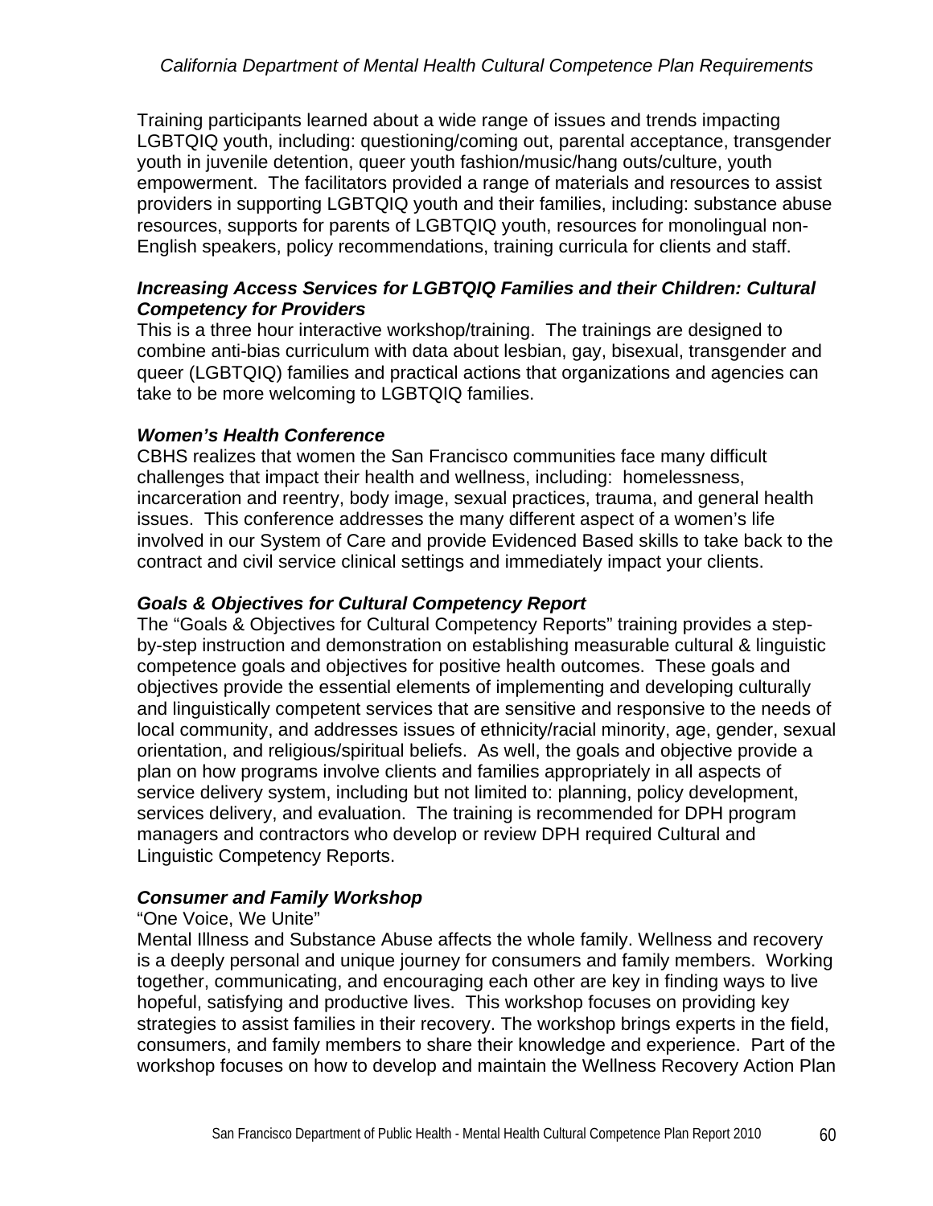Training participants learned about a wide range of issues and trends impacting LGBTQIQ youth, including: questioning/coming out, parental acceptance, transgender youth in juvenile detention, queer youth fashion/music/hang outs/culture, youth empowerment. The facilitators provided a range of materials and resources to assist providers in supporting LGBTQIQ youth and their families, including: substance abuse resources, supports for parents of LGBTQIQ youth, resources for monolingual non-English speakers, policy recommendations, training curricula for clients and staff.

***Increasing Access Services for LGBTQIQ Families and their Children: Cultural Competency for Providers***

This is a three hour interactive workshop/training. The trainings are designed to combine anti-bias curriculum with data about lesbian, gay, bisexual, transgender and queer (LGBTQIQ) families and practical actions that organizations and agencies can take to be more welcoming to LGBTQIQ families.

***Women's Health Conference***

CBHS realizes that women the San Francisco communities face many difficult challenges that impact their health and wellness, including: homelessness, incarceration and reentry, body image, sexual practices, trauma, and general health issues. This conference addresses the many different aspect of a women's life involved in our System of Care and provide Evidenced Based skills to take back to the contract and civil service clinical settings and immediately impact your clients.

***Goals & Objectives for Cultural Competency Report***

The "Goals & Objectives for Cultural Competency Reports" training provides a step-by-step instruction and demonstration on establishing measurable cultural & linguistic competence goals and objectives for positive health outcomes. These goals and objectives provide the essential elements of implementing and developing culturally and linguistically competent services that are sensitive and responsive to the needs of local community, and addresses issues of ethnicity/racial minority, age, gender, sexual orientation, and religious/spiritual beliefs. As well, the goals and objective provide a plan on how programs involve clients and families appropriately in all aspects of service delivery system, including but not limited to: planning, policy development, services delivery, and evaluation. The training is recommended for DPH program managers and contractors who develop or review DPH required Cultural and Linguistic Competency Reports.

***Consumer and Family Workshop***

"One Voice, We Unite"

Mental Illness and Substance Abuse affects the whole family. Wellness and recovery is a deeply personal and unique journey for consumers and family members. Working together, communicating, and encouraging each other are key in finding ways to live hopeful, satisfying and productive lives. This workshop focuses on providing key strategies to assist families in their recovery. The workshop brings experts in the field, consumers, and family members to share their knowledge and experience. Part of the workshop focuses on how to develop and maintain the Wellness Recovery Action Plan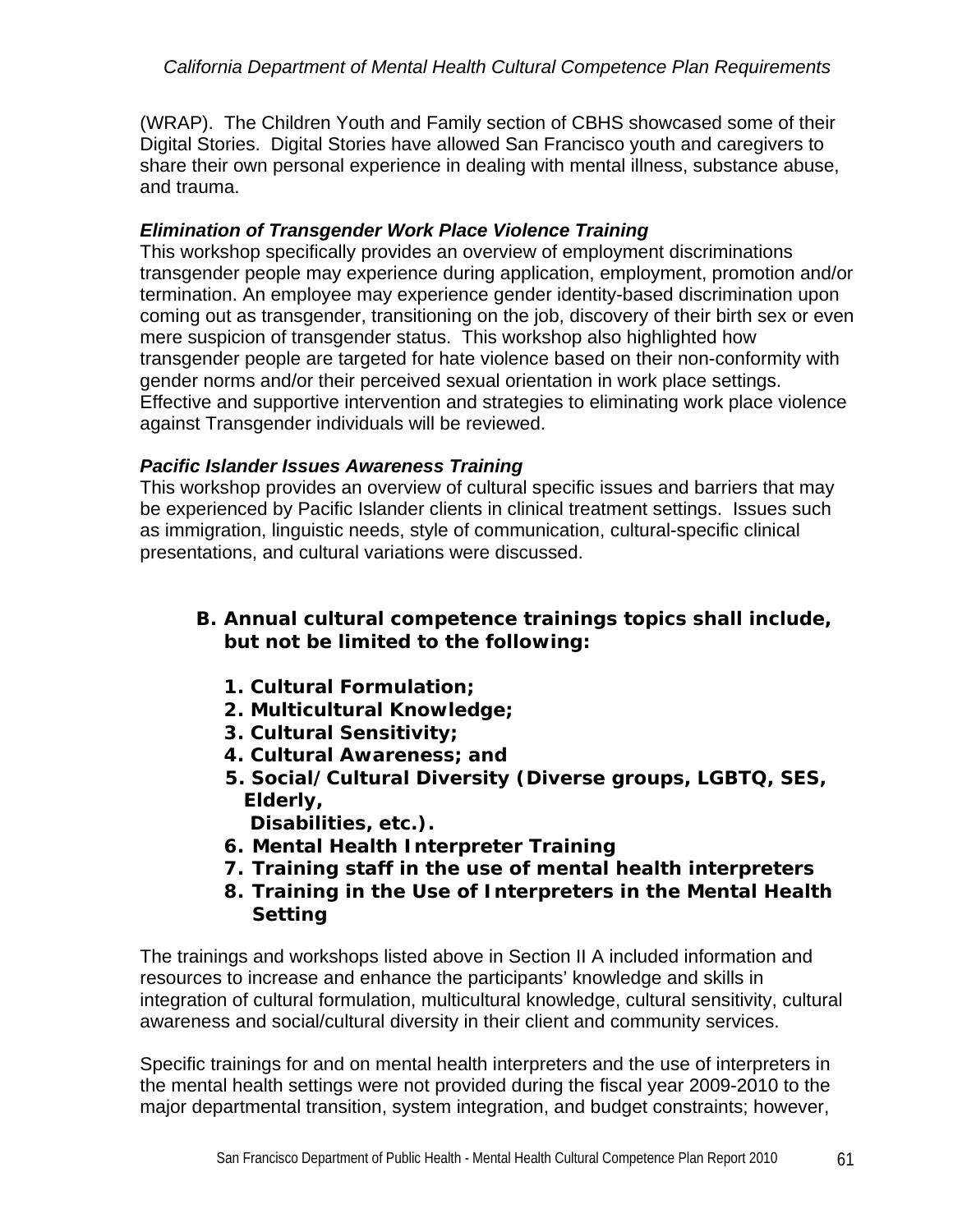(WRAP). The Children Youth and Family section of CBHS showcased some of their Digital Stories. Digital Stories have allowed San Francisco youth and caregivers to share their own personal experience in dealing with mental illness, substance abuse, and trauma.

***Elimination of Transgender Work Place Violence Training***

This workshop specifically provides an overview of employment discriminations transgender people may experience during application, employment, promotion and/or termination. An employee may experience gender identity-based discrimination upon coming out as transgender, transitioning on the job, discovery of their birth sex or even mere suspicion of transgender status. This workshop also highlighted how transgender people are targeted for hate violence based on their non-conformity with gender norms and/or their perceived sexual orientation in work place settings. Effective and supportive intervention and strategies to eliminating work place violence against Transgender individuals will be reviewed.

***Pacific Islander Issues Awareness Training***

This workshop provides an overview of cultural specific issues and barriers that may be experienced by Pacific Islander clients in clinical treatment settings. Issues such as immigration, linguistic needs, style of communication, cultural-specific clinical presentations, and cultural variations were discussed.

**B. Annual cultural competence trainings topics shall include, but not be limited to the following:**

1. **Cultural Formulation;**
2. **Multicultural Knowledge;**
3. **Cultural Sensitivity;**
4. **Cultural Awareness; and**
5. **Social/Cultural Diversity (Diverse groups, LGBTQ, SES, Elderly, Disabilities, etc.).**
6. **Mental Health Interpreter Training**
7. **Training staff in the use of mental health interpreters**
8. **Training in the Use of Interpreters in the Mental Health Setting**

The trainings and workshops listed above in Section II A included information and resources to increase and enhance the participants' knowledge and skills in integration of cultural formulation, multicultural knowledge, cultural sensitivity, cultural awareness and social/cultural diversity in their client and community services.

Specific trainings for and on mental health interpreters and the use of interpreters in the mental health settings were not provided during the fiscal year 2009-2010 to the major departmental transition, system integration, and budget constraints; however,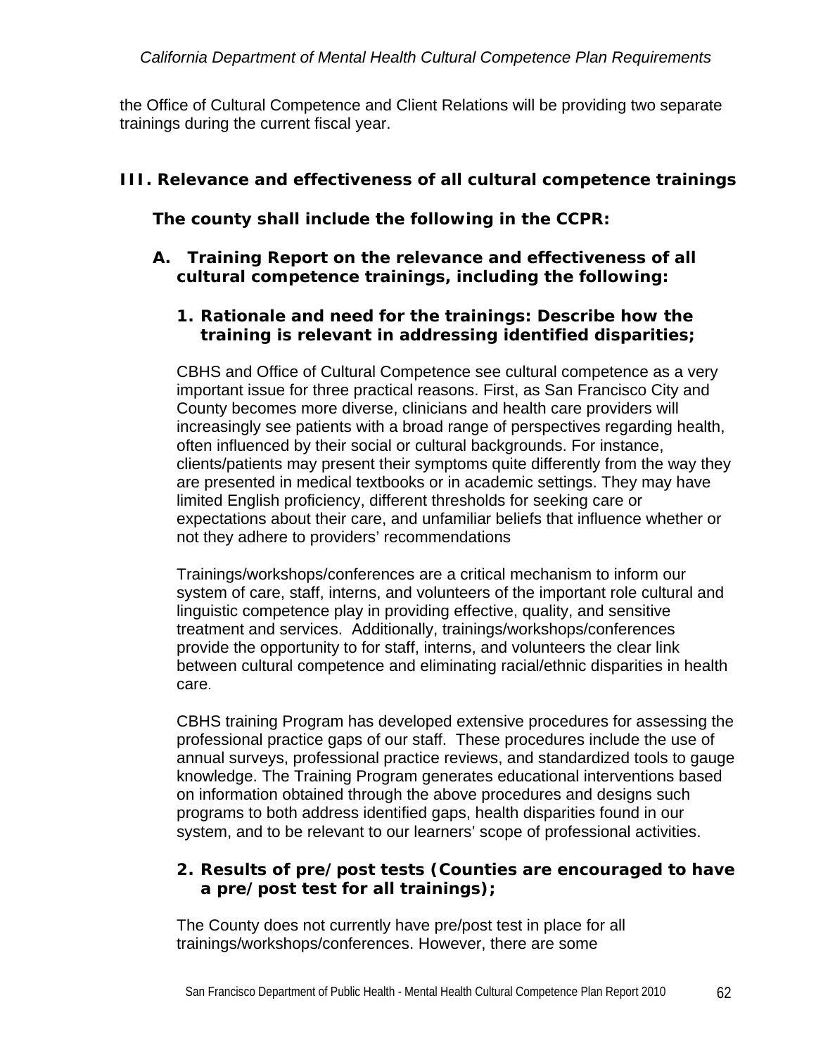the Office of Cultural Competence and Client Relations will be providing two separate trainings during the current fiscal year.

### III. Relevance and effectiveness of all cultural competence trainings

**The county shall include the following in the CCPR:**

**A. Training Report on the relevance and effectiveness of all cultural competence trainings, including the following:**

**1. Rationale and need for the trainings: Describe how the training is relevant in addressing identified disparities;**

CBHS and Office of Cultural Competence see cultural competence as a very important issue for three practical reasons. First, as San Francisco City and County becomes more diverse, clinicians and health care providers will increasingly see patients with a broad range of perspectives regarding health, often influenced by their social or cultural backgrounds. For instance, clients/patients may present their symptoms quite differently from the way they are presented in medical textbooks or in academic settings. They may have limited English proficiency, different thresholds for seeking care or expectations about their care, and unfamiliar beliefs that influence whether or not they adhere to providers' recommendations

Trainings/workshops/conferences are a critical mechanism to inform our system of care, staff, interns, and volunteers of the important role cultural and linguistic competence play in providing effective, quality, and sensitive treatment and services. Additionally, trainings/workshops/conferences provide the opportunity to for staff, interns, and volunteers the clear link between cultural competence and eliminating racial/ethnic disparities in health care.

CBHS training Program has developed extensive procedures for assessing the professional practice gaps of our staff. These procedures include the use of annual surveys, professional practice reviews, and standardized tools to gauge knowledge. The Training Program generates educational interventions based on information obtained through the above procedures and designs such programs to both address identified gaps, health disparities found in our system, and to be relevant to our learners' scope of professional activities.

**2. Results of pre/post tests (Counties are encouraged to have a pre/post test for all trainings);**

The County does not currently have pre/post test in place for all trainings/workshops/conferences. However, there are some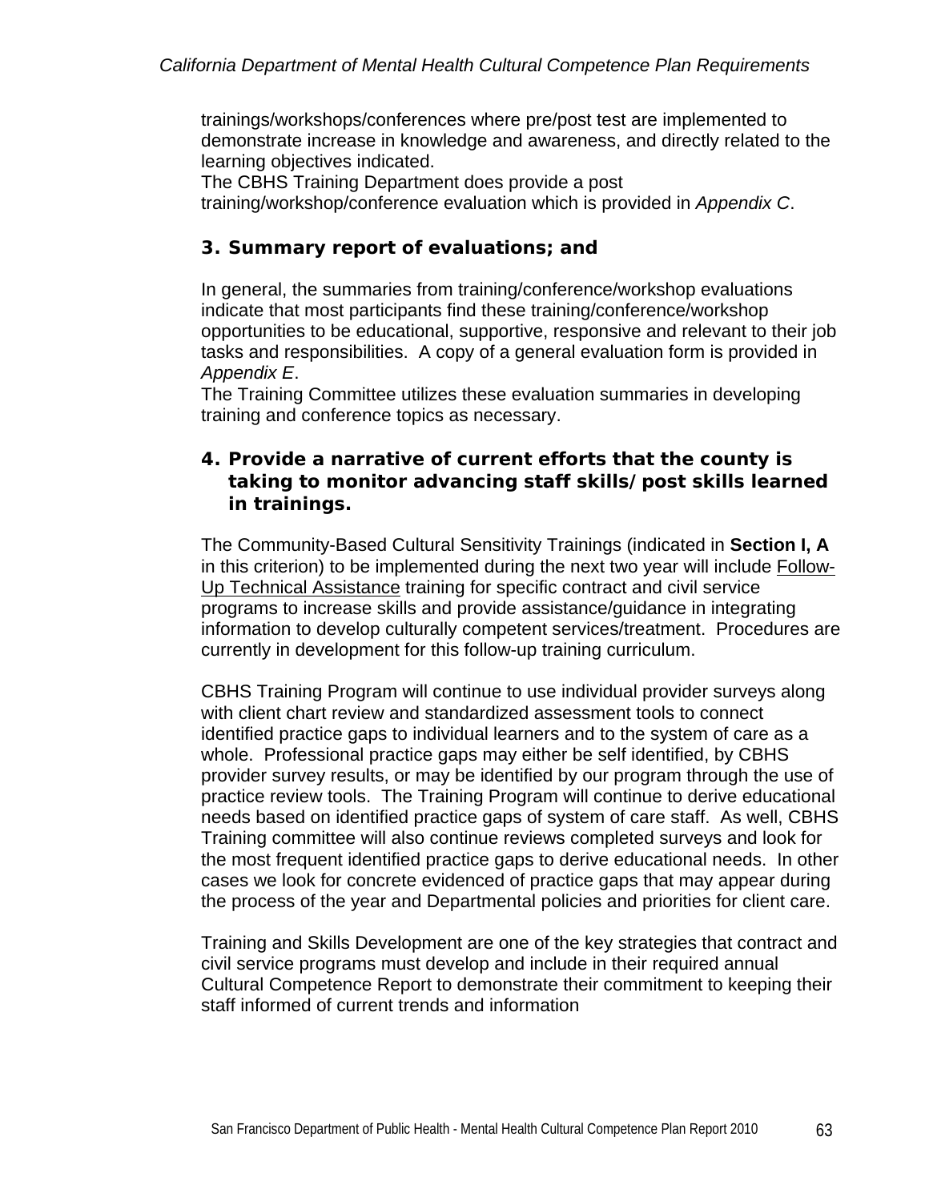trainings/workshops/conferences where pre/post test are implemented to demonstrate increase in knowledge and awareness, and directly related to the learning objectives indicated.
The CBHS Training Department does provide a post training/workshop/conference evaluation which is provided in *Appendix C*.

### 3. Summary report of evaluations; and

In general, the summaries from training/conference/workshop evaluations indicate that most participants find these training/conference/workshop opportunities to be educational, supportive, responsive and relevant to their job tasks and responsibilities. A copy of a general evaluation form is provided in *Appendix E*.
The Training Committee utilizes these evaluation summaries in developing training and conference topics as necessary.

### 4. Provide a narrative of current efforts that the county is taking to monitor advancing staff skills/post skills learned in trainings.

The Community-Based Cultural Sensitivity Trainings (indicated in **Section I, A** in this criterion) to be implemented during the next two year will include Follow-Up Technical Assistance training for specific contract and civil service programs to increase skills and provide assistance/guidance in integrating information to develop culturally competent services/treatment. Procedures are currently in development for this follow-up training curriculum.

CBHS Training Program will continue to use individual provider surveys along with client chart review and standardized assessment tools to connect identified practice gaps to individual learners and to the system of care as a whole. Professional practice gaps may either be self identified, by CBHS provider survey results, or may be identified by our program through the use of practice review tools. The Training Program will continue to derive educational needs based on identified practice gaps of system of care staff. As well, CBHS Training committee will also continue reviews completed surveys and look for the most frequent identified practice gaps to derive educational needs. In other cases we look for concrete evidenced of practice gaps that may appear during the process of the year and Departmental policies and priorities for client care.

Training and Skills Development are one of the key strategies that contract and civil service programs must develop and include in their required annual Cultural Competence Report to demonstrate their commitment to keeping their staff informed of current trends and information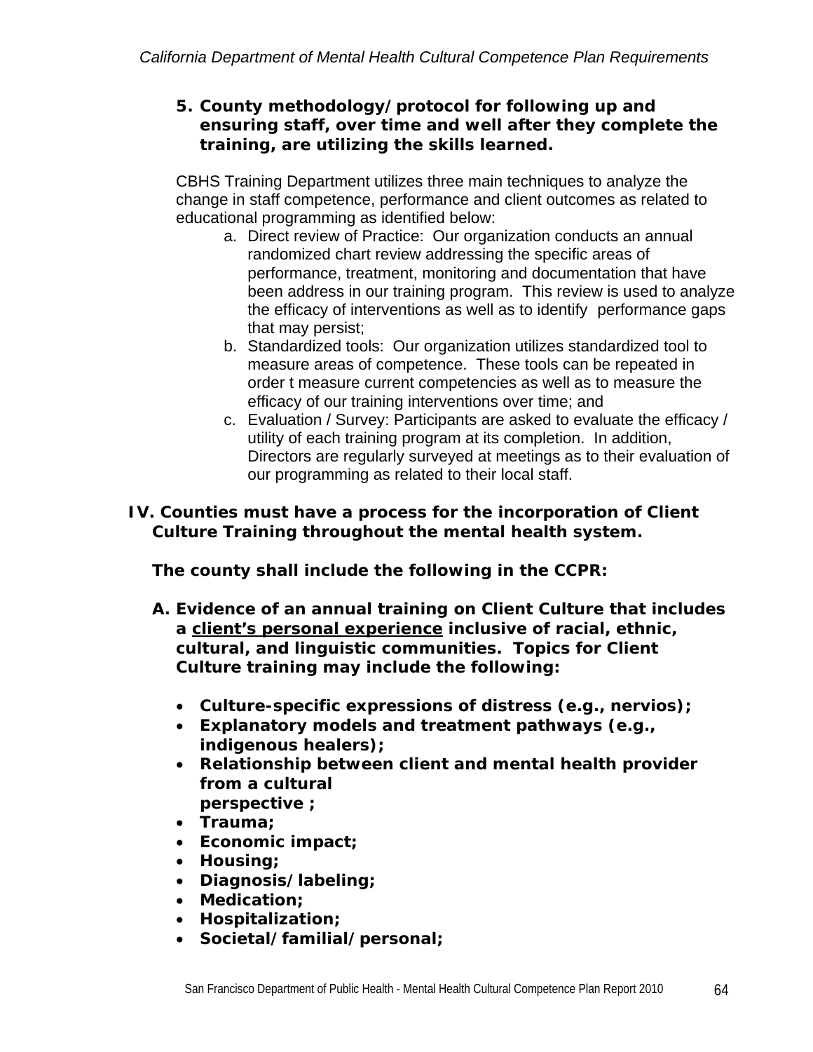**5. County methodology/protocol for following up and ensuring staff, over time and well after they complete the training, are utilizing the skills learned.**

CBHS Training Department utilizes three main techniques to analyze the change in staff competence, performance and client outcomes as related to educational programming as identified below:

a. Direct review of Practice: Our organization conducts an annual randomized chart review addressing the specific areas of performance, treatment, monitoring and documentation that have been address in our training program. This review is used to analyze the efficacy of interventions as well as to identify performance gaps that may persist;
b. Standardized tools: Our organization utilizes standardized tool to measure areas of competence. These tools can be repeated in order t measure current competencies as well as to measure the efficacy of our training interventions over time; and
c. Evaluation / Survey: Participants are asked to evaluate the efficacy / utility of each training program at its completion. In addition, Directors are regularly surveyed at meetings as to their evaluation of our programming as related to their local staff.

**IV. Counties must have a process for the incorporation of Client Culture Training throughout the mental health system.**

**The county shall include the following in the CCPR:**

**A. Evidence of an annual training on Client Culture that includes a <u>client's personal experience</u> inclusive of racial, ethnic, cultural, and linguistic communities. Topics for Client Culture training may include the following:**

- **Culture-specific expressions of distress (e.g., nervios);**
- **Explanatory models and treatment pathways (e.g., indigenous healers);**
- **Relationship between client and mental health provider from a cultural perspective ;**
- **Trauma;**
- **Economic impact;**
- **Housing;**
- **Diagnosis/labeling;**
- **Medication;**
- **Hospitalization;**
- **Societal/familial/personal;**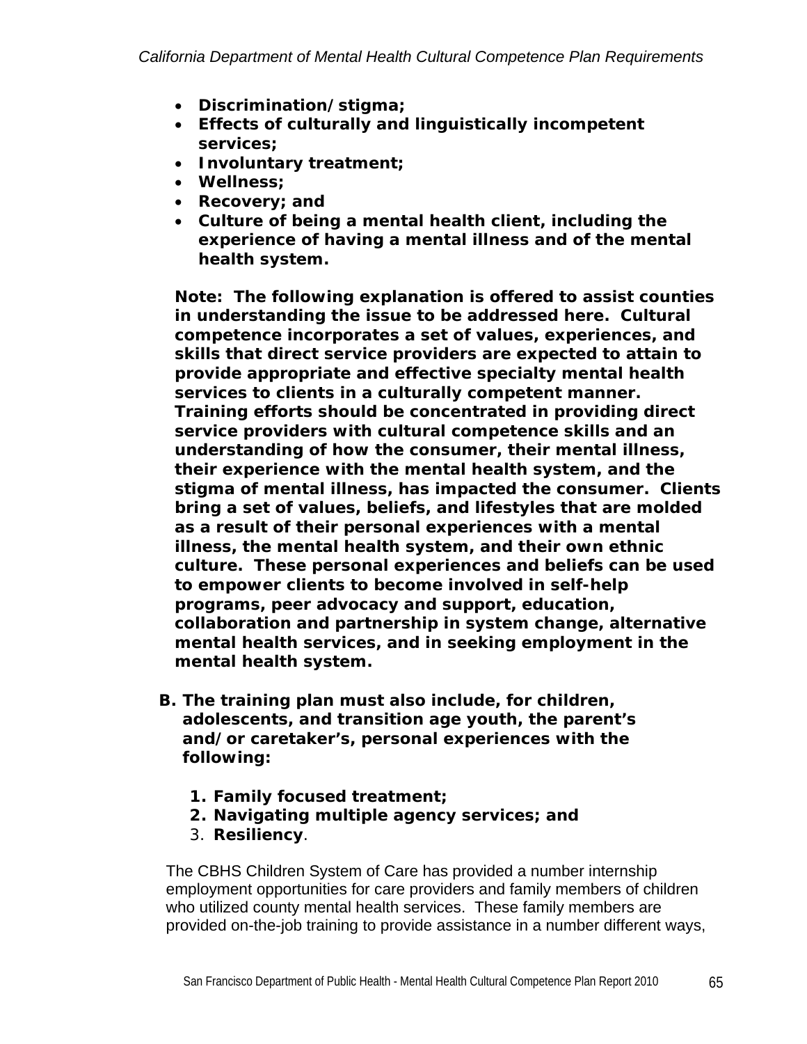- **Discrimination/stigma;**
- **Effects of culturally and linguistically incompetent services;**
- **Involuntary treatment;**
- **Wellness;**
- **Recovery; and**
- **Culture of being a mental health client, including the experience of having a mental illness and of the mental health system.**

**Note: The following explanation is offered to assist counties in understanding the issue to be addressed here. Cultural competence incorporates a set of values, experiences, and skills that direct service providers are expected to attain to provide appropriate and effective specialty mental health services to clients in a culturally competent manner. Training efforts should be concentrated in providing direct service providers with cultural competence skills and an understanding of how the consumer, their mental illness, their experience with the mental health system, and the stigma of mental illness, has impacted the consumer. Clients bring a set of values, beliefs, and lifestyles that are molded as a result of their personal experiences with a mental illness, the mental health system, and their own ethnic culture. These personal experiences and beliefs can be used to empower clients to become involved in self-help programs, peer advocacy and support, education, collaboration and partnership in system change, alternative mental health services, and in seeking employment in the mental health system.**

**B. The training plan must also include, for children, adolescents, and transition age youth, the parent's and/or caretaker's, personal experiences with the following:**

1. **Family focused treatment;**
2. **Navigating multiple agency services; and**
3. **Resiliency**.

The CBHS Children System of Care has provided a number internship employment opportunities for care providers and family members of children who utilized county mental health services. These family members are provided on-the-job training to provide assistance in a number different ways,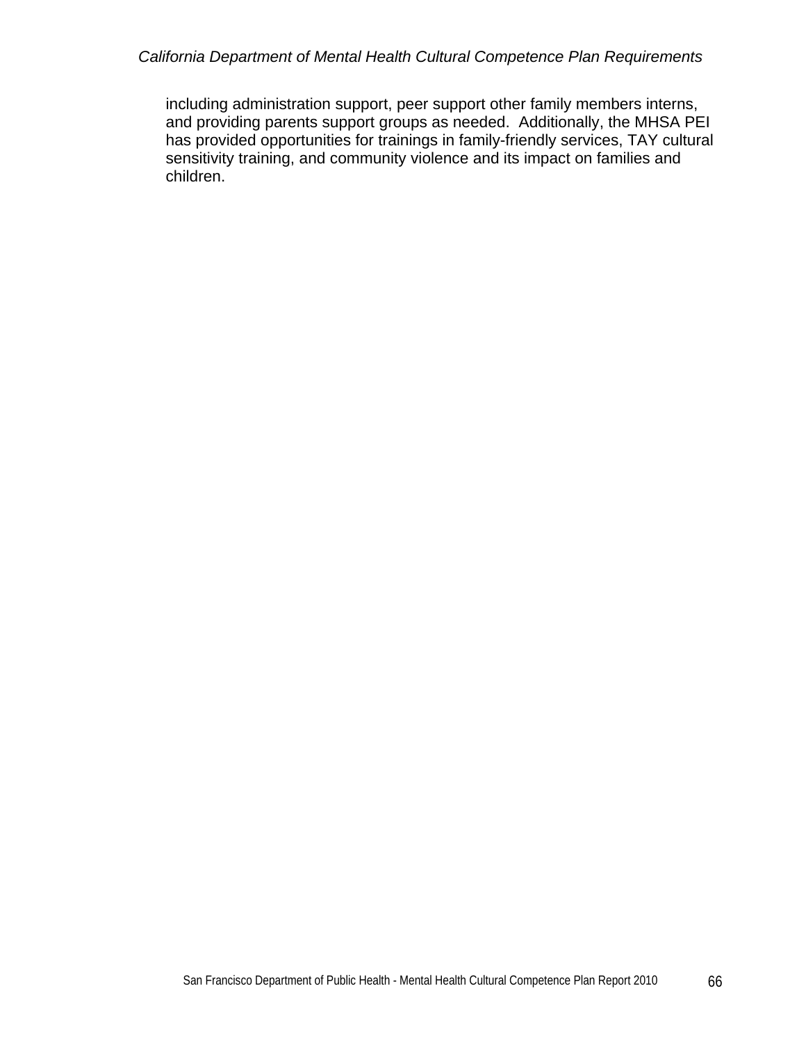including administration support, peer support other family members interns, and providing parents support groups as needed.  Additionally, the MHSA PEI has provided opportunities for trainings in family-friendly services, TAY cultural sensitivity training, and community violence and its impact on families and children.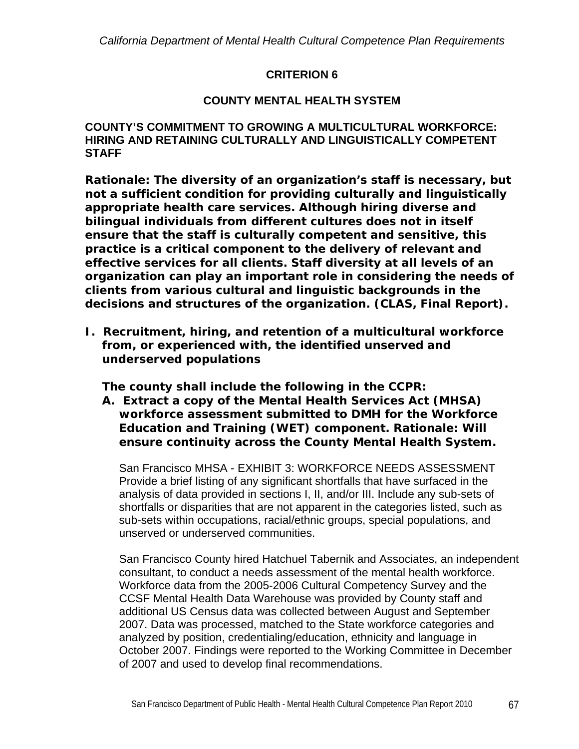## CRITERION 6

## COUNTY MENTAL HEALTH SYSTEM

### COUNTY'S COMMITMENT TO GROWING A MULTICULTURAL WORKFORCE: HIRING AND RETAINING CULTURALLY AND LINGUISTICALLY COMPETENT STAFF

**Rationale: The diversity of an organization's staff is necessary, but not a sufficient condition for providing culturally and linguistically appropriate health care services. Although hiring diverse and bilingual individuals from different cultures does not in itself ensure that the staff is culturally competent and sensitive, this practice is a critical component to the delivery of relevant and effective services for all clients. Staff diversity at all levels of an organization can play an important role in considering the needs of clients from various cultural and linguistic backgrounds in the decisions and structures of the organization. (CLAS, Final Report).**

**I. Recruitment, hiring, and retention of a multicultural workforce from, or experienced with, the identified unserved and underserved populations**

**The county shall include the following in the CCPR:**

**A. Extract a copy of the Mental Health Services Act (MHSA) workforce assessment submitted to DMH for the Workforce Education and Training (WET) component. Rationale: Will ensure continuity across the County Mental Health System.**

San Francisco MHSA - EXHIBIT 3: WORKFORCE NEEDS ASSESSMENT Provide a brief listing of any significant shortfalls that have surfaced in the analysis of data provided in sections I, II, and/or III. Include any sub-sets of shortfalls or disparities that are not apparent in the categories listed, such as sub-sets within occupations, racial/ethnic groups, special populations, and unserved or underserved communities.

San Francisco County hired Hatchuel Tabernik and Associates, an independent consultant, to conduct a needs assessment of the mental health workforce. Workforce data from the 2005-2006 Cultural Competency Survey and the CCSF Mental Health Data Warehouse was provided by County staff and additional US Census data was collected between August and September 2007. Data was processed, matched to the State workforce categories and analyzed by position, credentialing/education, ethnicity and language in October 2007. Findings were reported to the Working Committee in December of 2007 and used to develop final recommendations.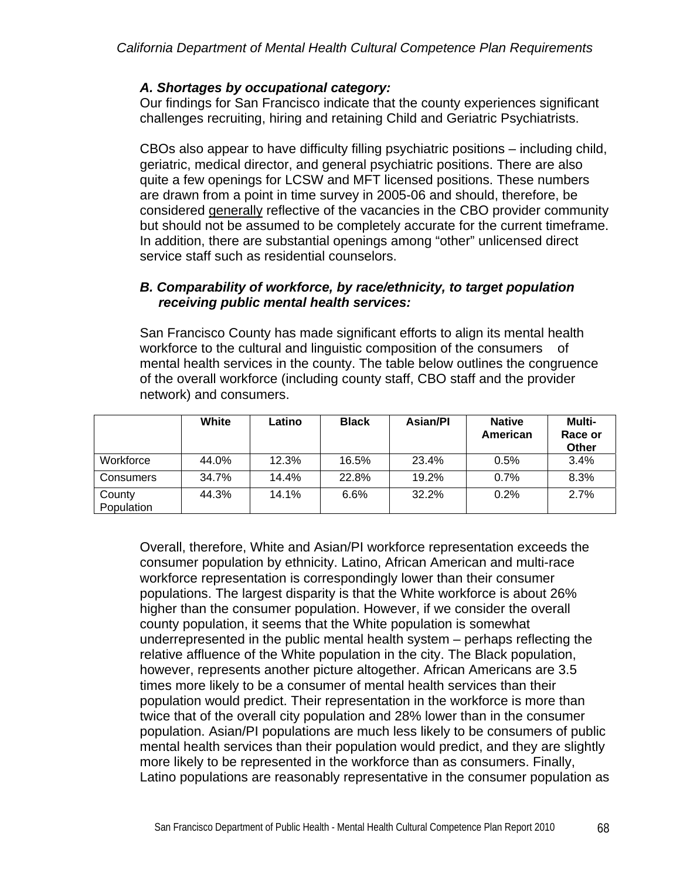### *A. Shortages by occupational category:*

Our findings for San Francisco indicate that the county experiences significant challenges recruiting, hiring and retaining Child and Geriatric Psychiatrists.

CBOs also appear to have difficulty filling psychiatric positions – including child, geriatric, medical director, and general psychiatric positions. There are also quite a few openings for LCSW and MFT licensed positions. These numbers are drawn from a point in time survey in 2005-06 and should, therefore, be considered generally reflective of the vacancies in the CBO provider community but should not be assumed to be completely accurate for the current timeframe. In addition, there are substantial openings among "other" unlicensed direct service staff such as residential counselors.

### *B. Comparability of workforce, by race/ethnicity, to target population receiving public mental health services:*

San Francisco County has made significant efforts to align its mental health workforce to the cultural and linguistic composition of the consumers of mental health services in the county. The table below outlines the congruence of the overall workforce (including county staff, CBO staff and the provider network) and consumers.

| | White | Latino | Black | Asian/PI | Native American | Multi-Race or Other |
|---|---|---|---|---|---|---|
| Workforce | 44.0% | 12.3% | 16.5% | 23.4% | 0.5% | 3.4% |
| Consumers | 34.7% | 14.4% | 22.8% | 19.2% | 0.7% | 8.3% |
| County Population | 44.3% | 14.1% | 6.6% | 32.2% | 0.2% | 2.7% |

Overall, therefore, White and Asian/PI workforce representation exceeds the consumer population by ethnicity. Latino, African American and multi-race workforce representation is correspondingly lower than their consumer populations. The largest disparity is that the White workforce is about 26% higher than the consumer population. However, if we consider the overall county population, it seems that the White population is somewhat underrepresented in the public mental health system – perhaps reflecting the relative affluence of the White population in the city. The Black population, however, represents another picture altogether. African Americans are 3.5 times more likely to be a consumer of mental health services than their population would predict. Their representation in the workforce is more than twice that of the overall city population and 28% lower than in the consumer population. Asian/PI populations are much less likely to be consumers of public mental health services than their population would predict, and they are slightly more likely to be represented in the workforce than as consumers. Finally, Latino populations are reasonably representative in the consumer population as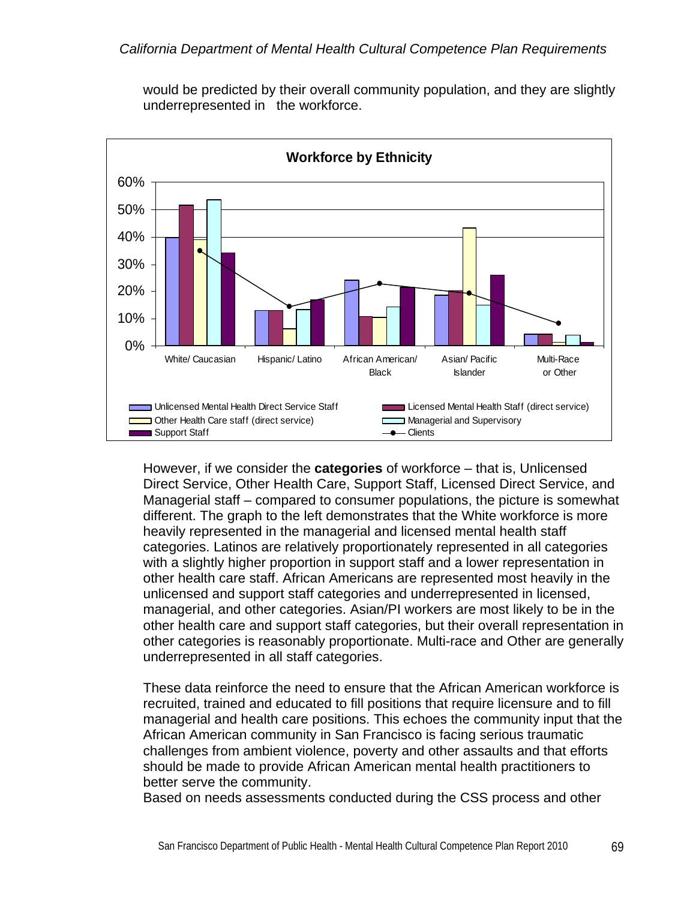would be predicted by their overall community population, and they are slightly underrepresented in the workforce.

**Workforce by Ethnicity**

However, if we consider the **categories** of workforce – that is, Unlicensed Direct Service, Other Health Care, Support Staff, Licensed Direct Service, and Managerial staff – compared to consumer populations, the picture is somewhat different. The graph to the left demonstrates that the White workforce is more heavily represented in the managerial and licensed mental health staff categories. Latinos are relatively proportionately represented in all categories with a slightly higher proportion in support staff and a lower representation in other health care staff. African Americans are represented most heavily in the unlicensed and support staff categories and underrepresented in licensed, managerial, and other categories. Asian/PI workers are most likely to be in the other health care and support staff categories, but their overall representation in other categories is reasonably proportionate. Multi-race and Other are generally underrepresented in all staff categories.

These data reinforce the need to ensure that the African American workforce is recruited, trained and educated to fill positions that require licensure and to fill managerial and health care positions. This echoes the community input that the African American community in San Francisco is facing serious traumatic challenges from ambient violence, poverty and other assaults and that efforts should be made to provide African American mental health practitioners to better serve the community.

Based on needs assessments conducted during the CSS process and other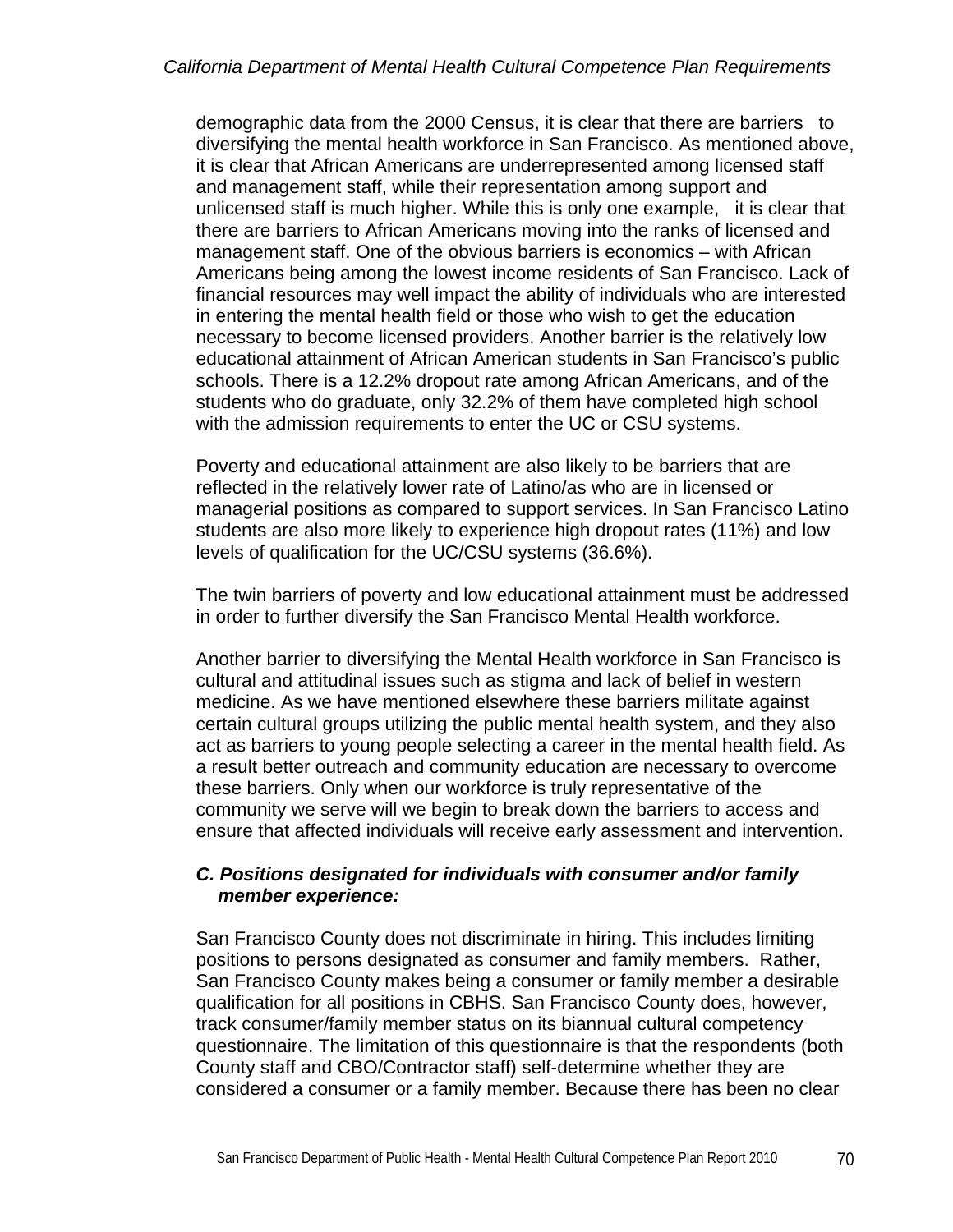demographic data from the 2000 Census, it is clear that there are barriers to diversifying the mental health workforce in San Francisco. As mentioned above, it is clear that African Americans are underrepresented among licensed staff and management staff, while their representation among support and unlicensed staff is much higher. While this is only one example, it is clear that there are barriers to African Americans moving into the ranks of licensed and management staff. One of the obvious barriers is economics – with African Americans being among the lowest income residents of San Francisco. Lack of financial resources may well impact the ability of individuals who are interested in entering the mental health field or those who wish to get the education necessary to become licensed providers. Another barrier is the relatively low educational attainment of African American students in San Francisco's public schools. There is a 12.2% dropout rate among African Americans, and of the students who do graduate, only 32.2% of them have completed high school with the admission requirements to enter the UC or CSU systems.

Poverty and educational attainment are also likely to be barriers that are reflected in the relatively lower rate of Latino/as who are in licensed or managerial positions as compared to support services. In San Francisco Latino students are also more likely to experience high dropout rates (11%) and low levels of qualification for the UC/CSU systems (36.6%).

The twin barriers of poverty and low educational attainment must be addressed in order to further diversify the San Francisco Mental Health workforce.

Another barrier to diversifying the Mental Health workforce in San Francisco is cultural and attitudinal issues such as stigma and lack of belief in western medicine. As we have mentioned elsewhere these barriers militate against certain cultural groups utilizing the public mental health system, and they also act as barriers to young people selecting a career in the mental health field. As a result better outreach and community education are necessary to overcome these barriers. Only when our workforce is truly representative of the community we serve will we begin to break down the barriers to access and ensure that affected individuals will receive early assessment and intervention.

***C. Positions designated for individuals with consumer and/or family member experience:***

San Francisco County does not discriminate in hiring. This includes limiting positions to persons designated as consumer and family members. Rather, San Francisco County makes being a consumer or family member a desirable qualification for all positions in CBHS. San Francisco County does, however, track consumer/family member status on its biannual cultural competency questionnaire. The limitation of this questionnaire is that the respondents (both County staff and CBO/Contractor staff) self-determine whether they are considered a consumer or a family member. Because there has been no clear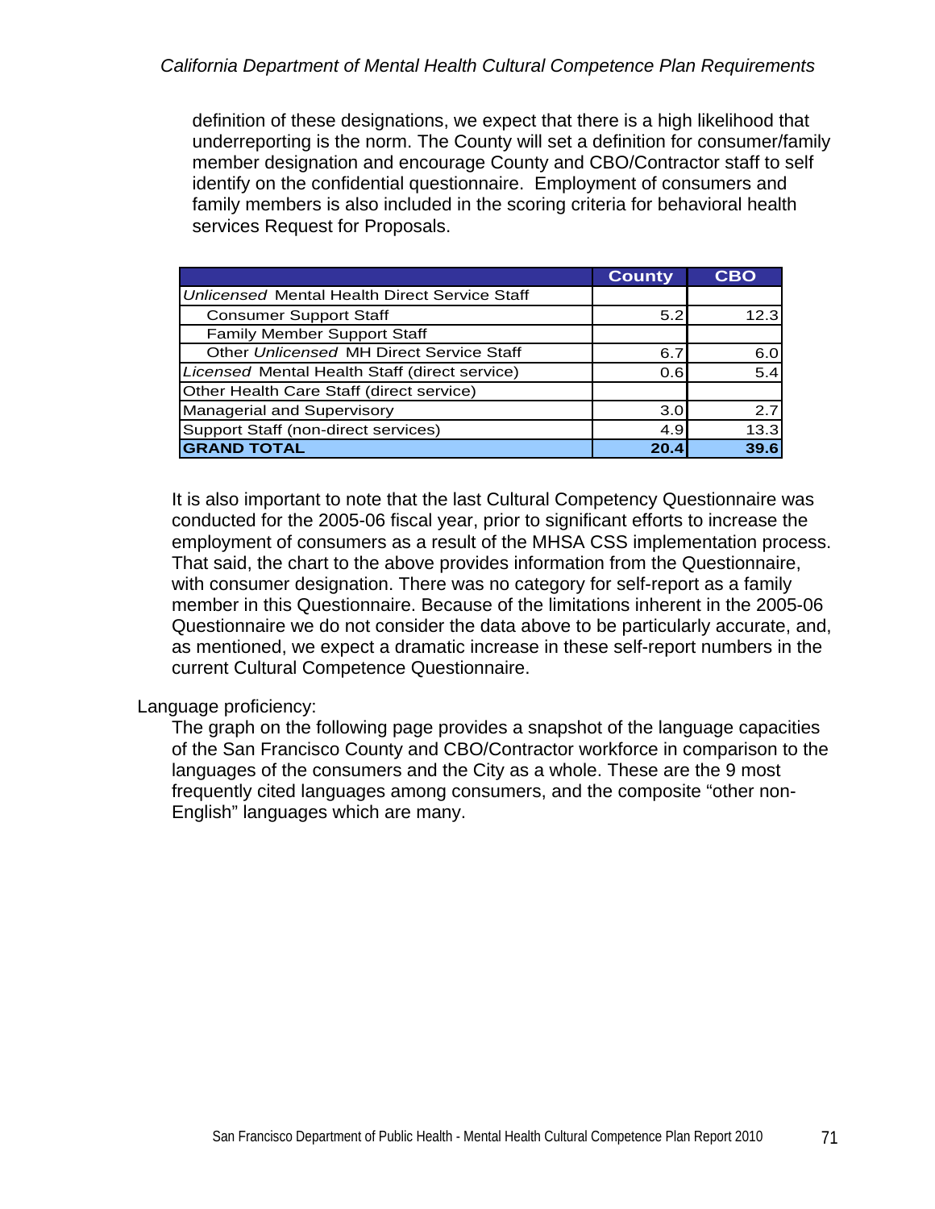definition of these designations, we expect that there is a high likelihood that underreporting is the norm. The County will set a definition for consumer/family member designation and encourage County and CBO/Contractor staff to self identify on the confidential questionnaire. Employment of consumers and family members is also included in the scoring criteria for behavioral health services Request for Proposals.

| | County | CBO |
|---|---|---|
| *Unlicensed* Mental Health Direct Service Staff | | |
| Consumer Support Staff | 5.2 | 12.3 |
| Family Member Support Staff | | |
| Other *Unlicensed* MH Direct Service Staff | 6.7 | 6.0 |
| *Licensed* Mental Health Staff (direct service) | 0.6 | 5.4 |
| Other Health Care Staff (direct service) | | |
| Managerial and Supervisory | 3.0 | 2.7 |
| Support Staff (non-direct services) | 4.9 | 13.3 |
| **GRAND TOTAL** | **20.4** | **39.6** |

It is also important to note that the last Cultural Competency Questionnaire was conducted for the 2005-06 fiscal year, prior to significant efforts to increase the employment of consumers as a result of the MHSA CSS implementation process. That said, the chart to the above provides information from the Questionnaire, with consumer designation. There was no category for self-report as a family member in this Questionnaire. Because of the limitations inherent in the 2005-06 Questionnaire we do not consider the data above to be particularly accurate, and, as mentioned, we expect a dramatic increase in these self-report numbers in the current Cultural Competence Questionnaire.

Language proficiency:

The graph on the following page provides a snapshot of the language capacities of the San Francisco County and CBO/Contractor workforce in comparison to the languages of the consumers and the City as a whole. These are the 9 most frequently cited languages among consumers, and the composite "other non-English" languages which are many.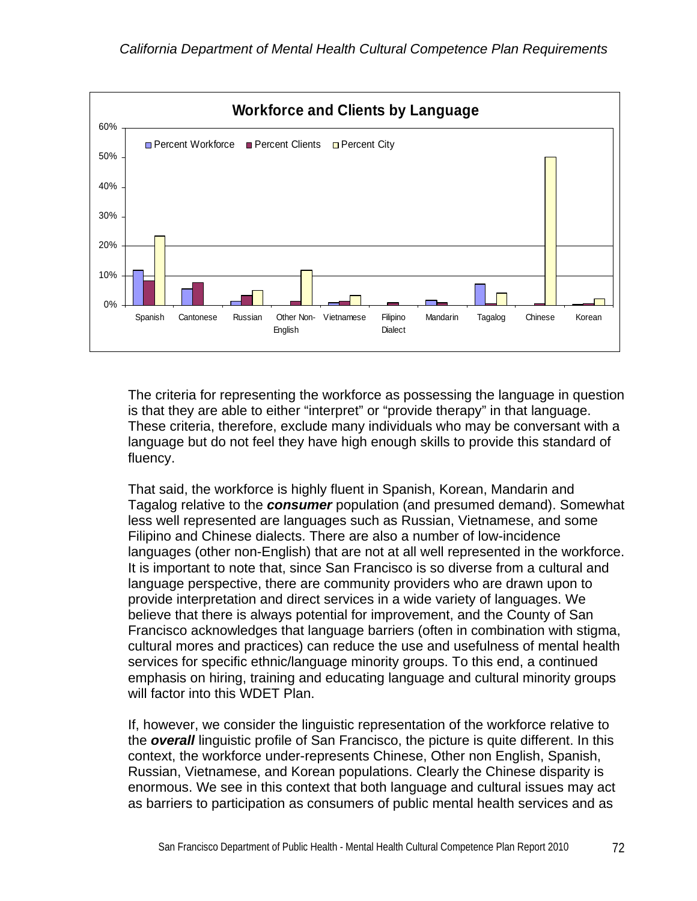**Workforce and Clients by Language**

The criteria for representing the workforce as possessing the language in question is that they are able to either "interpret" or "provide therapy" in that language. These criteria, therefore, exclude many individuals who may be conversant with a language but do not feel they have high enough skills to provide this standard of fluency.

That said, the workforce is highly fluent in Spanish, Korean, Mandarin and Tagalog relative to the ***consumer*** population (and presumed demand). Somewhat less well represented are languages such as Russian, Vietnamese, and some Filipino and Chinese dialects. There are also a number of low-incidence languages (other non-English) that are not at all well represented in the workforce. It is important to note that, since San Francisco is so diverse from a cultural and language perspective, there are community providers who are drawn upon to provide interpretation and direct services in a wide variety of languages. We believe that there is always potential for improvement, and the County of San Francisco acknowledges that language barriers (often in combination with stigma, cultural mores and practices) can reduce the use and usefulness of mental health services for specific ethnic/language minority groups. To this end, a continued emphasis on hiring, training and educating language and cultural minority groups will factor into this WDET Plan.

If, however, we consider the linguistic representation of the workforce relative to the ***overall*** linguistic profile of San Francisco, the picture is quite different. In this context, the workforce under-represents Chinese, Other non English, Spanish, Russian, Vietnamese, and Korean populations. Clearly the Chinese disparity is enormous. We see in this context that both language and cultural issues may act as barriers to participation as consumers of public mental health services and as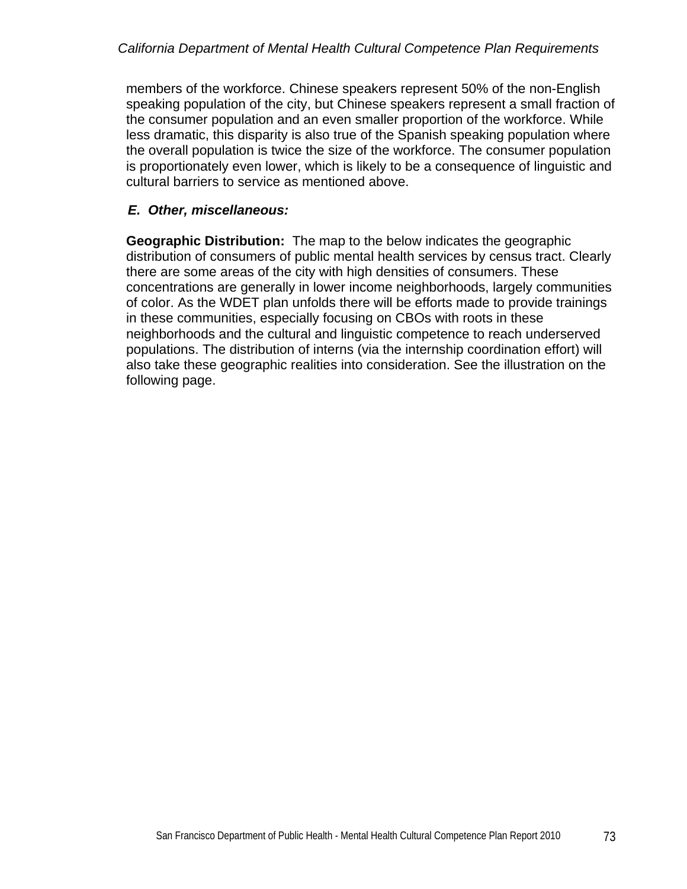members of the workforce. Chinese speakers represent 50% of the non-English speaking population of the city, but Chinese speakers represent a small fraction of the consumer population and an even smaller proportion of the workforce. While less dramatic, this disparity is also true of the Spanish speaking population where the overall population is twice the size of the workforce. The consumer population is proportionately even lower, which is likely to be a consequence of linguistic and cultural barriers to service as mentioned above.

***E. Other, miscellaneous:***

**Geographic Distribution:** The map to the below indicates the geographic distribution of consumers of public mental health services by census tract. Clearly there are some areas of the city with high densities of consumers. These concentrations are generally in lower income neighborhoods, largely communities of color. As the WDET plan unfolds there will be efforts made to provide trainings in these communities, especially focusing on CBOs with roots in these neighborhoods and the cultural and linguistic competence to reach underserved populations. The distribution of interns (via the internship coordination effort) will also take these geographic realities into consideration. See the illustration on the following page.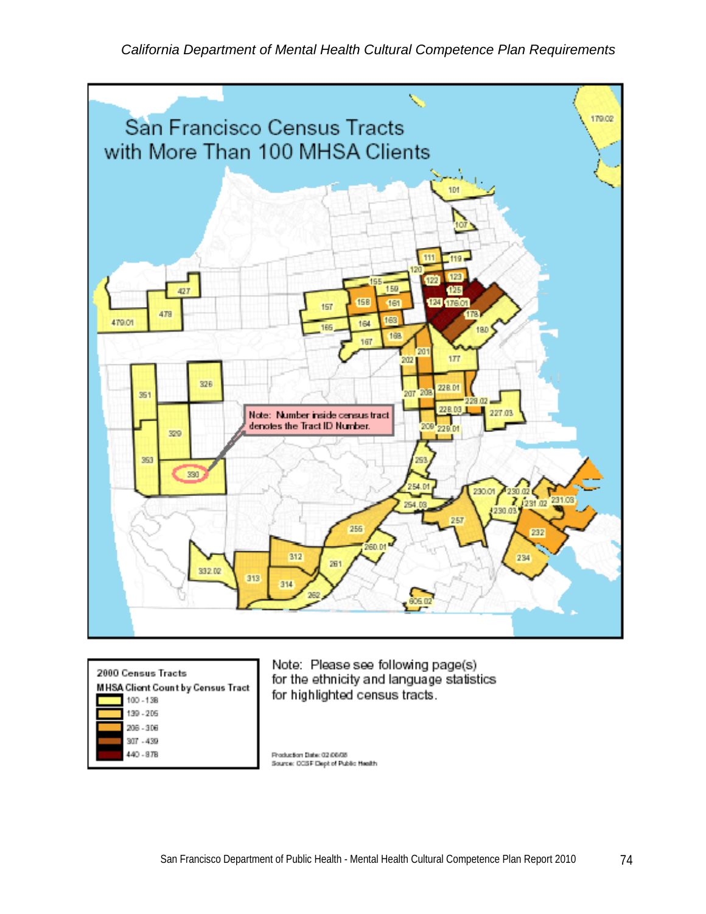# San Francisco Census Tracts with More Than 100 MHSA Clients

Note: Number inside census tract denotes the Tract ID Number.

| 2000 Census Tracts |
|---|
| MHSA Client Count by Census Tract |
| 100 - 138 |
| 139 - 205 |
| 206 - 306 |
| 307 - 439 |
| 440 - 878 |

Note: Please see following page(s) for the ethnicity and language statistics for highlighted census tracts.

Production Date: 02/06/08
Source: CCSF Dept of Public Health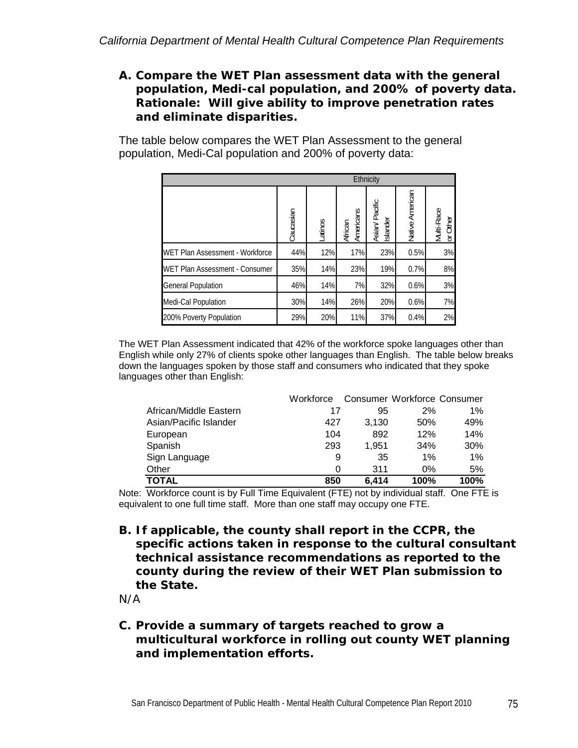**A. Compare the WET Plan assessment data with the general population, Medi-cal population, and 200% of poverty data. Rationale: Will give ability to improve penetration rates and eliminate disparities.**

The table below compares the WET Plan Assessment to the general population, Medi-Cal population and 200% of poverty data:

| | Ethnicity | | | | | |
|---|---|---|---|---|---|---|
| | Caucasian | Latinos | African Americans | Asian/ Pacific Islander | Native American | Multi-Race or Other |
| WET Plan Assessment - Workforce | 44% | 12% | 17% | 23% | 0.5% | 3% |
| WET Plan Assessment - Consumer | 35% | 14% | 23% | 19% | 0.7% | 8% |
| General Population | 46% | 14% | 7% | 32% | 0.6% | 3% |
| Medi-Cal Population | 30% | 14% | 26% | 20% | 0.6% | 7% |
| 200% Poverty Population | 29% | 20% | 11% | 37% | 0.4% | 2% |

The WET Plan Assessment indicated that 42% of the workforce spoke languages other than English while only 27% of clients spoke other languages than English. The table below breaks down the languages spoken by those staff and consumers who indicated that they spoke languages other than English:

| | Workforce | Consumer | Workforce | Consumer |
|---|---|---|---|---|
| African/Middle Eastern | 17 | 95 | 2% | 1% |
| Asian/Pacific Islander | 427 | 3,130 | 50% | 49% |
| European | 104 | 892 | 12% | 14% |
| Spanish | 293 | 1,951 | 34% | 30% |
| Sign Language | 9 | 35 | 1% | 1% |
| Other | 0 | 311 | 0% | 5% |
| **TOTAL** | **850** | **6,414** | **100%** | **100%** |

Note: Workforce count is by Full Time Equivalent (FTE) not by individual staff. One FTE is equivalent to one full time staff. More than one staff may occupy one FTE.

**B. If applicable, the county shall report in the CCPR, the specific actions taken in response to the cultural consultant technical assistance recommendations as reported to the county during the review of their WET Plan submission to the State.**

N/A

**C. Provide a summary of targets reached to grow a multicultural workforce in rolling out county WET planning and implementation efforts.**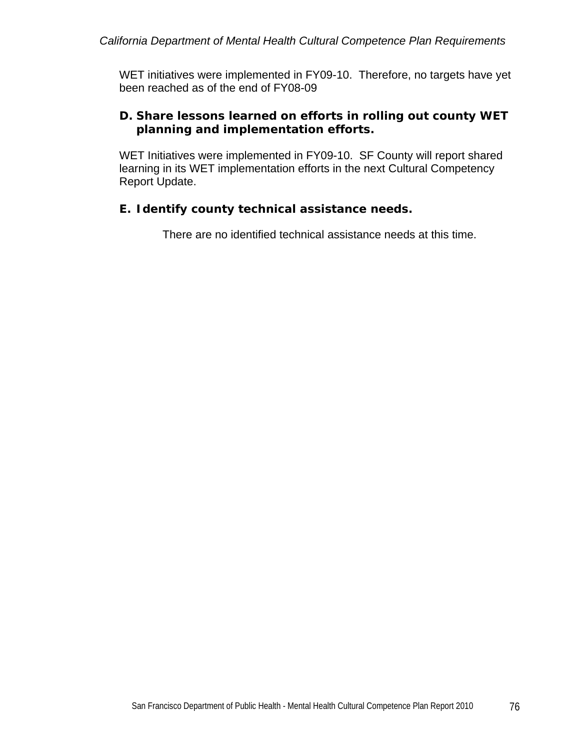WET initiatives were implemented in FY09-10. Therefore, no targets have yet been reached as of the end of FY08-09

**D. Share lessons learned on efforts in rolling out county WET planning and implementation efforts.**

WET Initiatives were implemented in FY09-10. SF County will report shared learning in its WET implementation efforts in the next Cultural Competency Report Update.

**E. Identify county technical assistance needs.**

There are no identified technical assistance needs at this time.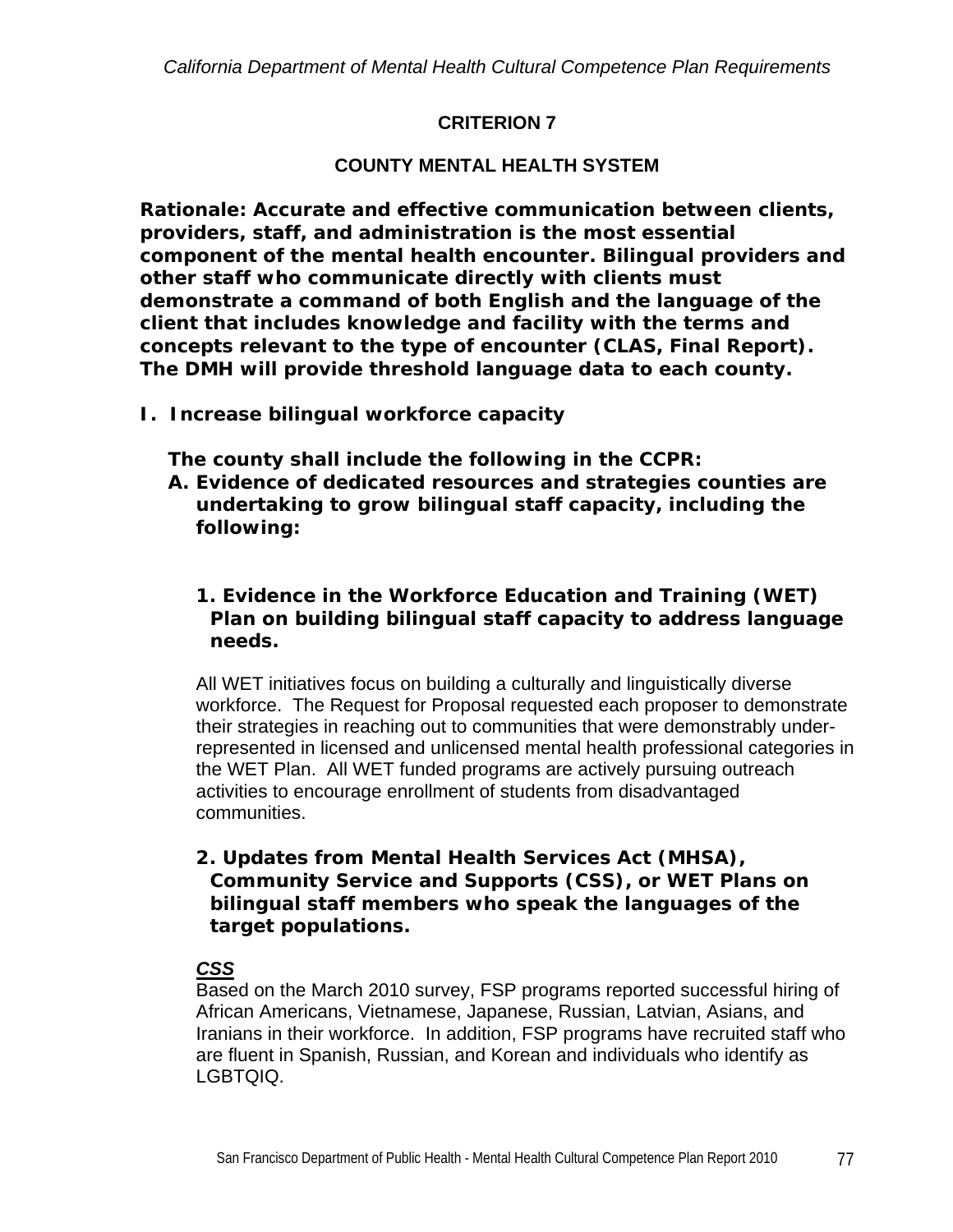*California Department of Mental Health Cultural Competence Plan Requirements*

## CRITERION 7

### COUNTY MENTAL HEALTH SYSTEM

**Rationale: Accurate and effective communication between clients, providers, staff, and administration is the most essential component of the mental health encounter. Bilingual providers and other staff who communicate directly with clients must demonstrate a command of both English and the language of the client that includes knowledge and facility with the terms and concepts relevant to the type of encounter (CLAS, Final Report). The DMH will provide threshold language data to each county.**

**I. Increase bilingual workforce capacity**

**The county shall include the following in the CCPR:**

**A. Evidence of dedicated resources and strategies counties are undertaking to grow bilingual staff capacity, including the following:**

**1. Evidence in the Workforce Education and Training (WET) Plan on building bilingual staff capacity to address language needs.**

All WET initiatives focus on building a culturally and linguistically diverse workforce. The Request for Proposal requested each proposer to demonstrate their strategies in reaching out to communities that were demonstrably under-represented in licensed and unlicensed mental health professional categories in the WET Plan. All WET funded programs are actively pursuing outreach activities to encourage enrollment of students from disadvantaged communities.

**2. Updates from Mental Health Services Act (MHSA), Community Service and Supports (CSS), or WET Plans on bilingual staff members who speak the languages of the target populations.**

***CSS***

Based on the March 2010 survey, FSP programs reported successful hiring of African Americans, Vietnamese, Japanese, Russian, Latvian, Asians, and Iranians in their workforce. In addition, FSP programs have recruited staff who are fluent in Spanish, Russian, and Korean and individuals who identify as LGBTQIQ.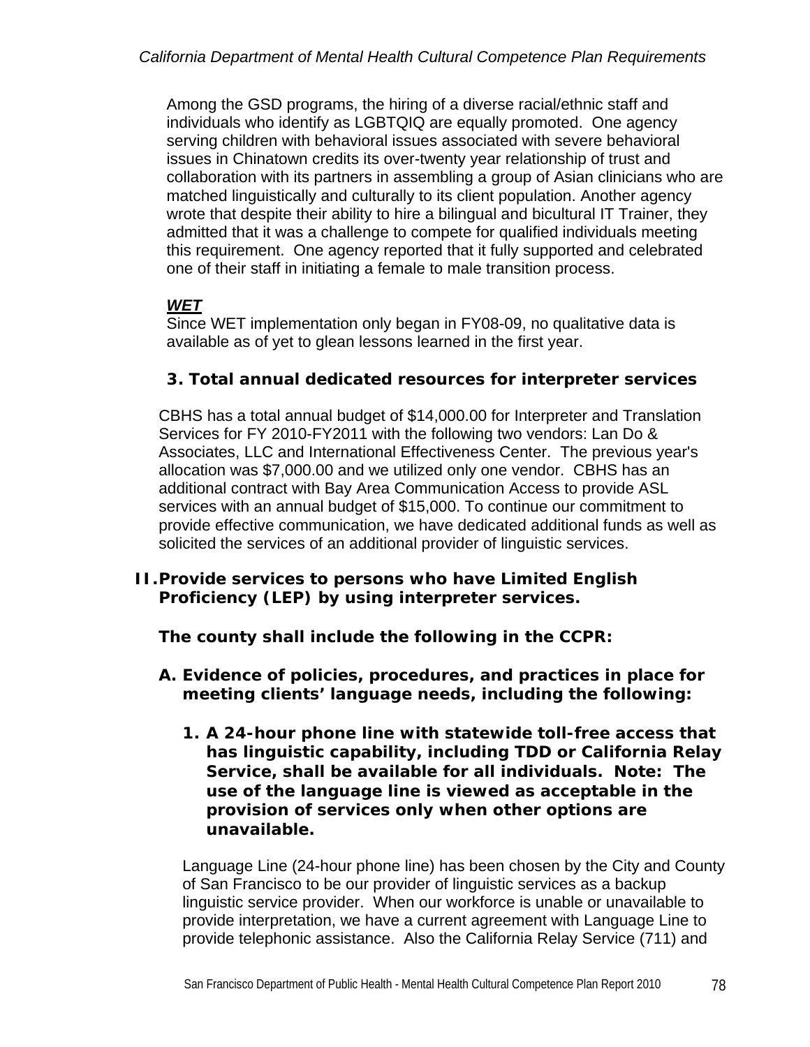Among the GSD programs, the hiring of a diverse racial/ethnic staff and individuals who identify as LGBTQIQ are equally promoted. One agency serving children with behavioral issues associated with severe behavioral issues in Chinatown credits its over-twenty year relationship of trust and collaboration with its partners in assembling a group of Asian clinicians who are matched linguistically and culturally to its client population. Another agency wrote that despite their ability to hire a bilingual and bicultural IT Trainer, they admitted that it was a challenge to compete for qualified individuals meeting this requirement. One agency reported that it fully supported and celebrated one of their staff in initiating a female to male transition process.

***WET***

Since WET implementation only began in FY08-09, no qualitative data is available as of yet to glean lessons learned in the first year.

**3. Total annual dedicated resources for interpreter services**

CBHS has a total annual budget of $14,000.00 for Interpreter and Translation Services for FY 2010-FY2011 with the following two vendors: Lan Do & Associates, LLC and International Effectiveness Center. The previous year's allocation was $7,000.00 and we utilized only one vendor. CBHS has an additional contract with Bay Area Communication Access to provide ASL services with an annual budget of $15,000. To continue our commitment to provide effective communication, we have dedicated additional funds as well as solicited the services of an additional provider of linguistic services.

## II. Provide services to persons who have Limited English Proficiency (LEP) by using interpreter services.

**The county shall include the following in the CCPR:**

**A. Evidence of policies, procedures, and practices in place for meeting clients' language needs, including the following:**

**1. A 24-hour phone line with statewide toll-free access that has linguistic capability, including TDD or California Relay Service, shall be available for all individuals. Note: The use of the language line is viewed as acceptable in the provision of services only when other options are unavailable.**

Language Line (24-hour phone line) has been chosen by the City and County of San Francisco to be our provider of linguistic services as a backup linguistic service provider. When our workforce is unable or unavailable to provide interpretation, we have a current agreement with Language Line to provide telephonic assistance. Also the California Relay Service (711) and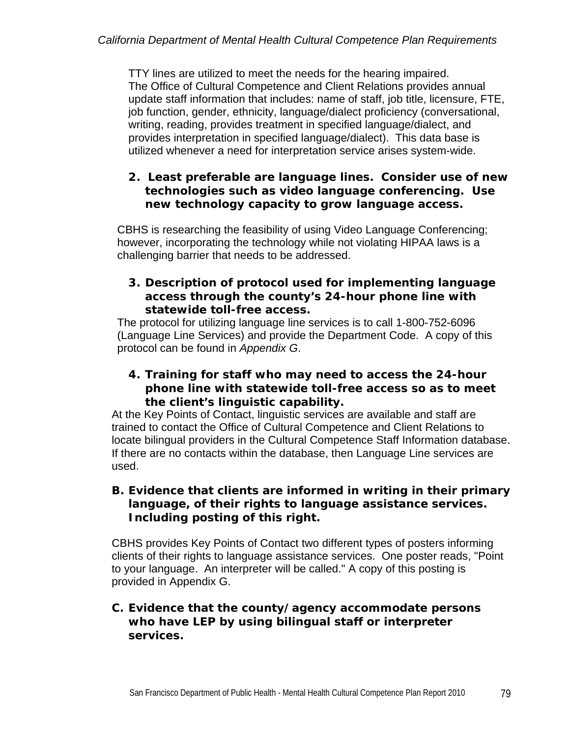TTY lines are utilized to meet the needs for the hearing impaired. The Office of Cultural Competence and Client Relations provides annual update staff information that includes: name of staff, job title, licensure, FTE, job function, gender, ethnicity, language/dialect proficiency (conversational, writing, reading, provides treatment in specified language/dialect, and provides interpretation in specified language/dialect). This data base is utilized whenever a need for interpretation service arises system-wide.

**2. Least preferable are language lines. Consider use of new technologies such as video language conferencing. Use new technology capacity to grow language access.**

CBHS is researching the feasibility of using Video Language Conferencing; however, incorporating the technology while not violating HIPAA laws is a challenging barrier that needs to be addressed.

**3. Description of protocol used for implementing language access through the county's 24-hour phone line with statewide toll-free access.**

The protocol for utilizing language line services is to call 1-800-752-6096 (Language Line Services) and provide the Department Code. A copy of this protocol can be found in *Appendix G*.

**4. Training for staff who may need to access the 24-hour phone line with statewide toll-free access so as to meet the client's linguistic capability.**

At the Key Points of Contact, linguistic services are available and staff are trained to contact the Office of Cultural Competence and Client Relations to locate bilingual providers in the Cultural Competence Staff Information database. If there are no contacts within the database, then Language Line services are used.

**B. Evidence that clients are informed in writing in their primary language, of their rights to language assistance services. Including posting of this right.**

CBHS provides Key Points of Contact two different types of posters informing clients of their rights to language assistance services. One poster reads, "Point to your language. An interpreter will be called." A copy of this posting is provided in Appendix G.

**C. Evidence that the county/agency accommodate persons who have LEP by using bilingual staff or interpreter services.**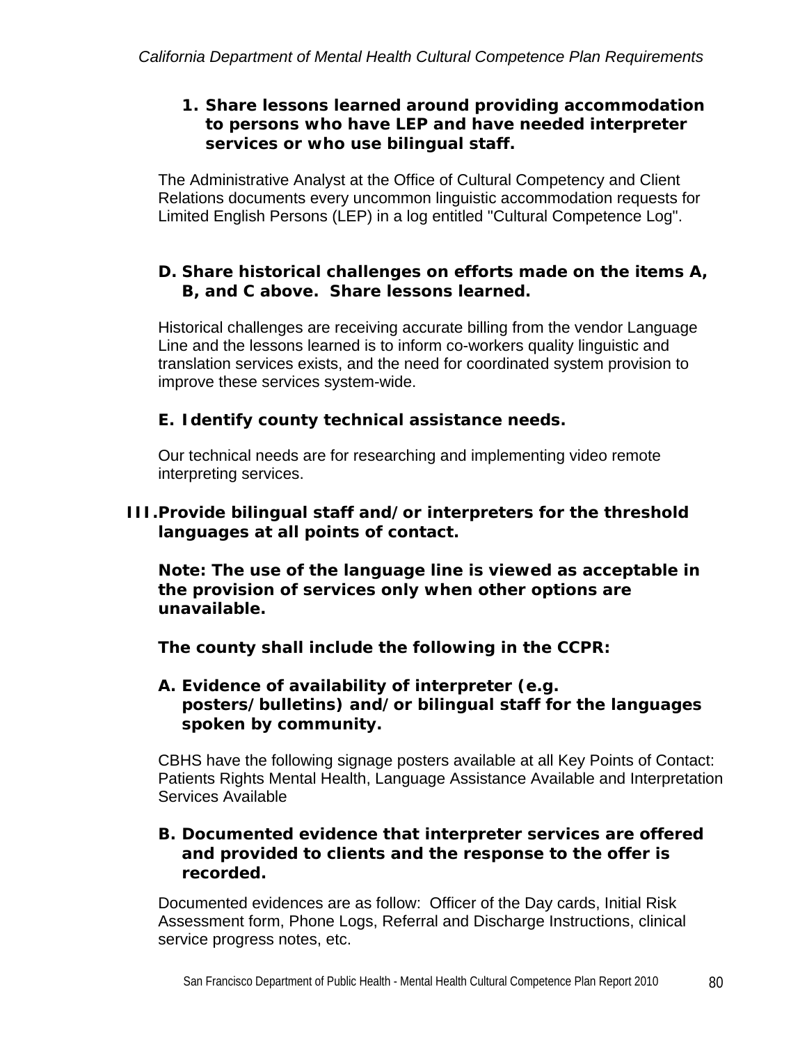**1. Share lessons learned around providing accommodation to persons who have LEP and have needed interpreter services or who use bilingual staff.**

The Administrative Analyst at the Office of Cultural Competency and Client Relations documents every uncommon linguistic accommodation requests for Limited English Persons (LEP) in a log entitled "Cultural Competence Log".

**D. Share historical challenges on efforts made on the items A, B, and C above. Share lessons learned.**

Historical challenges are receiving accurate billing from the vendor Language Line and the lessons learned is to inform co-workers quality linguistic and translation services exists, and the need for coordinated system provision to improve these services system-wide.

**E. Identify county technical assistance needs.**

Our technical needs are for researching and implementing video remote interpreting services.

**III. Provide bilingual staff and/or interpreters for the threshold languages at all points of contact.**

**Note: The use of the language line is viewed as acceptable in the provision of services only when other options are unavailable.**

**The county shall include the following in the CCPR:**

**A. Evidence of availability of interpreter (e.g. posters/bulletins) and/or bilingual staff for the languages spoken by community.**

CBHS have the following signage posters available at all Key Points of Contact: Patients Rights Mental Health, Language Assistance Available and Interpretation Services Available

**B. Documented evidence that interpreter services are offered and provided to clients and the response to the offer is recorded.**

Documented evidences are as follow: Officer of the Day cards, Initial Risk Assessment form, Phone Logs, Referral and Discharge Instructions, clinical service progress notes, etc.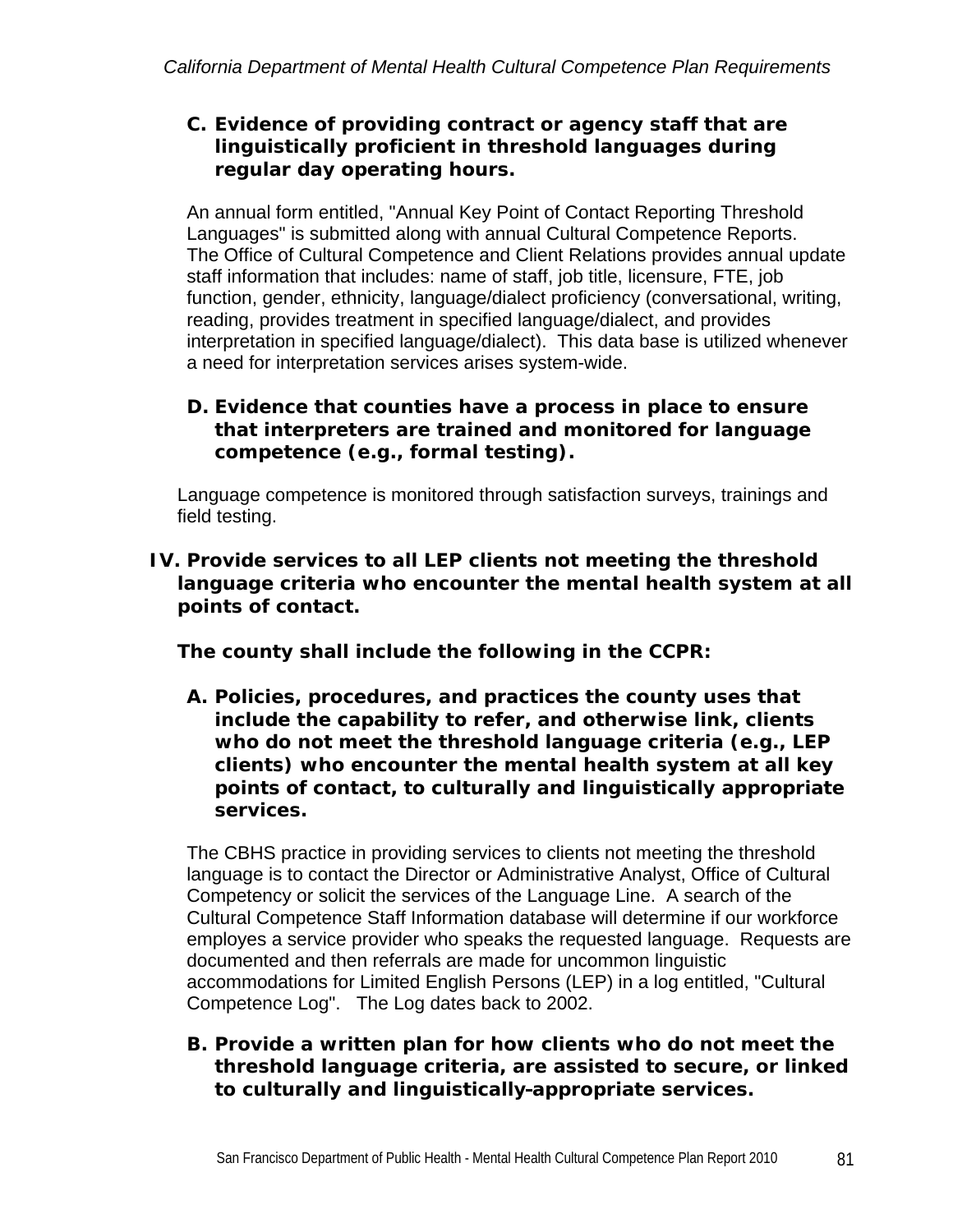**C. Evidence of providing contract or agency staff that are linguistically proficient in threshold languages during regular day operating hours.**

An annual form entitled, "Annual Key Point of Contact Reporting Threshold Languages" is submitted along with annual Cultural Competence Reports. The Office of Cultural Competence and Client Relations provides annual update staff information that includes: name of staff, job title, licensure, FTE, job function, gender, ethnicity, language/dialect proficiency (conversational, writing, reading, provides treatment in specified language/dialect, and provides interpretation in specified language/dialect). This data base is utilized whenever a need for interpretation services arises system-wide.

**D. Evidence that counties have a process in place to ensure that interpreters are trained and monitored for language competence (e.g., formal testing).**

Language competence is monitored through satisfaction surveys, trainings and field testing.

## IV. Provide services to all LEP clients not meeting the threshold language criteria who encounter the mental health system at all points of contact.

**The county shall include the following in the CCPR:**

**A. Policies, procedures, and practices the county uses that include the capability to refer, and otherwise link, clients who do not meet the threshold language criteria (e.g., LEP clients) who encounter the mental health system at all key points of contact, to culturally and linguistically appropriate services.**

The CBHS practice in providing services to clients not meeting the threshold language is to contact the Director or Administrative Analyst, Office of Cultural Competency or solicit the services of the Language Line. A search of the Cultural Competence Staff Information database will determine if our workforce employes a service provider who speaks the requested language. Requests are documented and then referrals are made for uncommon linguistic accommodations for Limited English Persons (LEP) in a log entitled, "Cultural Competence Log". The Log dates back to 2002.

**B. Provide a written plan for how clients who do not meet the threshold language criteria, are assisted to secure, or linked to culturally and linguistically-appropriate services.**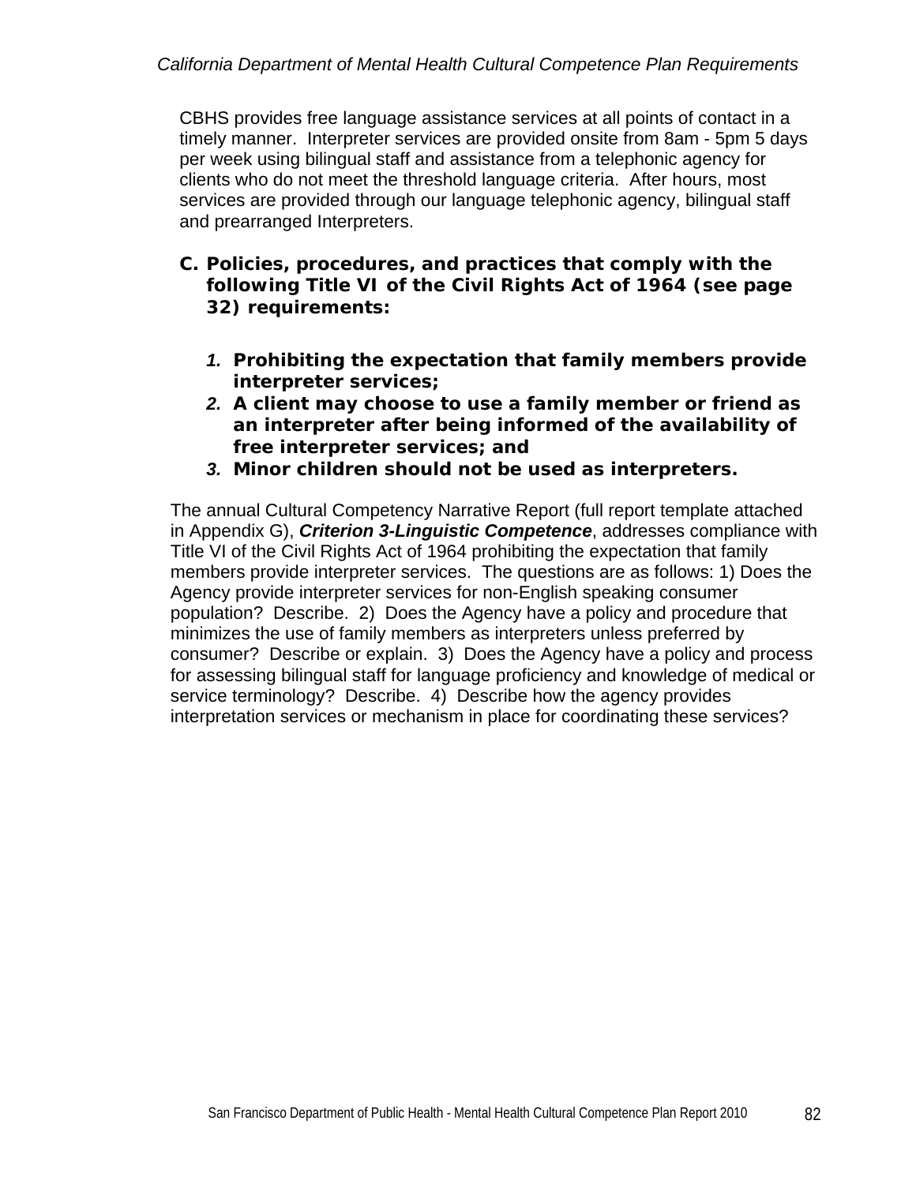CBHS provides free language assistance services at all points of contact in a timely manner. Interpreter services are provided onsite from 8am - 5pm 5 days per week using bilingual staff and assistance from a telephonic agency for clients who do not meet the threshold language criteria. After hours, most services are provided through our language telephonic agency, bilingual staff and prearranged Interpreters.

**C. Policies, procedures, and practices that comply with the following Title VI of the Civil Rights Act of 1964 (see page 32) requirements:**

1. **Prohibiting the expectation that family members provide interpreter services;**
2. **A client may choose to use a family member or friend as an interpreter after being informed of the availability of free interpreter services; and**
3. **Minor children should not be used as interpreters.**

The annual Cultural Competency Narrative Report (full report template attached in Appendix G), ***Criterion 3-Linguistic Competence***, addresses compliance with Title VI of the Civil Rights Act of 1964 prohibiting the expectation that family members provide interpreter services. The questions are as follows: 1) Does the Agency provide interpreter services for non-English speaking consumer population? Describe. 2) Does the Agency have a policy and procedure that minimizes the use of family members as interpreters unless preferred by consumer? Describe or explain. 3) Does the Agency have a policy and process for assessing bilingual staff for language proficiency and knowledge of medical or service terminology? Describe. 4) Describe how the agency provides interpretation services or mechanism in place for coordinating these services?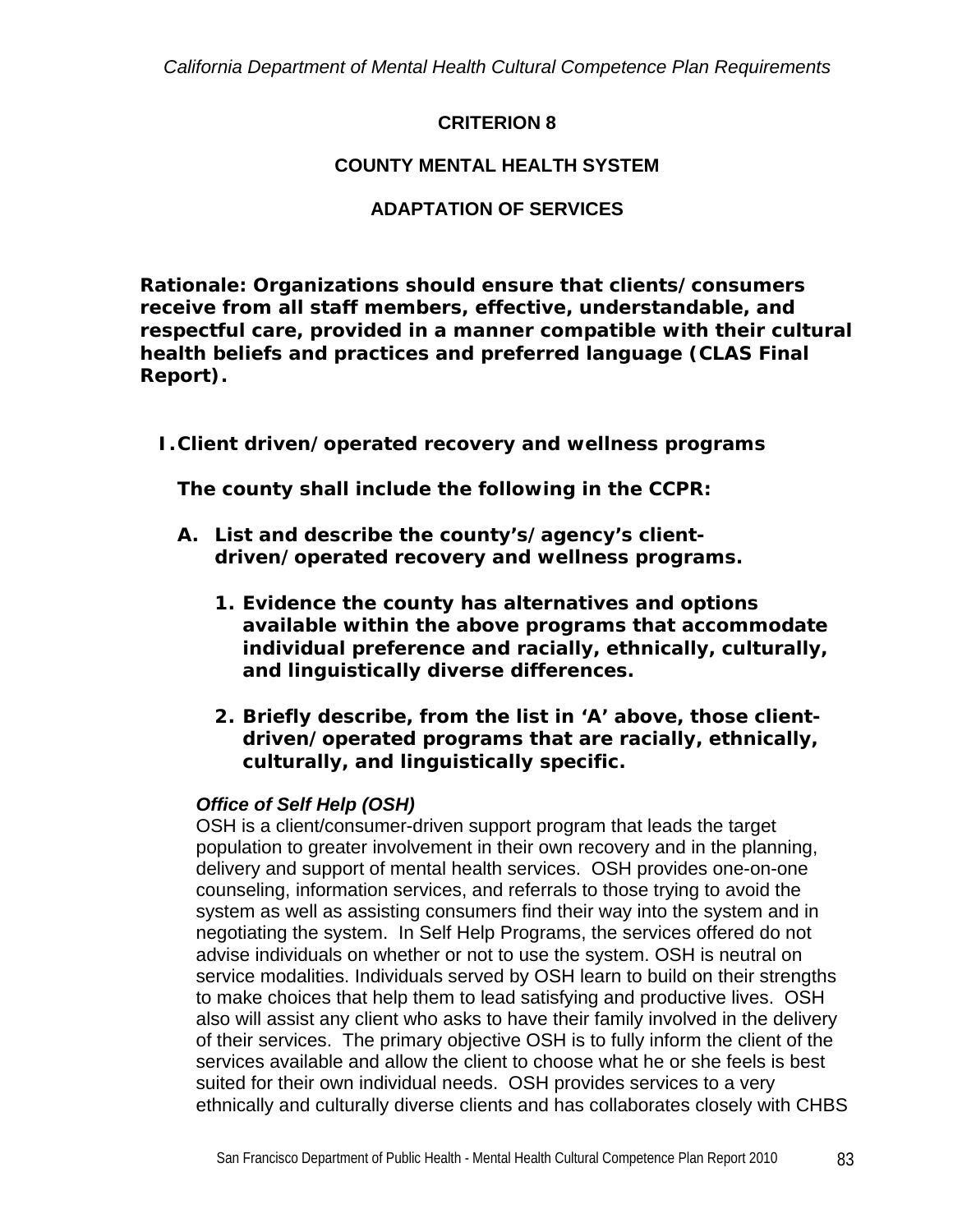## CRITERION 8

## COUNTY MENTAL HEALTH SYSTEM

## ADAPTATION OF SERVICES

**Rationale: Organizations should ensure that clients/consumers receive from all staff members, effective, understandable, and respectful care, provided in a manner compatible with their cultural health beliefs and practices and preferred language (CLAS Final Report).**

**I. Client driven/operated recovery and wellness programs**

**The county shall include the following in the CCPR:**

**A. List and describe the county's/agency's client-driven/operated recovery and wellness programs.**

   **1. Evidence the county has alternatives and options available within the above programs that accommodate individual preference and racially, ethnically, culturally, and linguistically diverse differences.**

   **2. Briefly describe, from the list in 'A' above, those client-driven/operated programs that are racially, ethnically, culturally, and linguistically specific.**

***Office of Self Help (OSH)***

OSH is a client/consumer-driven support program that leads the target population to greater involvement in their own recovery and in the planning, delivery and support of mental health services. OSH provides one-on-one counseling, information services, and referrals to those trying to avoid the system as well as assisting consumers find their way into the system and in negotiating the system. In Self Help Programs, the services offered do not advise individuals on whether or not to use the system. OSH is neutral on service modalities. Individuals served by OSH learn to build on their strengths to make choices that help them to lead satisfying and productive lives. OSH also will assist any client who asks to have their family involved in the delivery of their services. The primary objective OSH is to fully inform the client of the services available and allow the client to choose what he or she feels is best suited for their own individual needs. OSH provides services to a very ethnically and culturally diverse clients and has collaborates closely with CHBS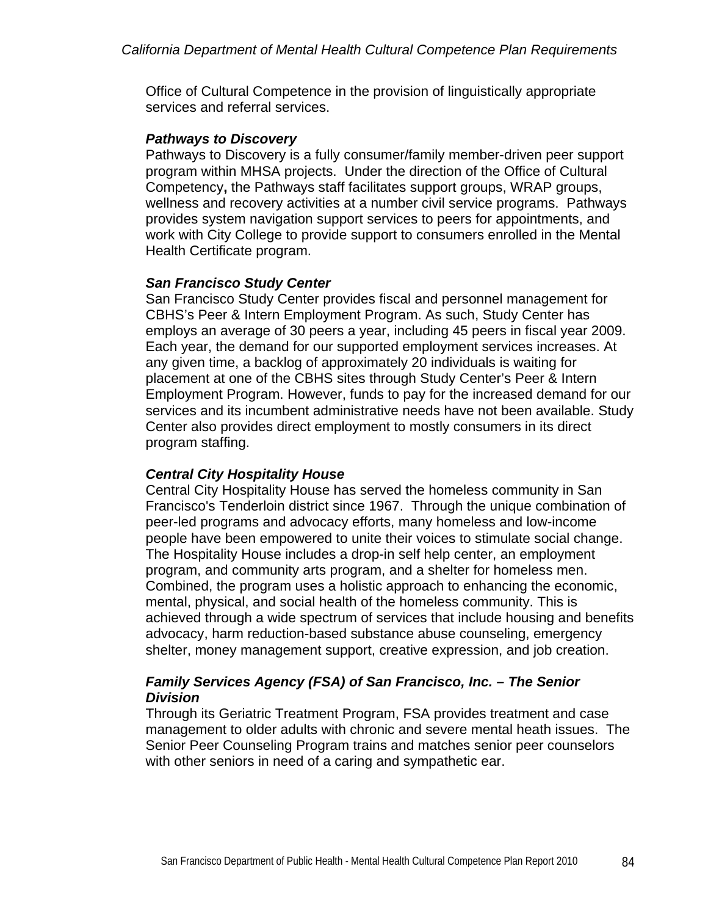Office of Cultural Competence in the provision of linguistically appropriate services and referral services.

***Pathways to Discovery***

Pathways to Discovery is a fully consumer/family member-driven peer support program within MHSA projects. Under the direction of the Office of Cultural Competency**,** the Pathways staff facilitates support groups, WRAP groups, wellness and recovery activities at a number civil service programs. Pathways provides system navigation support services to peers for appointments, and work with City College to provide support to consumers enrolled in the Mental Health Certificate program.

***San Francisco Study Center***

San Francisco Study Center provides fiscal and personnel management for CBHS's Peer & Intern Employment Program. As such, Study Center has employs an average of 30 peers a year, including 45 peers in fiscal year 2009. Each year, the demand for our supported employment services increases. At any given time, a backlog of approximately 20 individuals is waiting for placement at one of the CBHS sites through Study Center's Peer & Intern Employment Program. However, funds to pay for the increased demand for our services and its incumbent administrative needs have not been available. Study Center also provides direct employment to mostly consumers in its direct program staffing.

***Central City Hospitality House***

Central City Hospitality House has served the homeless community in San Francisco's Tenderloin district since 1967. Through the unique combination of peer-led programs and advocacy efforts, many homeless and low-income people have been empowered to unite their voices to stimulate social change. The Hospitality House includes a drop-in self help center, an employment program, and community arts program, and a shelter for homeless men. Combined, the program uses a holistic approach to enhancing the economic, mental, physical, and social health of the homeless community. This is achieved through a wide spectrum of services that include housing and benefits advocacy, harm reduction-based substance abuse counseling, emergency shelter, money management support, creative expression, and job creation.

***Family Services Agency (FSA) of San Francisco, Inc. – The Senior Division***

Through its Geriatric Treatment Program, FSA provides treatment and case management to older adults with chronic and severe mental heath issues. The Senior Peer Counseling Program trains and matches senior peer counselors with other seniors in need of a caring and sympathetic ear.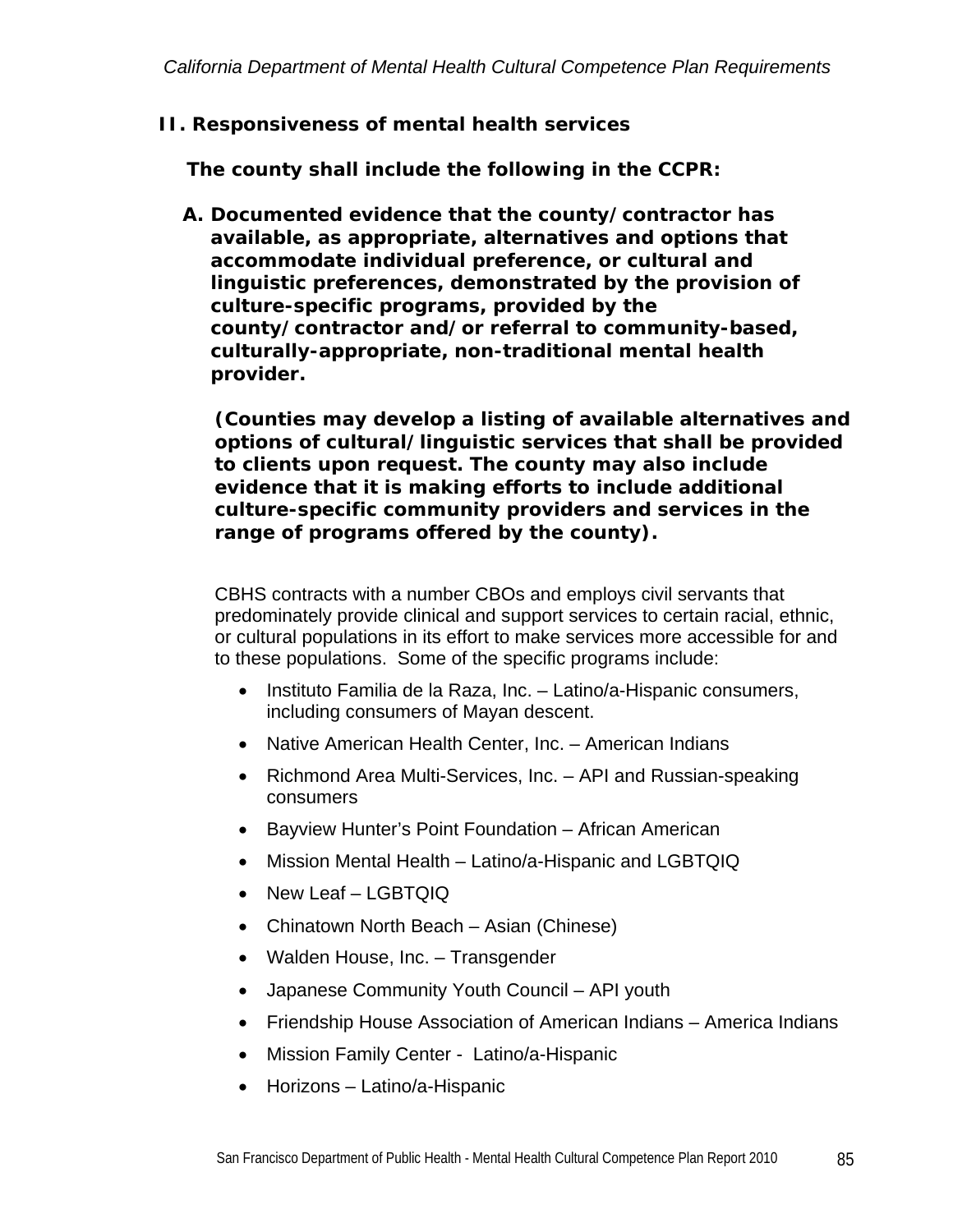## II. Responsiveness of mental health services

**The county shall include the following in the CCPR:**

**A. Documented evidence that the county/contractor has available, as appropriate, alternatives and options that accommodate individual preference, or cultural and linguistic preferences, demonstrated by the provision of culture-specific programs, provided by the county/contractor and/or referral to community-based, culturally-appropriate, non-traditional mental health provider.**

**(Counties may develop a listing of available alternatives and options of cultural/linguistic services that shall be provided to clients upon request. The county may also include evidence that it is making efforts to include additional culture-specific community providers and services in the range of programs offered by the county).**

CBHS contracts with a number CBOs and employs civil servants that predominately provide clinical and support services to certain racial, ethnic, or cultural populations in its effort to make services more accessible for and to these populations. Some of the specific programs include:

- Instituto Familia de la Raza, Inc. – Latino/a-Hispanic consumers, including consumers of Mayan descent.
- Native American Health Center, Inc. – American Indians
- Richmond Area Multi-Services, Inc. – API and Russian-speaking consumers
- Bayview Hunter's Point Foundation – African American
- Mission Mental Health – Latino/a-Hispanic and LGBTQIQ
- New Leaf – LGBTQIQ
- Chinatown North Beach – Asian (Chinese)
- Walden House, Inc. – Transgender
- Japanese Community Youth Council – API youth
- Friendship House Association of American Indians – America Indians
- Mission Family Center - Latino/a-Hispanic
- Horizons – Latino/a-Hispanic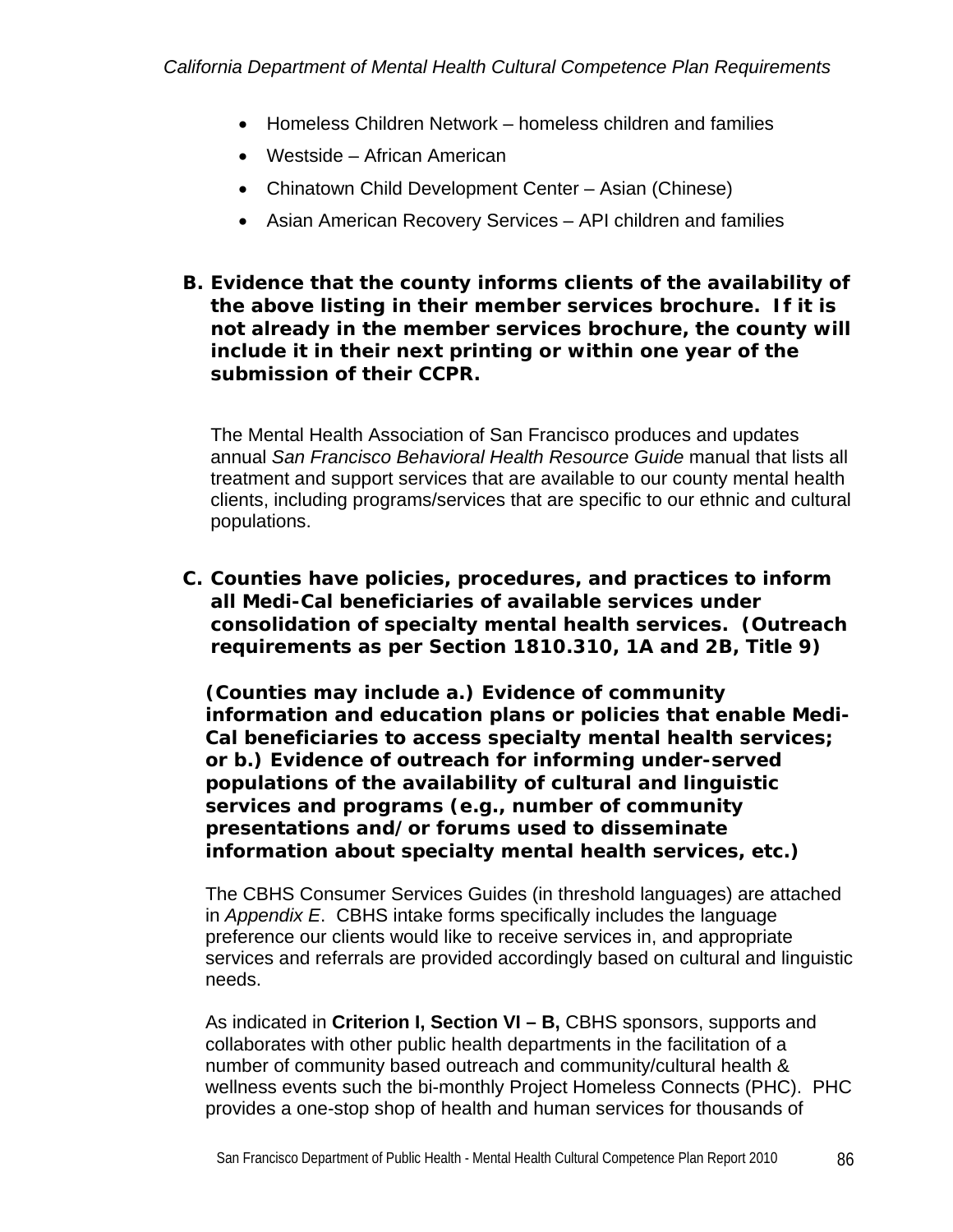- Homeless Children Network – homeless children and families
- Westside – African American
- Chinatown Child Development Center – Asian (Chinese)
- Asian American Recovery Services – API children and families

**B. Evidence that the county informs clients of the availability of the above listing in their member services brochure. If it is not already in the member services brochure, the county will include it in their next printing or within one year of the submission of their CCPR.**

The Mental Health Association of San Francisco produces and updates annual *San Francisco Behavioral Health Resource Guide* manual that lists all treatment and support services that are available to our county mental health clients, including programs/services that are specific to our ethnic and cultural populations.

**C. Counties have policies, procedures, and practices to inform all Medi-Cal beneficiaries of available services under consolidation of specialty mental health services. (Outreach requirements as per Section 1810.310, 1A and 2B, Title 9)**

**(Counties may include a.) Evidence of community information and education plans or policies that enable Medi-Cal beneficiaries to access specialty mental health services; or b.) Evidence of outreach for informing under-served populations of the availability of cultural and linguistic services and programs (e.g., number of community presentations and/or forums used to disseminate information about specialty mental health services, etc.)**

The CBHS Consumer Services Guides (in threshold languages) are attached in *Appendix E*. CBHS intake forms specifically includes the language preference our clients would like to receive services in, and appropriate services and referrals are provided accordingly based on cultural and linguistic needs.

As indicated in **Criterion I, Section VI – B,** CBHS sponsors, supports and collaborates with other public health departments in the facilitation of a number of community based outreach and community/cultural health & wellness events such the bi-monthly Project Homeless Connects (PHC). PHC provides a one-stop shop of health and human services for thousands of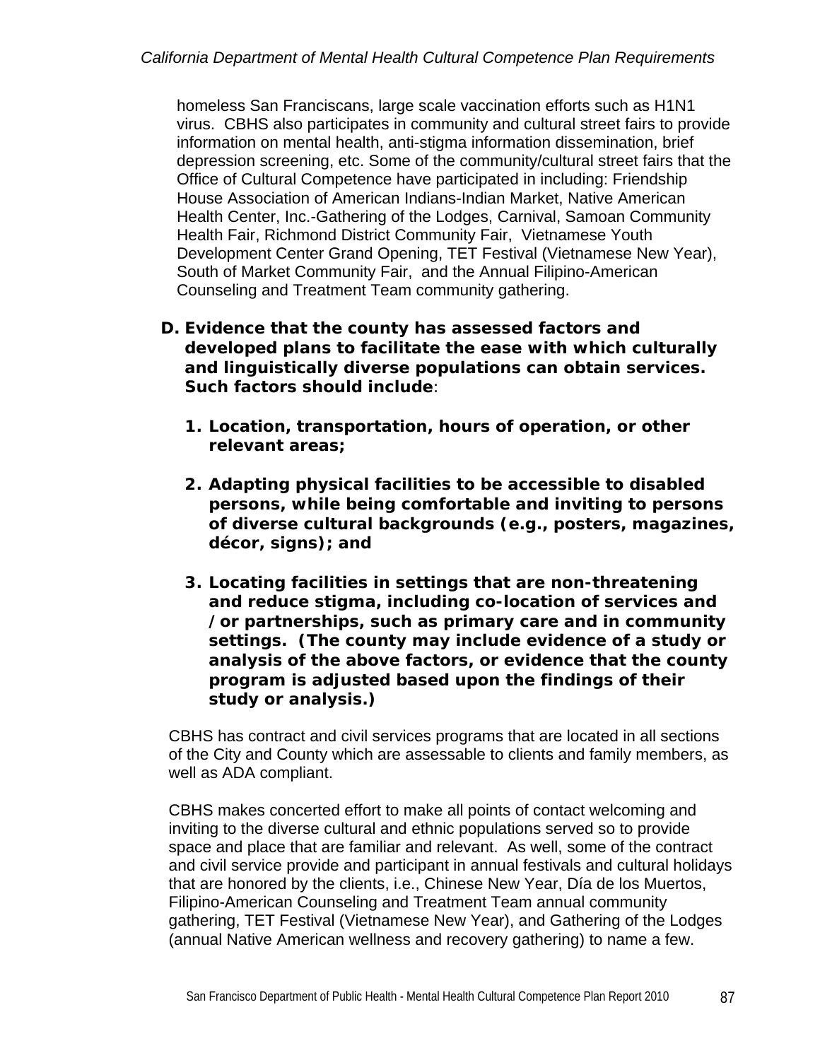homeless San Franciscans, large scale vaccination efforts such as H1N1 virus. CBHS also participates in community and cultural street fairs to provide information on mental health, anti-stigma information dissemination, brief depression screening, etc. Some of the community/cultural street fairs that the Office of Cultural Competence have participated in including: Friendship House Association of American Indians-Indian Market, Native American Health Center, Inc.-Gathering of the Lodges, Carnival, Samoan Community Health Fair, Richmond District Community Fair, Vietnamese Youth Development Center Grand Opening, TET Festival (Vietnamese New Year), South of Market Community Fair, and the Annual Filipino-American Counseling and Treatment Team community gathering.

**D. Evidence that the county has assessed factors and developed plans to facilitate the ease with which culturally and linguistically diverse populations can obtain services. Such factors should include**:

1. **Location, transportation, hours of operation, or other relevant areas;**

2. **Adapting physical facilities to be accessible to disabled persons, while being comfortable and inviting to persons of diverse cultural backgrounds (e.g., posters, magazines, décor, signs); and**

3. **Locating facilities in settings that are non-threatening and reduce stigma, including co-location of services and /or partnerships, such as primary care and in community settings. (The county may include evidence of a study or analysis of the above factors, or evidence that the county program is adjusted based upon the findings of their study or analysis.)**

CBHS has contract and civil services programs that are located in all sections of the City and County which are assessable to clients and family members, as well as ADA compliant.

CBHS makes concerted effort to make all points of contact welcoming and inviting to the diverse cultural and ethnic populations served so to provide space and place that are familiar and relevant. As well, some of the contract and civil service provide and participant in annual festivals and cultural holidays that are honored by the clients, i.e., Chinese New Year, Día de los Muertos, Filipino-American Counseling and Treatment Team annual community gathering, TET Festival (Vietnamese New Year), and Gathering of the Lodges (annual Native American wellness and recovery gathering) to name a few.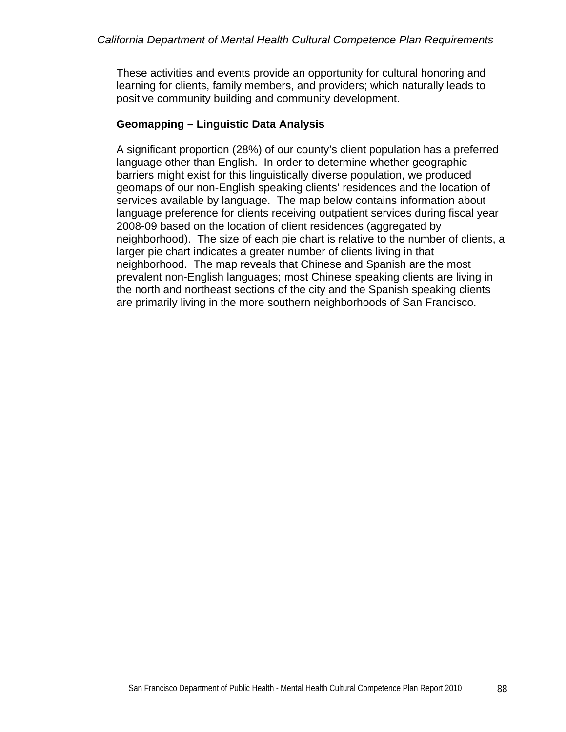These activities and events provide an opportunity for cultural honoring and learning for clients, family members, and providers; which naturally leads to positive community building and community development.

**Geomapping – Linguistic Data Analysis**

A significant proportion (28%) of our county's client population has a preferred language other than English. In order to determine whether geographic barriers might exist for this linguistically diverse population, we produced geomaps of our non-English speaking clients' residences and the location of services available by language. The map below contains information about language preference for clients receiving outpatient services during fiscal year 2008-09 based on the location of client residences (aggregated by neighborhood). The size of each pie chart is relative to the number of clients, a larger pie chart indicates a greater number of clients living in that neighborhood. The map reveals that Chinese and Spanish are the most prevalent non-English languages; most Chinese speaking clients are living in the north and northeast sections of the city and the Spanish speaking clients are primarily living in the more southern neighborhoods of San Francisco.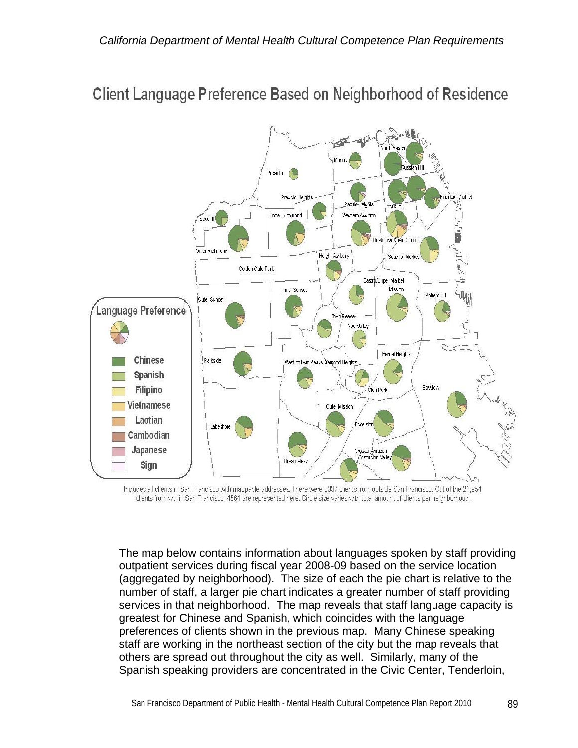## Client Language Preference Based on Neighborhood of Residence

**Language Preference**

- Chinese
- Spanish
- Filipino
- Vietnamese
- Laotian
- Cambodian
- Japanese
- Sign

Includes all clients in San Francisco with mappable addresses. There were 3337 clients from outside San Francisco. Out of the 21,954 clients from within San Francisco, 4564 are represented here. Circle size varies with total amount of clients per neighborhood.

The map below contains information about languages spoken by staff providing outpatient services during fiscal year 2008-09 based on the service location (aggregated by neighborhood). The size of each the pie chart is relative to the number of staff, a larger pie chart indicates a greater number of staff providing services in that neighborhood. The map reveals that staff language capacity is greatest for Chinese and Spanish, which coincides with the language preferences of clients shown in the previous map. Many Chinese speaking staff are working in the northeast section of the city but the map reveals that others are spread out throughout the city as well. Similarly, many of the Spanish speaking providers are concentrated in the Civic Center, Tenderloin,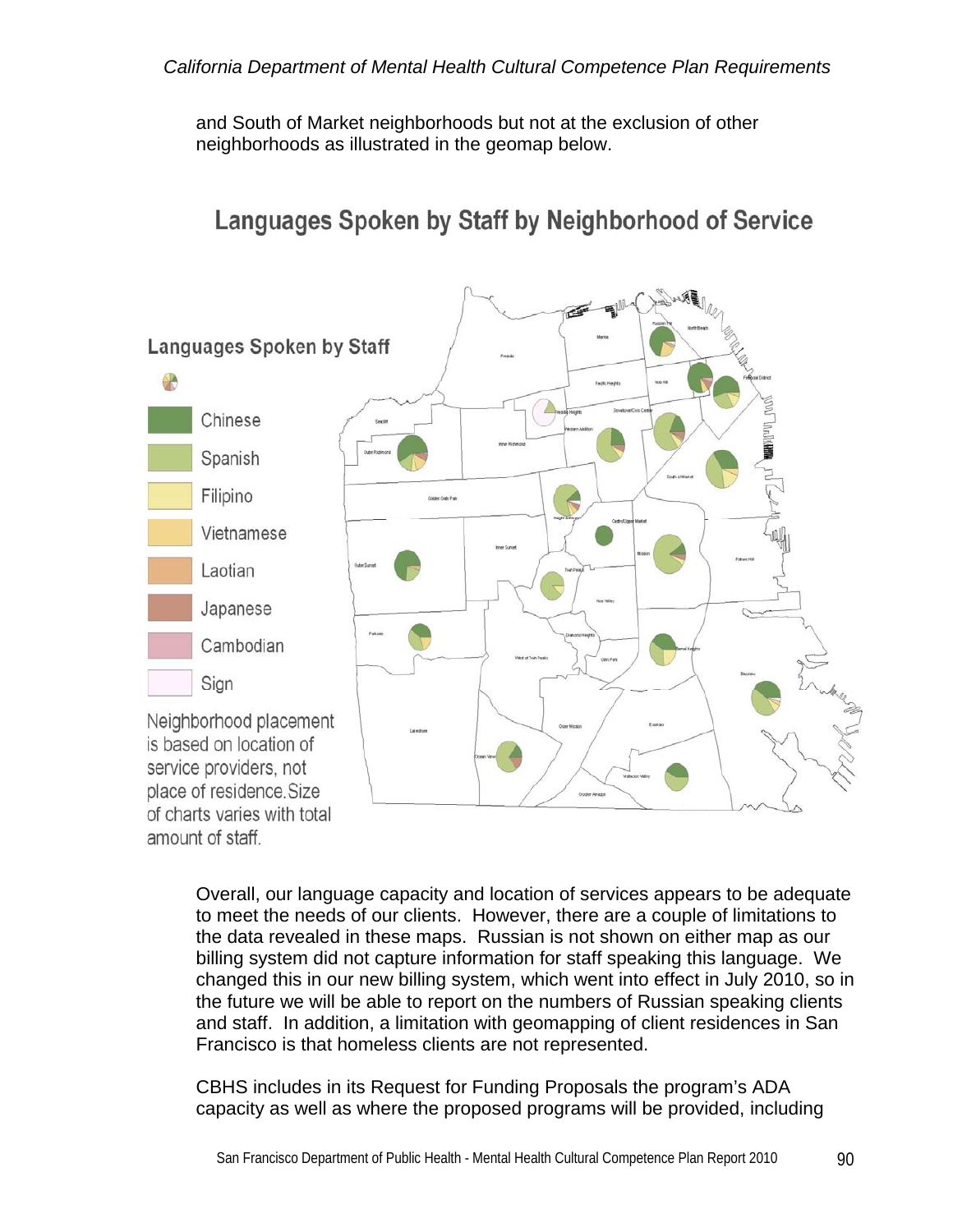and South of Market neighborhoods but not at the exclusion of other neighborhoods as illustrated in the geomap below.

## Languages Spoken by Staff by Neighborhood of Service

**Languages Spoken by Staff**

- Chinese
- Spanish
- Filipino
- Vietnamese
- Laotian
- Japanese
- Cambodian
- Sign

Neighborhood placement is based on location of service providers, not place of residence. Size of charts varies with total amount of staff.

Overall, our language capacity and location of services appears to be adequate to meet the needs of our clients. However, there are a couple of limitations to the data revealed in these maps. Russian is not shown on either map as our billing system did not capture information for staff speaking this language. We changed this in our new billing system, which went into effect in July 2010, so in the future we will be able to report on the numbers of Russian speaking clients and staff. In addition, a limitation with geomapping of client residences in San Francisco is that homeless clients are not represented.

CBHS includes in its Request for Funding Proposals the program's ADA capacity as well as where the proposed programs will be provided, including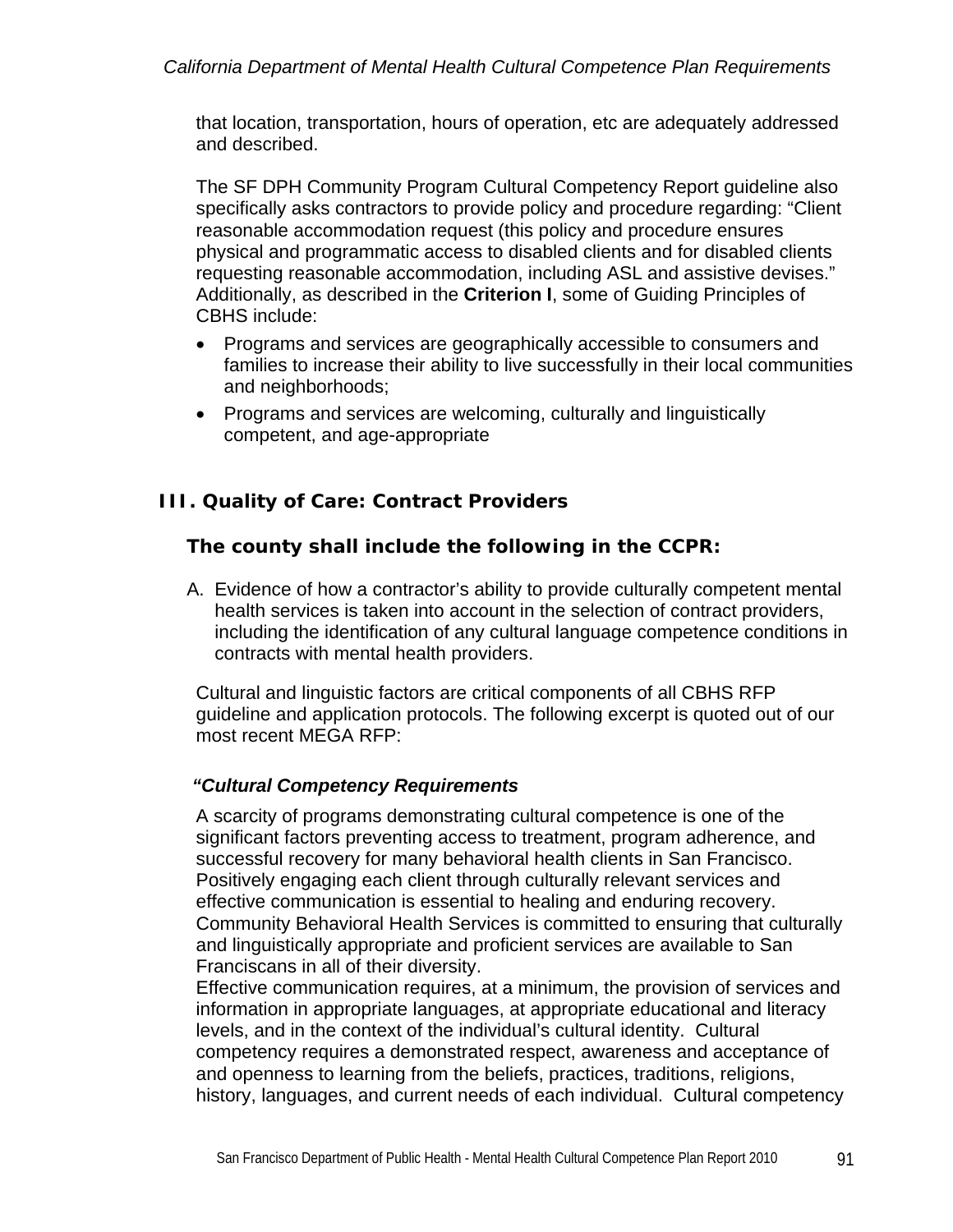that location, transportation, hours of operation, etc are adequately addressed and described.

The SF DPH Community Program Cultural Competency Report guideline also specifically asks contractors to provide policy and procedure regarding: "Client reasonable accommodation request (this policy and procedure ensures physical and programmatic access to disabled clients and for disabled clients requesting reasonable accommodation, including ASL and assistive devises." Additionally, as described in the **Criterion I**, some of Guiding Principles of CBHS include:

- Programs and services are geographically accessible to consumers and families to increase their ability to live successfully in their local communities and neighborhoods;
- Programs and services are welcoming, culturally and linguistically competent, and age-appropriate

## III. Quality of Care: Contract Providers

### The county shall include the following in the CCPR:

A. Evidence of how a contractor's ability to provide culturally competent mental health services is taken into account in the selection of contract providers, including the identification of any cultural language competence conditions in contracts with mental health providers.

Cultural and linguistic factors are critical components of all CBHS RFP guideline and application protocols. The following excerpt is quoted out of our most recent MEGA RFP:

***"Cultural Competency Requirements***

A scarcity of programs demonstrating cultural competence is one of the significant factors preventing access to treatment, program adherence, and successful recovery for many behavioral health clients in San Francisco. Positively engaging each client through culturally relevant services and effective communication is essential to healing and enduring recovery. Community Behavioral Health Services is committed to ensuring that culturally and linguistically appropriate and proficient services are available to San Franciscans in all of their diversity.
Effective communication requires, at a minimum, the provision of services and information in appropriate languages, at appropriate educational and literacy levels, and in the context of the individual's cultural identity. Cultural competency requires a demonstrated respect, awareness and acceptance of and openness to learning from the beliefs, practices, traditions, religions, history, languages, and current needs of each individual. Cultural competency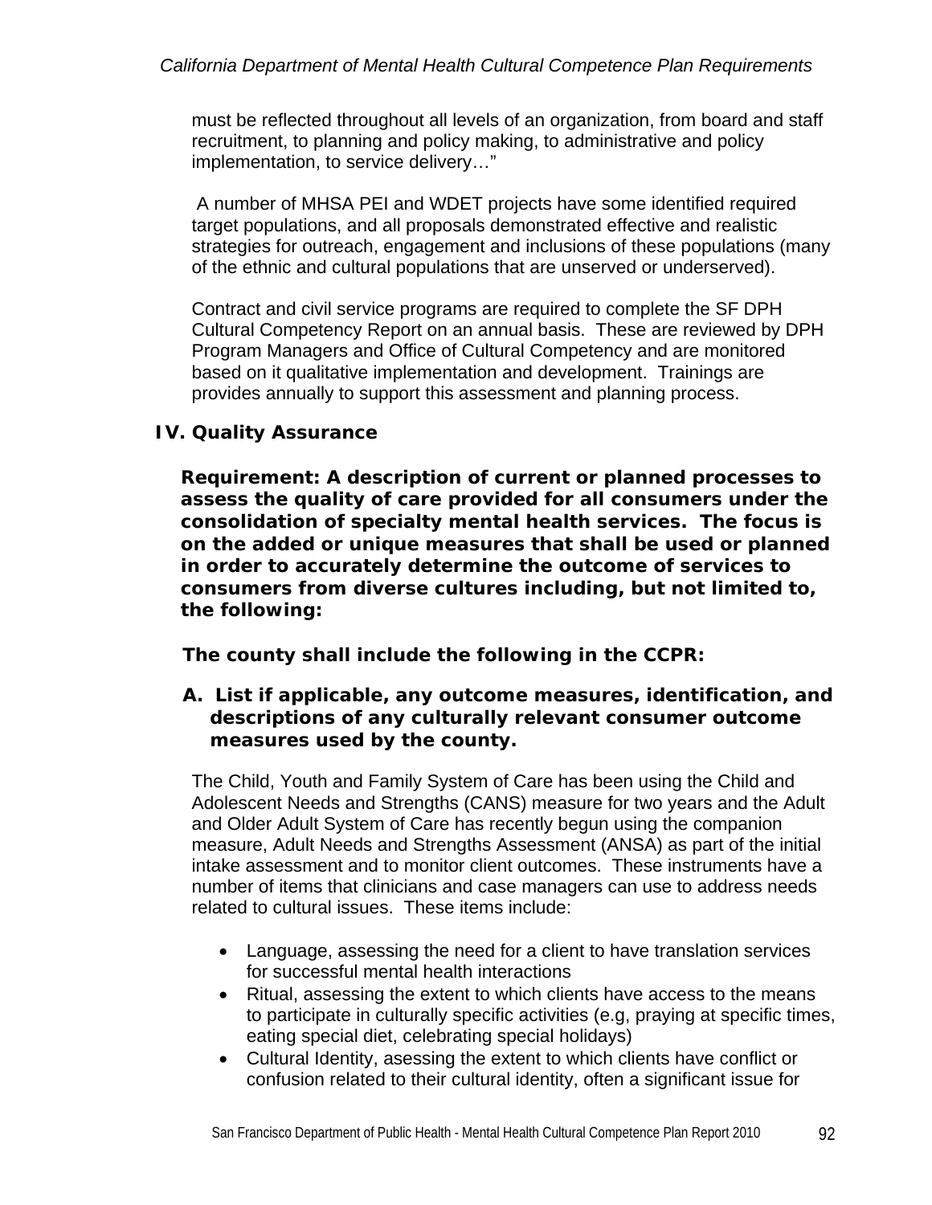must be reflected throughout all levels of an organization, from board and staff recruitment, to planning and policy making, to administrative and policy implementation, to service delivery…"

A number of MHSA PEI and WDET projects have some identified required target populations, and all proposals demonstrated effective and realistic strategies for outreach, engagement and inclusions of these populations (many of the ethnic and cultural populations that are unserved or underserved).

Contract and civil service programs are required to complete the SF DPH Cultural Competency Report on an annual basis. These are reviewed by DPH Program Managers and Office of Cultural Competency and are monitored based on it qualitative implementation and development. Trainings are provides annually to support this assessment and planning process.

## IV. Quality Assurance

**Requirement: A description of current or planned processes to assess the quality of care provided for all consumers under the consolidation of specialty mental health services. The focus is on the added or unique measures that shall be used or planned in order to accurately determine the outcome of services to consumers from diverse cultures including, but not limited to, the following:**

**The county shall include the following in the CCPR:**

**A. List if applicable, any outcome measures, identification, and descriptions of any culturally relevant consumer outcome measures used by the county.**

The Child, Youth and Family System of Care has been using the Child and Adolescent Needs and Strengths (CANS) measure for two years and the Adult and Older Adult System of Care has recently begun using the companion measure, Adult Needs and Strengths Assessment (ANSA) as part of the initial intake assessment and to monitor client outcomes. These instruments have a number of items that clinicians and case managers can use to address needs related to cultural issues. These items include:

- Language, assessing the need for a client to have translation services for successful mental health interactions
- Ritual, assessing the extent to which clients have access to the means to participate in culturally specific activities (e.g, praying at specific times, eating special diet, celebrating special holidays)
- Cultural Identity, asessing the extent to which clients have conflict or confusion related to their cultural identity, often a significant issue for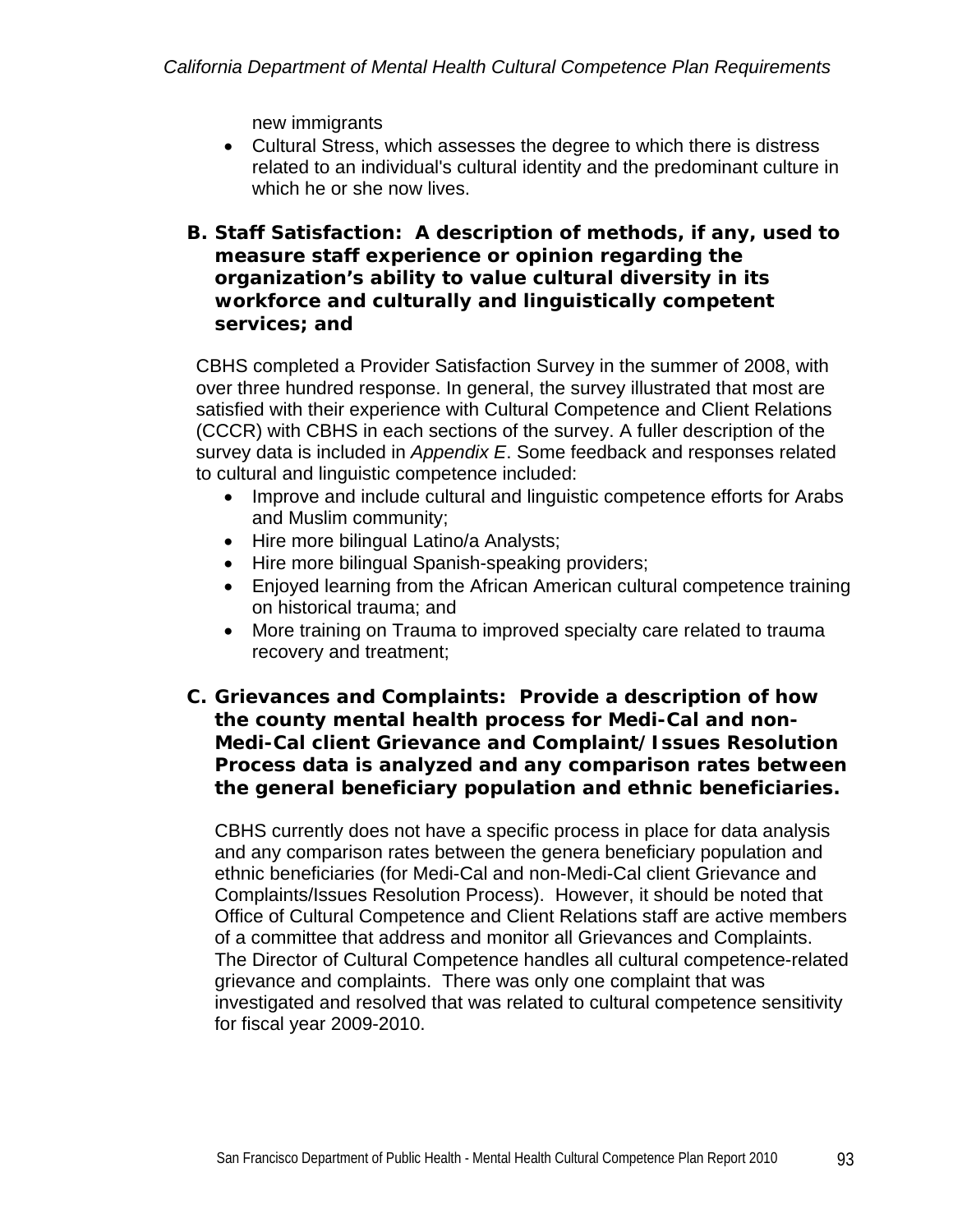new immigrants

- Cultural Stress, which assesses the degree to which there is distress related to an individual's cultural identity and the predominant culture in which he or she now lives.

**B. Staff Satisfaction: A description of methods, if any, used to measure staff experience or opinion regarding the organization's ability to value cultural diversity in its workforce and culturally and linguistically competent services; and**

CBHS completed a Provider Satisfaction Survey in the summer of 2008, with over three hundred response. In general, the survey illustrated that most are satisfied with their experience with Cultural Competence and Client Relations (CCCR) with CBHS in each sections of the survey. A fuller description of the survey data is included in *Appendix E*. Some feedback and responses related to cultural and linguistic competence included:

- Improve and include cultural and linguistic competence efforts for Arabs and Muslim community;
- Hire more bilingual Latino/a Analysts;
- Hire more bilingual Spanish-speaking providers;
- Enjoyed learning from the African American cultural competence training on historical trauma; and
- More training on Trauma to improved specialty care related to trauma recovery and treatment;

**C. Grievances and Complaints: Provide a description of how the county mental health process for Medi-Cal and non-Medi-Cal client Grievance and Complaint/Issues Resolution Process data is analyzed and any comparison rates between the general beneficiary population and ethnic beneficiaries.**

CBHS currently does not have a specific process in place for data analysis and any comparison rates between the genera beneficiary population and ethnic beneficiaries (for Medi-Cal and non-Medi-Cal client Grievance and Complaints/Issues Resolution Process). However, it should be noted that Office of Cultural Competence and Client Relations staff are active members of a committee that address and monitor all Grievances and Complaints. The Director of Cultural Competence handles all cultural competence-related grievance and complaints. There was only one complaint that was investigated and resolved that was related to cultural competence sensitivity for fiscal year 2009-2010.